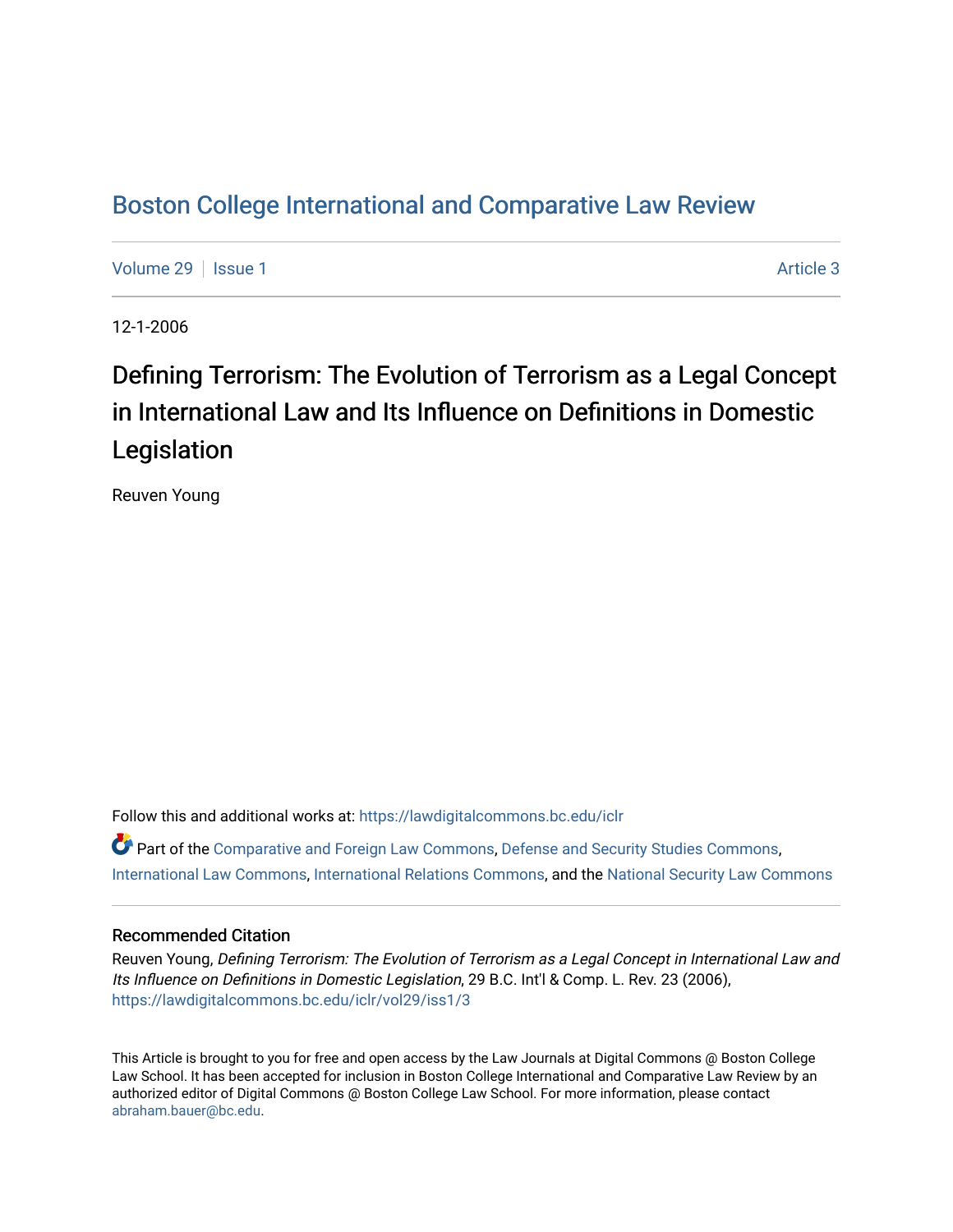# Boston College International and Comparative Law Review

Volume 29 | Issue 1 Article 3

12-1-2006

## Defining Terrorism: The Evolution of Terrorism as a Legal Concept in International Law and Its Influence on Definitions in Domestic Legislation

Reuven Young

Follow this and additional works at: https://lawdigitalcommons.bc.edu/iclr

Part of the Comparative and Foreign Law Commons, Defense and Security Studies Commons, International Law Commons, International Relations Commons, and the National Security Law Commons

### Recommended Citation

Reuven Young, *Defining Terrorism: The Evolution of Terrorism as a Legal Concept in International Law and Its Influence on Definitions in Domestic Legislation*, 29 B.C. Int'l & Comp. L. Rev. 23 (2006), https://lawdigitalcommons.bc.edu/iclr/vol29/iss1/3

This Article is brought to you for free and open access by the Law Journals at Digital Commons @ Boston College Law School. It has been accepted for inclusion in Boston College International and Comparative Law Review by an authorized editor of Digital Commons @ Boston College Law School. For more information, please contact abraham.bauer@bc.edu.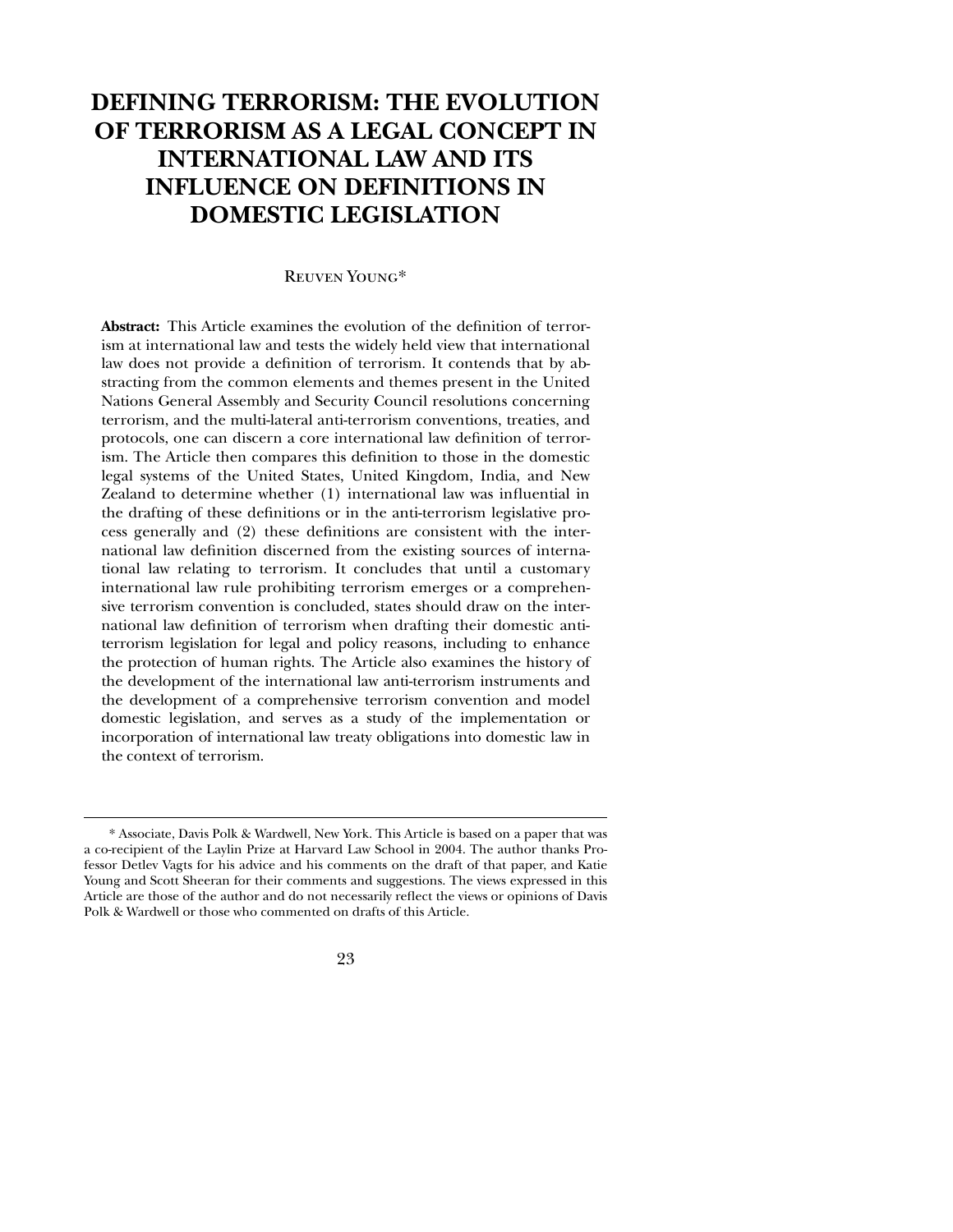# DEFINING TERRORISM: THE EVOLUTION OF TERRORISM AS A LEGAL CONCEPT IN INTERNATIONAL LAW AND ITS INFLUENCE ON DEFINITIONS IN DOMESTIC LEGISLATION

Reuven Young*

**Abstract:** This Article examines the evolution of the definition of terrorism at international law and tests the widely held view that international law does not provide a definition of terrorism. It contends that by abstracting from the common elements and themes present in the United Nations General Assembly and Security Council resolutions concerning terrorism, and the multi-lateral anti-terrorism conventions, treaties, and protocols, one can discern a core international law definition of terrorism. The Article then compares this definition to those in the domestic legal systems of the United States, United Kingdom, India, and New Zealand to determine whether (1) international law was influential in the drafting of these definitions or in the anti-terrorism legislative process generally and (2) these definitions are consistent with the international law definition discerned from the existing sources of international law relating to terrorism. It concludes that until a customary international law rule prohibiting terrorism emerges or a comprehensive terrorism convention is concluded, states should draw on the international law definition of terrorism when drafting their domestic anti-terrorism legislation for legal and policy reasons, including to enhance the protection of human rights. The Article also examines the history of the development of the international law anti-terrorism instruments and the development of a comprehensive terrorism convention and model domestic legislation, and serves as a study of the implementation or incorporation of international law treaty obligations into domestic law in the context of terrorism.

---

\* Associate, Davis Polk & Wardwell, New York. This Article is based on a paper that was a co-recipient of the Laylin Prize at Harvard Law School in 2004. The author thanks Professor Detlev Vagts for his advice and his comments on the draft of that paper, and Katie Young and Scott Sheeran for their comments and suggestions. The views expressed in this Article are those of the author and do not necessarily reflect the views or opinions of Davis Polk & Wardwell or those who commented on drafts of this Article.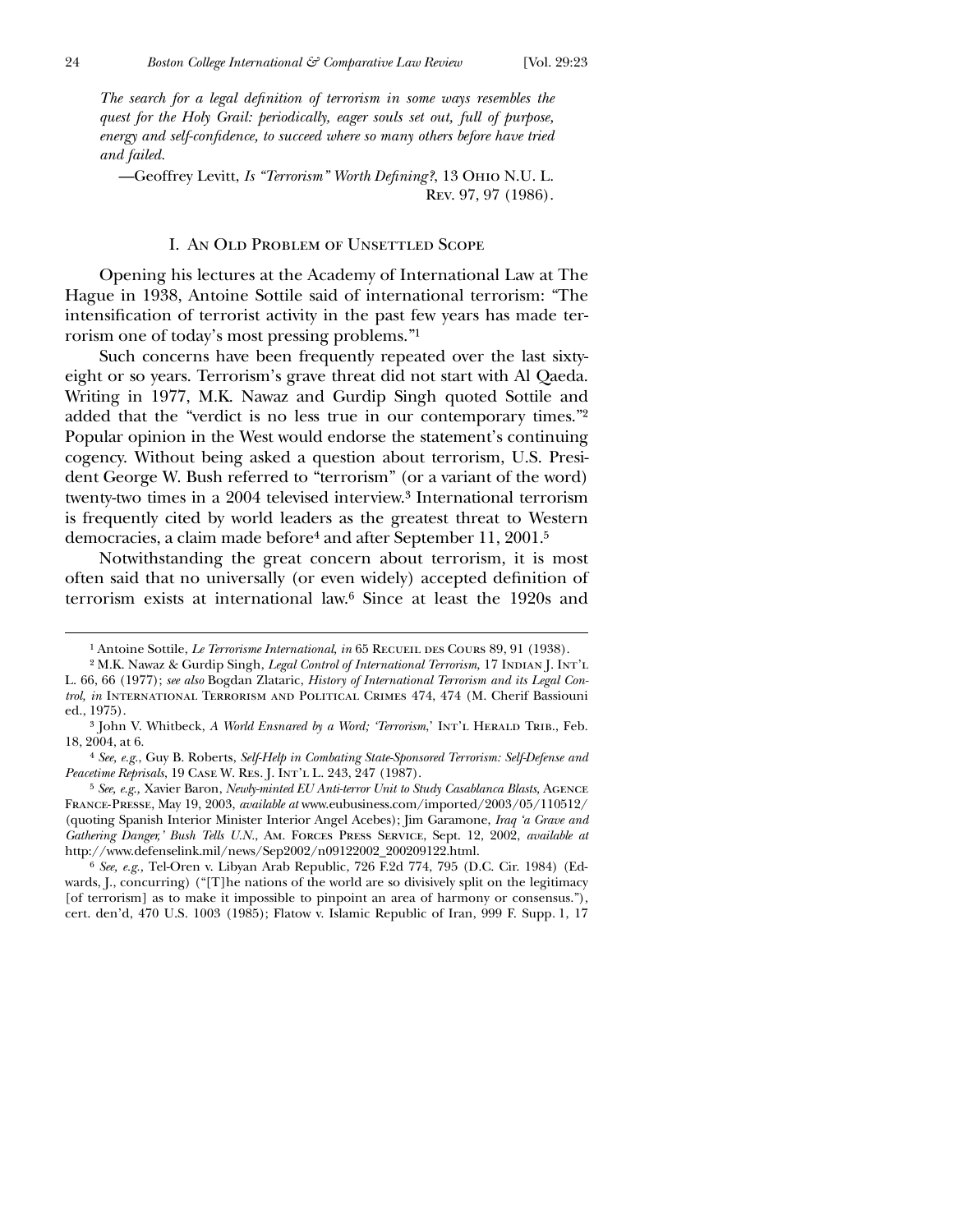*The search for a legal definition of terrorism in some ways resembles the quest for the Holy Grail: periodically, eager souls set out, full of purpose, energy and self-confidence, to succeed where so many others before have tried and failed.*

—Geoffrey Levitt, *Is "Terrorism" Worth Defining?*, 13 Ohio N.U. L. Rev. 97, 97 (1986).

## I. An Old Problem of Unsettled Scope

Opening his lectures at the Academy of International Law at The Hague in 1938, Antoine Sottile said of international terrorism: "The intensification of terrorist activity in the past few years has made terrorism one of today's most pressing problems."[1]

Such concerns have been frequently repeated over the last sixty-eight or so years. Terrorism's grave threat did not start with Al Qaeda. Writing in 1977, M.K. Nawaz and Gurdip Singh quoted Sottile and added that the "verdict is no less true in our contemporary times."[2] Popular opinion in the West would endorse the statement's continuing cogency. Without being asked a question about terrorism, U.S. President George W. Bush referred to "terrorism" (or a variant of the word) twenty-two times in a 2004 televised interview.[3] International terrorism is frequently cited by world leaders as the greatest threat to Western democracies, a claim made before[4] and after September 11, 2001.[5]

Notwithstanding the great concern about terrorism, it is most often said that no universally (or even widely) accepted definition of terrorism exists at international law.[6] Since at least the 1920s and

---

[1] Antoine Sottile, *Le Terrorisme International*, *in* 65 Recueil des Cours 89, 91 (1938).

[2] M.K. Nawaz & Gurdip Singh, *Legal Control of International Terrorism*, 17 Indian J. Int'l L. 66, 66 (1977); *see also* Bogdan Zlataric, *History of International Terrorism and its Legal Control*, *in* International Terrorism and Political Crimes 474, 474 (M. Cherif Bassiouni ed., 1975).

[3] John V. Whitbeck, *A World Ensnared by a Word; 'Terrorism*,' Int'l Herald Trib., Feb. 18, 2004, at 6.

[4] *See, e.g.*, Guy B. Roberts, *Self-Help in Combating State-Sponsored Terrorism: Self-Defense and Peacetime Reprisals*, 19 Case W. Res. J. Int'l L. 243, 247 (1987).

[5] *See, e.g.*, Xavier Baron, *Newly-minted EU Anti-terror Unit to Study Casablanca Blasts*, Agence France-Presse, May 19, 2003, *available at* www.eubusiness.com/imported/2003/05/110512/ (quoting Spanish Interior Minister Interior Angel Acebes); Jim Garamone, *Iraq 'a Grave and Gathering Danger,' Bush Tells U.N.*, Am. Forces Press Service, Sept. 12, 2002, *available at* http://www.defenselink.mil/news/Sep2002/n09122002_200209122.html.

[6] *See, e.g.*, Tel-Oren v. Libyan Arab Republic, 726 F.2d 774, 795 (D.C. Cir. 1984) (Edwards, J., concurring) ("[T]he nations of the world are so divisively split on the legitimacy [of terrorism] as to make it impossible to pinpoint an area of harmony or consensus."), cert. den'd, 470 U.S. 1003 (1985); Flatow v. Islamic Republic of Iran, 999 F. Supp. 1, 17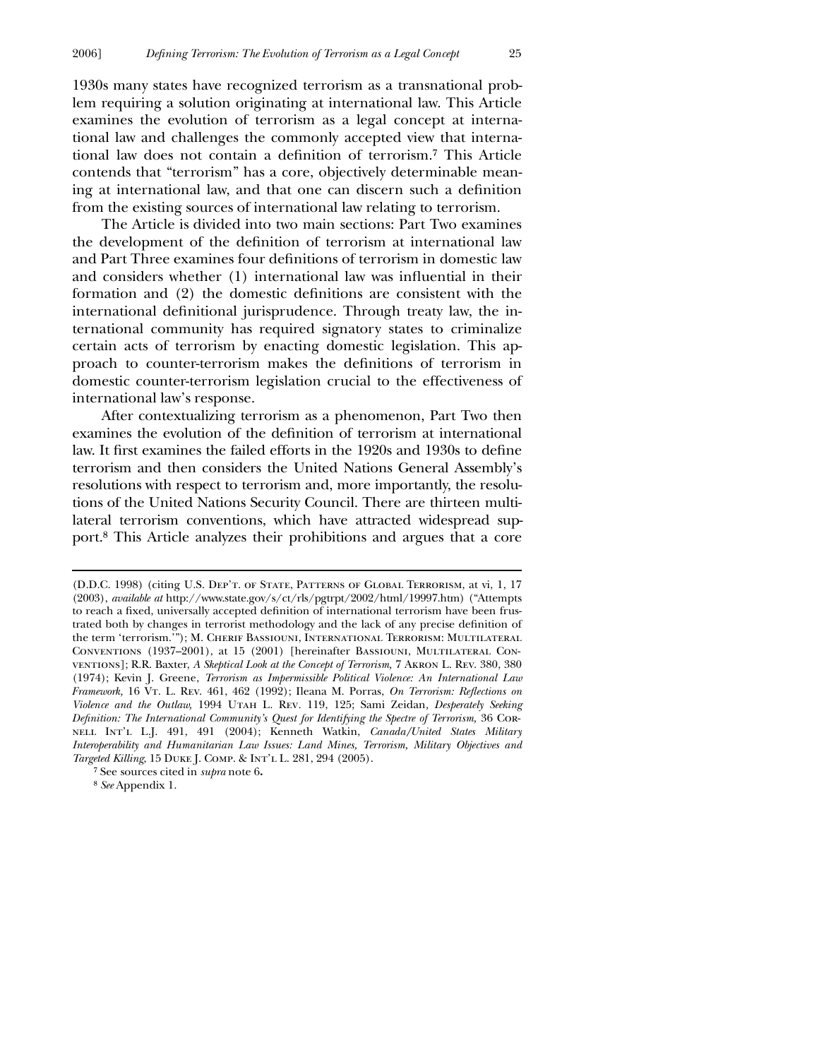1930s many states have recognized terrorism as a transnational problem requiring a solution originating at international law. This Article examines the evolution of terrorism as a legal concept at international law and challenges the commonly accepted view that international law does not contain a definition of terrorism.[7] This Article contends that "terrorism" has a core, objectively determinable meaning at international law, and that one can discern such a definition from the existing sources of international law relating to terrorism.

The Article is divided into two main sections: Part Two examines the development of the definition of terrorism at international law and Part Three examines four definitions of terrorism in domestic law and considers whether (1) international law was influential in their formation and (2) the domestic definitions are consistent with the international definitional jurisprudence. Through treaty law, the international community has required signatory states to criminalize certain acts of terrorism by enacting domestic legislation. This approach to counter-terrorism makes the definitions of terrorism in domestic counter-terrorism legislation crucial to the effectiveness of international law's response.

After contextualizing terrorism as a phenomenon, Part Two then examines the evolution of the definition of terrorism at international law. It first examines the failed efforts in the 1920s and 1930s to define terrorism and then considers the United Nations General Assembly's resolutions with respect to terrorism and, more importantly, the resolutions of the United Nations Security Council. There are thirteen multilateral terrorism conventions, which have attracted widespread support.[8] This Article analyzes their prohibitions and argues that a core

---

(D.D.C. 1998) (citing U.S. Dep't. of State, Patterns of Global Terrorism, at vi, 1, 17 (2003), *available at* http://www.state.gov/s/ct/rls/pgtrpt/2002/html/19997.htm) ("Attempts to reach a fixed, universally accepted definition of international terrorism have been frustrated both by changes in terrorist methodology and the lack of any precise definition of the term 'terrorism.'"); M. Cherif Bassiouni, International Terrorism: Multilateral Conventions (1937–2001), at 15 (2001) [hereinafter Bassiouni, Multilateral Conventions]; R.R. Baxter, *A Skeptical Look at the Concept of Terrorism*, 7 Akron L. Rev. 380, 380 (1974); Kevin J. Greene, *Terrorism as Impermissible Political Violence: An International Law Framework*, 16 Vt. L. Rev. 461, 462 (1992); Ileana M. Porras, *On Terrorism: Reflections on Violence and the Outlaw*, 1994 Utah L. Rev. 119, 125; Sami Zeidan, *Desperately Seeking Definition: The International Community's Quest for Identifying the Spectre of Terrorism*, 36 Cornell Int'l L.J. 491, 491 (2004); Kenneth Watkin, *Canada/United States Military Interoperability and Humanitarian Law Issues: Land Mines, Terrorism, Military Objectives and Targeted Killing*, 15 Duke J. Comp. & Int'l L. 281, 294 (2005).

[7] See sources cited in *supra* note 6**.**

[8] *See* Appendix 1.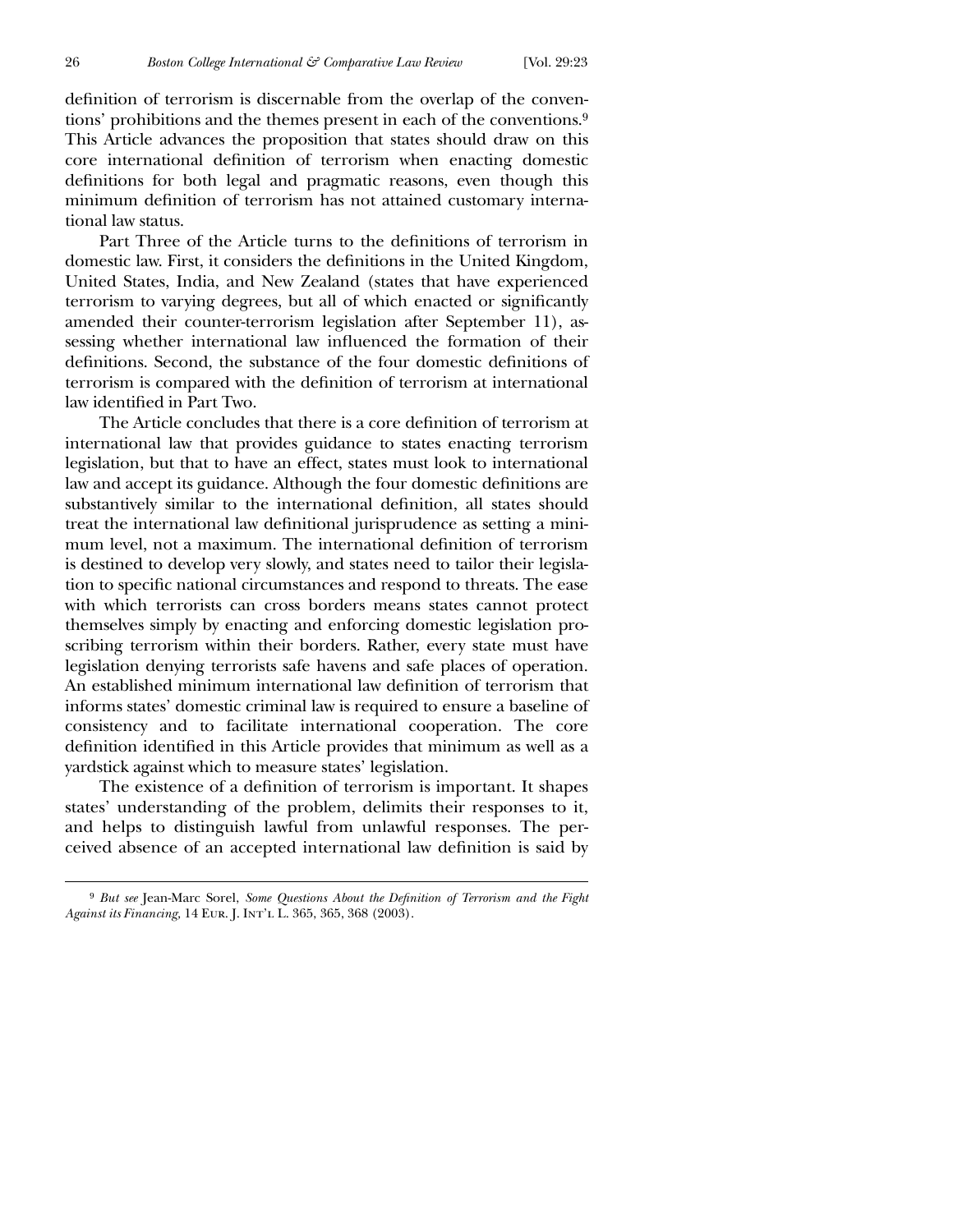definition of terrorism is discernable from the overlap of the conventions' prohibitions and the themes present in each of the conventions.[9] This Article advances the proposition that states should draw on this core international definition of terrorism when enacting domestic definitions for both legal and pragmatic reasons, even though this minimum definition of terrorism has not attained customary international law status.

Part Three of the Article turns to the definitions of terrorism in domestic law. First, it considers the definitions in the United Kingdom, United States, India, and New Zealand (states that have experienced terrorism to varying degrees, but all of which enacted or significantly amended their counter-terrorism legislation after September 11), assessing whether international law influenced the formation of their definitions. Second, the substance of the four domestic definitions of terrorism is compared with the definition of terrorism at international law identified in Part Two.

The Article concludes that there is a core definition of terrorism at international law that provides guidance to states enacting terrorism legislation, but that to have an effect, states must look to international law and accept its guidance. Although the four domestic definitions are substantively similar to the international definition, all states should treat the international law definitional jurisprudence as setting a minimum level, not a maximum. The international definition of terrorism is destined to develop very slowly, and states need to tailor their legislation to specific national circumstances and respond to threats. The ease with which terrorists can cross borders means states cannot protect themselves simply by enacting and enforcing domestic legislation proscribing terrorism within their borders. Rather, every state must have legislation denying terrorists safe havens and safe places of operation. An established minimum international law definition of terrorism that informs states' domestic criminal law is required to ensure a baseline of consistency and to facilitate international cooperation. The core definition identified in this Article provides that minimum as well as a yardstick against which to measure states' legislation.

The existence of a definition of terrorism is important. It shapes states' understanding of the problem, delimits their responses to it, and helps to distinguish lawful from unlawful responses. The perceived absence of an accepted international law definition is said by

---

[9] *But see* Jean-Marc Sorel, *Some Questions About the Definition of Terrorism and the Fight Against its Financing*, 14 Eur. J. Int'l L. 365, 365, 368 (2003).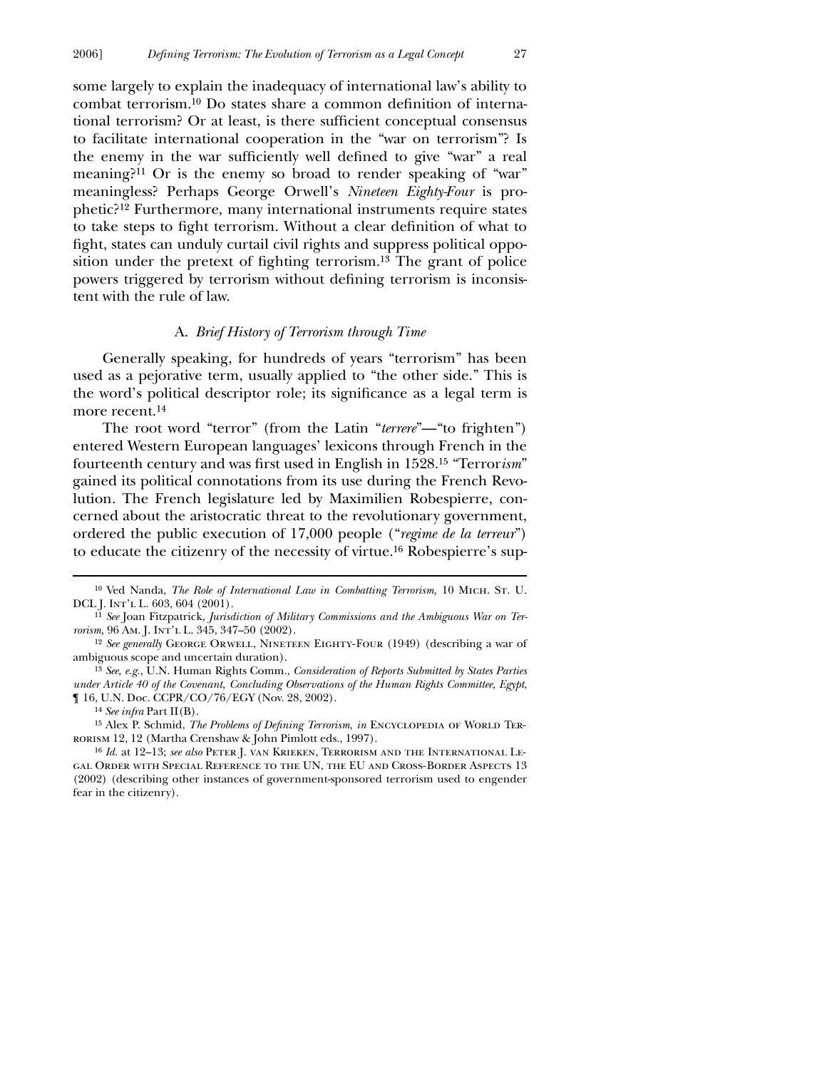some largely to explain the inadequacy of international law's ability to combat terrorism.[10] Do states share a common definition of international terrorism? Or at least, is there sufficient conceptual consensus to facilitate international cooperation in the "war on terrorism"? Is the enemy in the war sufficiently well defined to give "war" a real meaning?[11] Or is the enemy so broad to render speaking of "war" meaningless? Perhaps George Orwell's *Nineteen Eighty-Four* is prophetic?[12] Furthermore, many international instruments require states to take steps to fight terrorism. Without a clear definition of what to fight, states can unduly curtail civil rights and suppress political opposition under the pretext of fighting terrorism.[13] The grant of police powers triggered by terrorism without defining terrorism is inconsistent with the rule of law.

### A. *Brief History of Terrorism through Time*

Generally speaking, for hundreds of years "terrorism" has been used as a pejorative term, usually applied to "the other side." This is the word's political descriptor role; its significance as a legal term is more recent.[14]

The root word "terror" (from the Latin "*terrere*"—"to frighten") entered Western European languages' lexicons through French in the fourteenth century and was first used in English in 1528.[15] "Terror*ism*" gained its political connotations from its use during the French Revolution. The French legislature led by Maximilien Robespierre, concerned about the aristocratic threat to the revolutionary government, ordered the public execution of 17,000 people ("*regime de la terreur*") to educate the citizenry of the necessity of virtue.[16] Robespierre's sup-

---

[10] Ved Nanda, *The Role of International Law in Combatting Terrorism,* 10 Mich. St. U. DCL J. Int'l L. 603, 604 (2001).

[11] *See* Joan Fitzpatrick, *Jurisdiction of Military Commissions and the Ambiguous War on Terrorism,* 96 Am. J. Int'l L. 345, 347–50 (2002).

[12] *See generally* George Orwell, Nineteen Eighty-Four (1949) (describing a war of ambiguous scope and uncertain duration).

[13] *See, e.g.*, U.N. Human Rights Comm., *Consideration of Reports Submitted by States Parties under Article 40 of the Covenant, Concluding Observations of the Human Rights Committee, Egypt*, ¶ 16, U.N. Doc. CCPR/CO/76/EGY (Nov. 28, 2002).

[14] *See infra* Part II(B).

[15] Alex P. Schmid, *The Problems of Defining Terrorism, in* Encyclopedia of World Terrorism 12, 12 (Martha Crenshaw & John Pimlott eds., 1997).

[16] *Id.* at 12–13; *see also* Peter J. van Krieken, Terrorism and the International Legal Order with Special Reference to the UN, the EU and Cross-Border Aspects 13 (2002) (describing other instances of government-sponsored terrorism used to engender fear in the citizenry).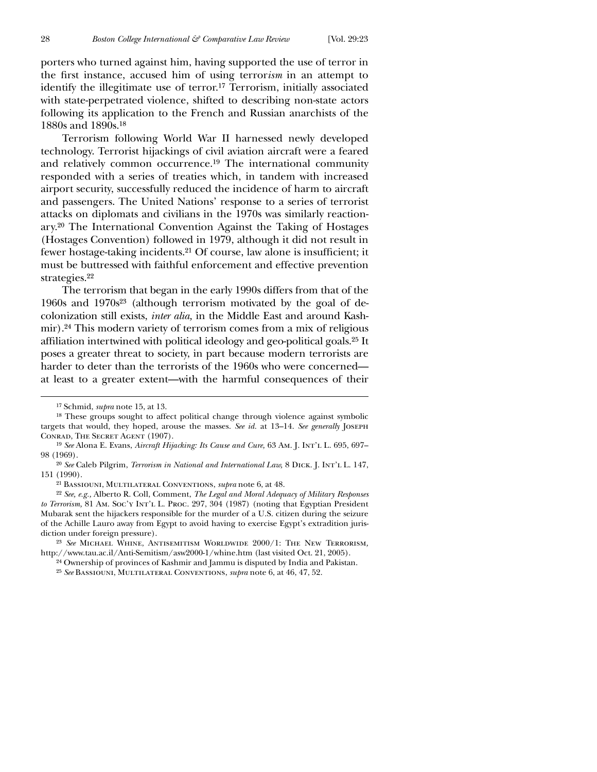porters who turned against him, having supported the use of terror in the first instance, accused him of using terror*ism* in an attempt to identify the illegitimate use of terror.[17] Terrorism, initially associated with state-perpetrated violence, shifted to describing non-state actors following its application to the French and Russian anarchists of the 1880s and 1890s.[18]

Terrorism following World War II harnessed newly developed technology. Terrorist hijackings of civil aviation aircraft were a feared and relatively common occurrence.[19] The international community responded with a series of treaties which, in tandem with increased airport security, successfully reduced the incidence of harm to aircraft and passengers. The United Nations' response to a series of terrorist attacks on diplomats and civilians in the 1970s was similarly reactionary.[20] The International Convention Against the Taking of Hostages (Hostages Convention) followed in 1979, although it did not result in fewer hostage-taking incidents.[21] Of course, law alone is insufficient; it must be buttressed with faithful enforcement and effective prevention strategies.[22]

The terrorism that began in the early 1990s differs from that of the 1960s and 1970s[23] (although terrorism motivated by the goal of decolonization still exists, *inter alia,* in the Middle East and around Kashmir).[24] This modern variety of terrorism comes from a mix of religious affiliation intertwined with political ideology and geo-political goals.[25] It poses a greater threat to society, in part because modern terrorists are harder to deter than the terrorists of the 1960s who were concerned—at least to a greater extent—with the harmful consequences of their

---

[17] Schmid, *supra* note 15, at 13.

[18] These groups sought to affect political change through violence against symbolic targets that would, they hoped, arouse the masses. *See id.* at 13–14. *See generally* Joseph Conrad, The Secret Agent (1907).

[19] *See* Alona E. Evans, *Aircraft Hijacking: Its Cause and Cure,* 63 Am. J. Int'l L. 695, 697–98 (1969).

[20] *See* Caleb Pilgrim, *Terrorism in National and International Law,* 8 Dick. J. Int'l L. 147, 151 (1990).

[21] Bassiouni, Multilateral Conventions, *supra* note 6, at 48.

[22] *See, e.g.,* Alberto R. Coll, Comment, *The Legal and Moral Adequacy of Military Responses to Terrorism,* 81 Am. Soc'y Int'l L. Proc. 297, 304 (1987) (noting that Egyptian President Mubarak sent the hijackers responsible for the murder of a U.S. citizen during the seizure of the Achille Lauro away from Egypt to avoid having to exercise Egypt's extradition jurisdiction under foreign pressure).

[23] *See* Michael Whine, Antisemitism Worldwide 2000/1: The New Terrorism, http://www.tau.ac.il/Anti-Semitism/asw2000-1/whine.htm (last visited Oct. 21, 2005).

[24] Ownership of provinces of Kashmir and Jammu is disputed by India and Pakistan.

[25] *See* Bassiouni, Multilateral Conventions, *supra* note 6, at 46, 47, 52.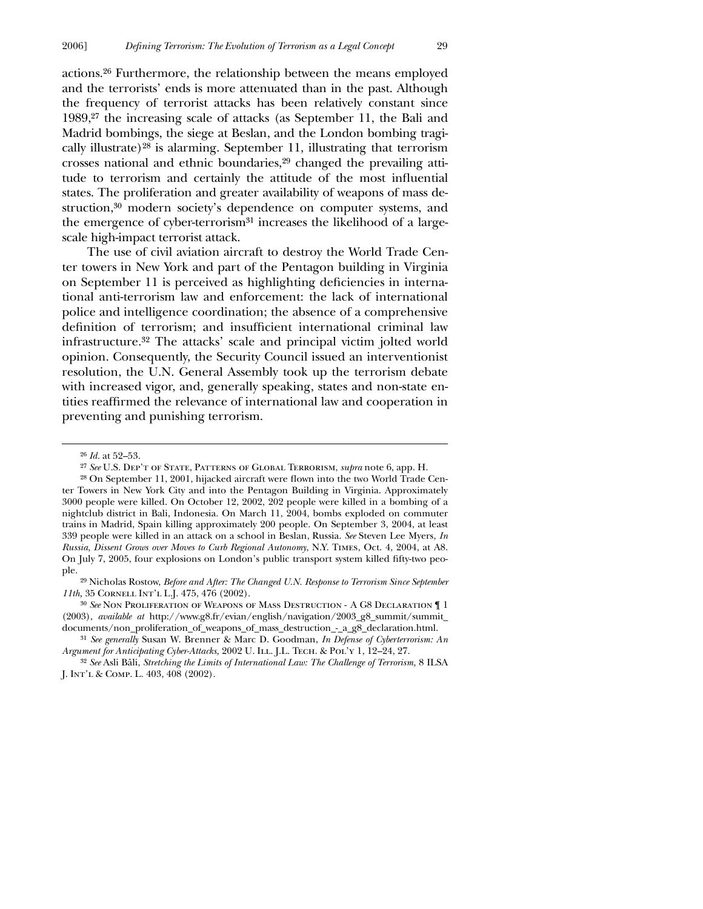actions.[26] Furthermore, the relationship between the means employed and the terrorists' ends is more attenuated than in the past. Although the frequency of terrorist attacks has been relatively constant since 1989,[27] the increasing scale of attacks (as September 11, the Bali and Madrid bombings, the siege at Beslan, and the London bombing tragically illustrate)[28] is alarming. September 11, illustrating that terrorism crosses national and ethnic boundaries,[29] changed the prevailing attitude to terrorism and certainly the attitude of the most influential states. The proliferation and greater availability of weapons of mass destruction,[30] modern society's dependence on computer systems, and the emergence of cyber-terrorism[31] increases the likelihood of a large-scale high-impact terrorist attack.

The use of civil aviation aircraft to destroy the World Trade Center towers in New York and part of the Pentagon building in Virginia on September 11 is perceived as highlighting deficiencies in international anti-terrorism law and enforcement: the lack of international police and intelligence coordination; the absence of a comprehensive definition of terrorism; and insufficient international criminal law infrastructure.[32] The attacks' scale and principal victim jolted world opinion. Consequently, the Security Council issued an interventionist resolution, the U.N. General Assembly took up the terrorism debate with increased vigor, and, generally speaking, states and non-state entities reaffirmed the relevance of international law and cooperation in preventing and punishing terrorism.

---

[26] *Id.* at 52–53.

[27] *See* U.S. Dep't of State, Patterns of Global Terrorism, *supra* note 6, app. H.

[28] On September 11, 2001, hijacked aircraft were flown into the two World Trade Center Towers in New York City and into the Pentagon Building in Virginia. Approximately 3000 people were killed. On October 12, 2002, 202 people were killed in a bombing of a nightclub district in Bali, Indonesia. On March 11, 2004, bombs exploded on commuter trains in Madrid, Spain killing approximately 200 people. On September 3, 2004, at least 339 people were killed in an attack on a school in Beslan, Russia. *See* Steven Lee Myers, *In Russia, Dissent Grows over Moves to Curb Regional Autonomy*, N.Y. Times, Oct. 4, 2004, at A8. On July 7, 2005, four explosions on London's public transport system killed fifty-two people.

[29] Nicholas Rostow, *Before and After: The Changed U.N. Response to Terrorism Since September 11th,* 35 Cornell Int'l L.J. 475, 476 (2002).

[30] *See* Non Proliferation of Weapons of Mass Destruction - A G8 Declaration ¶ 1 (2003), *available at* http://www.g8.fr/evian/english/navigation/2003_g8_summit/summit_documents/non_proliferation_of_weapons_of_mass_destruction_-_a_g8_declaration.html.

[31] *See generally* Susan W. Brenner & Marc D. Goodman, *In Defense of Cyberterrorism: An Argument for Anticipating Cyber-Attacks,* 2002 U. Ill. J.L. Tech. & Pol'y 1, 12–24, 27.

[32] *See* Asli Bâli, *Stretching the Limits of International Law: The Challenge of Terrorism,* 8 ILSA J. Int'l & Comp. L. 403, 408 (2002).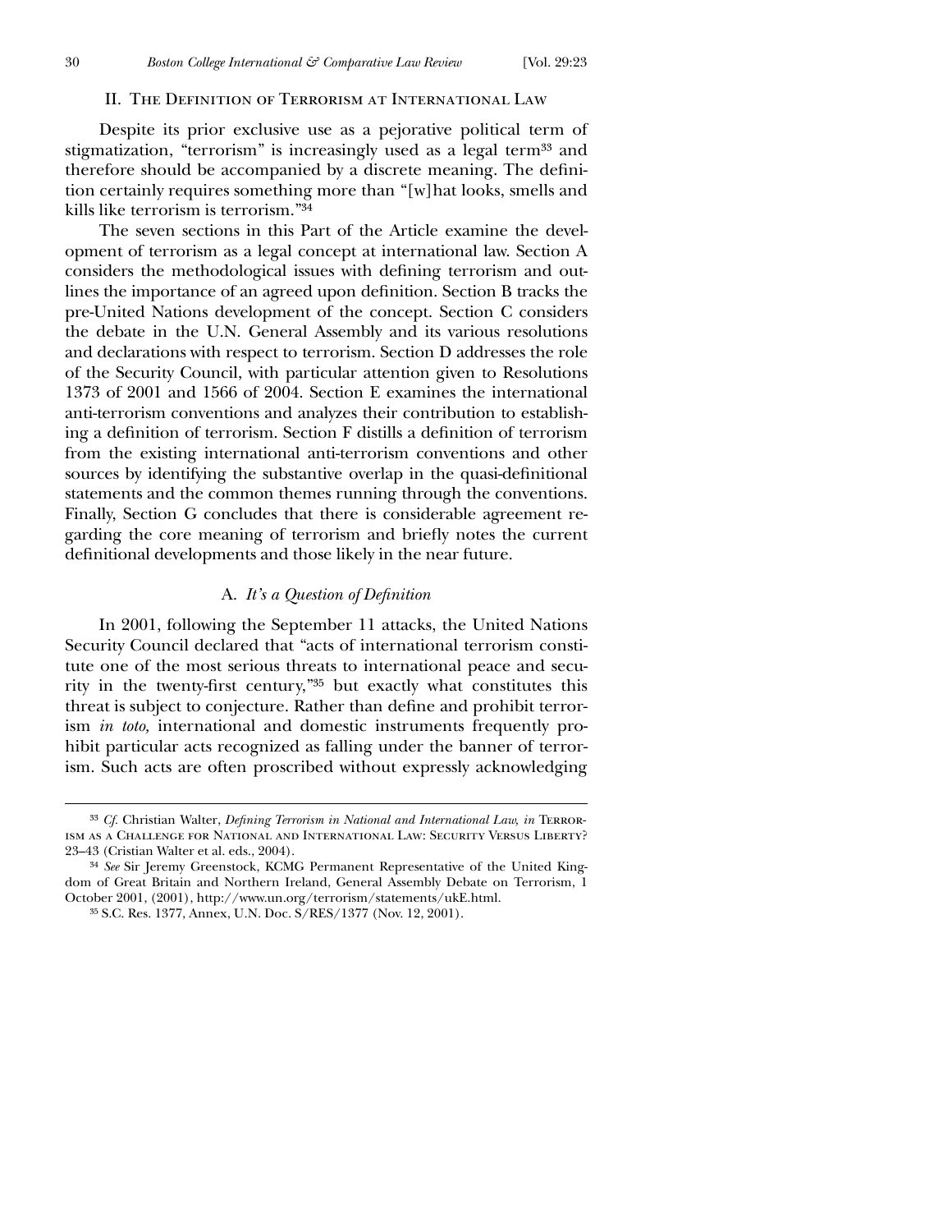## II. The Definition of Terrorism at International Law

Despite its prior exclusive use as a pejorative political term of stigmatization, "terrorism" is increasingly used as a legal term[33] and therefore should be accompanied by a discrete meaning. The definition certainly requires something more than "[w]hat looks, smells and kills like terrorism is terrorism."[34]

The seven sections in this Part of the Article examine the development of terrorism as a legal concept at international law. Section A considers the methodological issues with defining terrorism and outlines the importance of an agreed upon definition. Section B tracks the pre-United Nations development of the concept. Section C considers the debate in the U.N. General Assembly and its various resolutions and declarations with respect to terrorism. Section D addresses the role of the Security Council, with particular attention given to Resolutions 1373 of 2001 and 1566 of 2004. Section E examines the international anti-terrorism conventions and analyzes their contribution to establishing a definition of terrorism. Section F distills a definition of terrorism from the existing international anti-terrorism conventions and other sources by identifying the substantive overlap in the quasi-definitional statements and the common themes running through the conventions. Finally, Section G concludes that there is considerable agreement regarding the core meaning of terrorism and briefly notes the current definitional developments and those likely in the near future.

### A. *It's a Question of Definition*

In 2001, following the September 11 attacks, the United Nations Security Council declared that "acts of international terrorism constitute one of the most serious threats to international peace and security in the twenty-first century,"[35] but exactly what constitutes this threat is subject to conjecture. Rather than define and prohibit terrorism *in toto,* international and domestic instruments frequently prohibit particular acts recognized as falling under the banner of terrorism. Such acts are often proscribed without expressly acknowledging

---

[33] *Cf.* Christian Walter, *Defining Terrorism in National and International Law, in* Terrorism as a Challenge for National and International Law: Security Versus Liberty? 23–43 (Cristian Walter et al. eds., 2004).

[34] *See* Sir Jeremy Greenstock, KCMG Permanent Representative of the United Kingdom of Great Britain and Northern Ireland, General Assembly Debate on Terrorism, 1 October 2001, (2001), http://www.un.org/terrorism/statements/ukE.html.

[35] S.C. Res. 1377, Annex, U.N. Doc. S/RES/1377 (Nov. 12, 2001).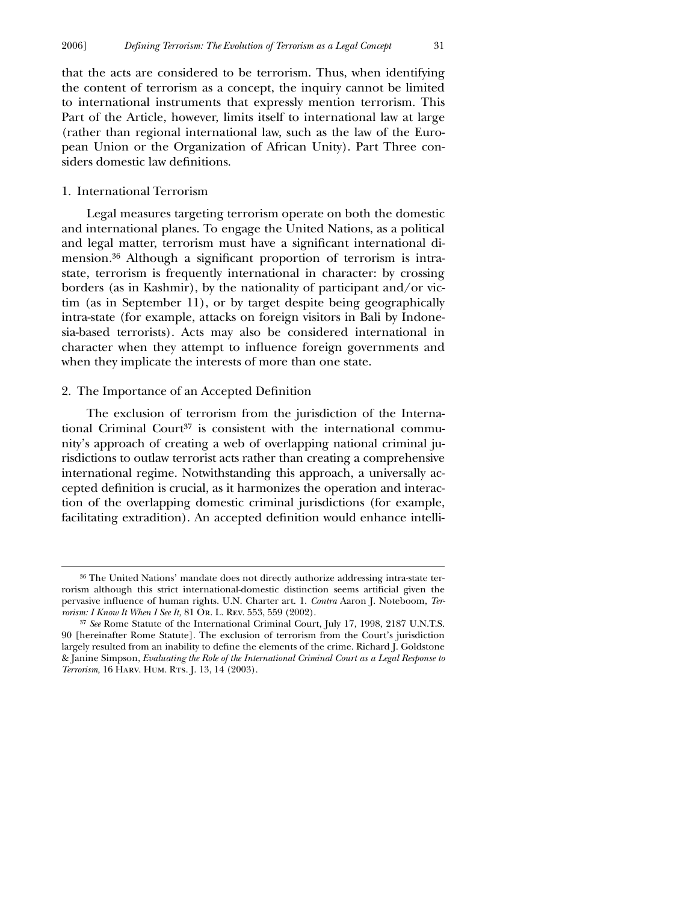that the acts are considered to be terrorism. Thus, when identifying the content of terrorism as a concept, the inquiry cannot be limited to international instruments that expressly mention terrorism. This Part of the Article, however, limits itself to international law at large (rather than regional international law, such as the law of the European Union or the Organization of African Unity). Part Three considers domestic law definitions.

### 1. International Terrorism

Legal measures targeting terrorism operate on both the domestic and international planes. To engage the United Nations, as a political and legal matter, terrorism must have a significant international dimension.[36] Although a significant proportion of terrorism is intrastate, terrorism is frequently international in character: by crossing borders (as in Kashmir), by the nationality of participant and/or victim (as in September 11), or by target despite being geographically intra-state (for example, attacks on foreign visitors in Bali by Indonesia-based terrorists). Acts may also be considered international in character when they attempt to influence foreign governments and when they implicate the interests of more than one state.

### 2. The Importance of an Accepted Definition

The exclusion of terrorism from the jurisdiction of the International Criminal Court[37] is consistent with the international community's approach of creating a web of overlapping national criminal jurisdictions to outlaw terrorist acts rather than creating a comprehensive international regime. Notwithstanding this approach, a universally accepted definition is crucial, as it harmonizes the operation and interaction of the overlapping domestic criminal jurisdictions (for example, facilitating extradition). An accepted definition would enhance intelli-

---

[36] The United Nations' mandate does not directly authorize addressing intra-state terrorism although this strict international-domestic distinction seems artificial given the pervasive influence of human rights. U.N. Charter art. 1. *Contra* Aaron J. Noteboom, *Terrorism: I Know It When I See It,* 81 Or. L. Rev. 553, 559 (2002).

[37] *See* Rome Statute of the International Criminal Court, July 17, 1998, 2187 U.N.T.S. 90 [hereinafter Rome Statute]. The exclusion of terrorism from the Court's jurisdiction largely resulted from an inability to define the elements of the crime. Richard J. Goldstone & Janine Simpson, *Evaluating the Role of the International Criminal Court as a Legal Response to Terrorism,* 16 Harv. Hum. Rts. J. 13, 14 (2003).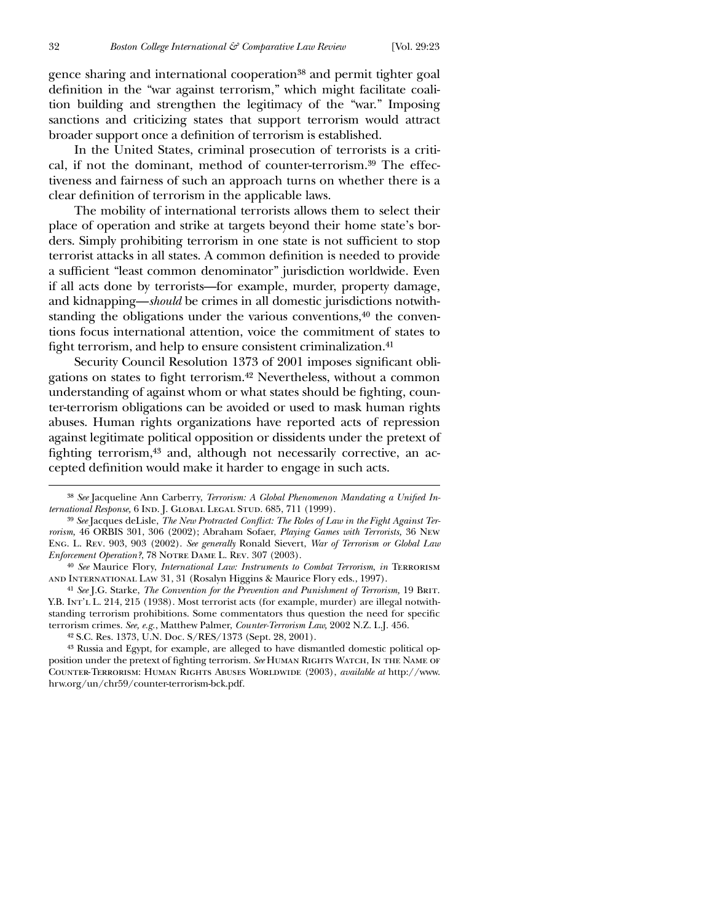gence sharing and international cooperation[38] and permit tighter goal definition in the "war against terrorism," which might facilitate coalition building and strengthen the legitimacy of the "war." Imposing sanctions and criticizing states that support terrorism would attract broader support once a definition of terrorism is established.

In the United States, criminal prosecution of terrorists is a critical, if not the dominant, method of counter-terrorism.[39] The effectiveness and fairness of such an approach turns on whether there is a clear definition of terrorism in the applicable laws.

The mobility of international terrorists allows them to select their place of operation and strike at targets beyond their home state's borders. Simply prohibiting terrorism in one state is not sufficient to stop terrorist attacks in all states. A common definition is needed to provide a sufficient "least common denominator" jurisdiction worldwide. Even if all acts done by terrorists—for example, murder, property damage, and kidnapping—*should* be crimes in all domestic jurisdictions notwithstanding the obligations under the various conventions,[40] the conventions focus international attention, voice the commitment of states to fight terrorism, and help to ensure consistent criminalization.[41]

Security Council Resolution 1373 of 2001 imposes significant obligations on states to fight terrorism.[42] Nevertheless, without a common understanding of against whom or what states should be fighting, counter-terrorism obligations can be avoided or used to mask human rights abuses. Human rights organizations have reported acts of repression against legitimate political opposition or dissidents under the pretext of fighting terrorism,[43] and, although not necessarily corrective, an accepted definition would make it harder to engage in such acts.

---

[38] *See* Jacqueline Ann Carberry, *Terrorism: A Global Phenomenon Mandating a Unified International Response,* 6 Ind. J. Global Legal Stud. 685, 711 (1999).

[39] *See* Jacques deLisle, *The New Protracted Conflict: The Roles of Law in the Fight Against Terrorism,* 46 ORBIS 301, 306 (2002); Abraham Sofaer, *Playing Games with Terrorists,* 36 New Eng. L. Rev. 903, 903 (2002). *See generally* Ronald Sievert, *War of Terrorism or Global Law Enforcement Operation?*, 78 Notre Dame L. Rev. 307 (2003).

[40] *See* Maurice Flory, *International Law: Instruments to Combat Terrorism*, *in* Terrorism and International Law 31, 31 (Rosalyn Higgins & Maurice Flory eds., 1997).

[41] *See* J.G. Starke, *The Convention for the Prevention and Punishment of Terrorism,* 19 Brit. Y.B. Int'l L. 214, 215 (1938). Most terrorist acts (for example, murder) are illegal notwithstanding terrorism prohibitions. Some commentators thus question the need for specific terrorism crimes. *See, e.g.*, Matthew Palmer, *Counter-Terrorism Law*, 2002 N.Z. L.J. 456.

[42] S.C. Res. 1373, U.N. Doc. S/RES/1373 (Sept. 28, 2001).

[43] Russia and Egypt, for example, are alleged to have dismantled domestic political opposition under the pretext of fighting terrorism. *See* Human Rights Watch, In the Name of Counter-Terrorism: Human Rights Abuses Worldwide (2003), *available at* http://www.hrw.org/un/chr59/counter-terrorism-bck.pdf.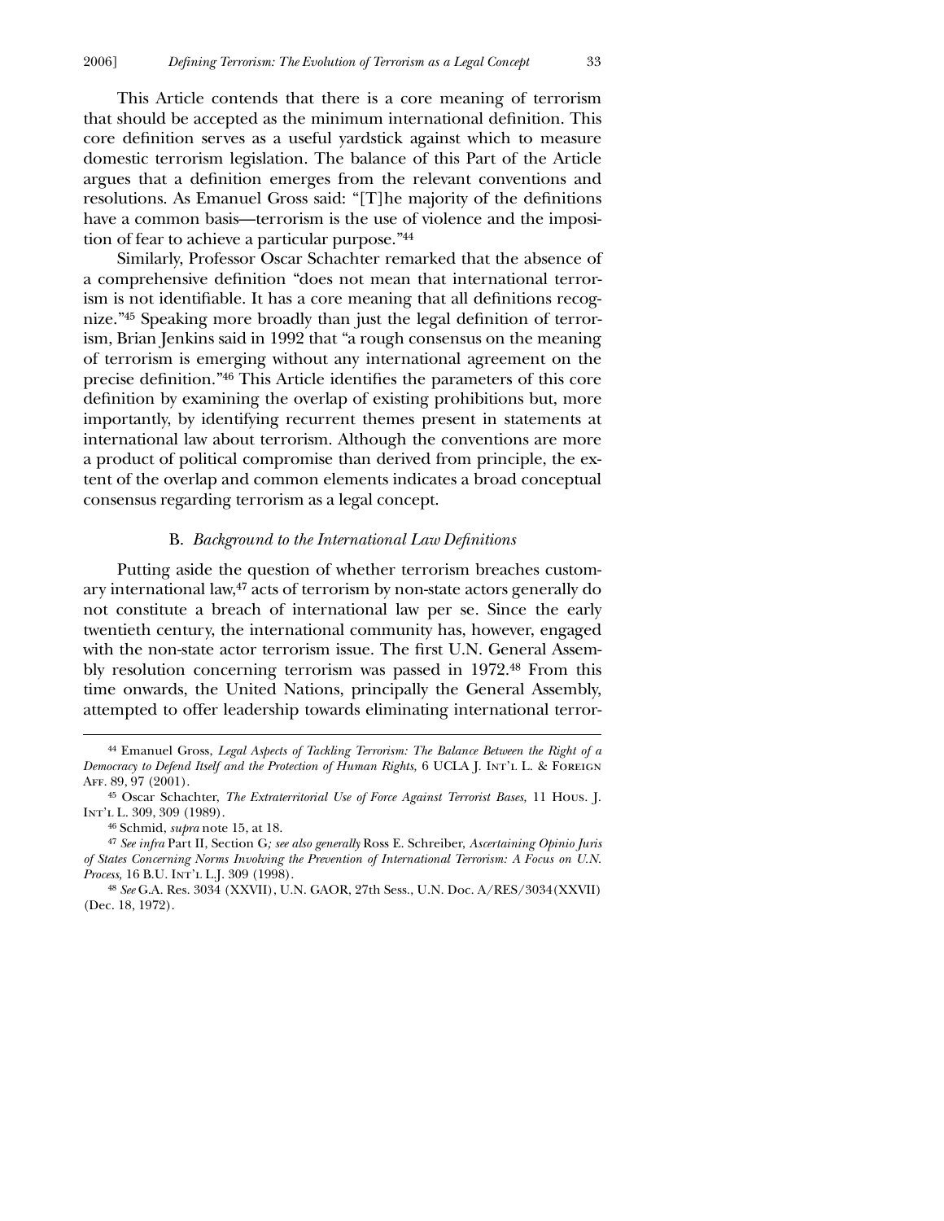This Article contends that there is a core meaning of terrorism that should be accepted as the minimum international definition. This core definition serves as a useful yardstick against which to measure domestic terrorism legislation. The balance of this Part of the Article argues that a definition emerges from the relevant conventions and resolutions. As Emanuel Gross said: "[T]he majority of the definitions have a common basis—terrorism is the use of violence and the imposition of fear to achieve a particular purpose."[44]

Similarly, Professor Oscar Schachter remarked that the absence of a comprehensive definition "does not mean that international terrorism is not identifiable. It has a core meaning that all definitions recognize."[45] Speaking more broadly than just the legal definition of terrorism, Brian Jenkins said in 1992 that "a rough consensus on the meaning of terrorism is emerging without any international agreement on the precise definition."[46] This Article identifies the parameters of this core definition by examining the overlap of existing prohibitions but, more importantly, by identifying recurrent themes present in statements at international law about terrorism. Although the conventions are more a product of political compromise than derived from principle, the extent of the overlap and common elements indicates a broad conceptual consensus regarding terrorism as a legal concept.

### B. *Background to the International Law Definitions*

Putting aside the question of whether terrorism breaches customary international law,[47] acts of terrorism by non-state actors generally do not constitute a breach of international law per se. Since the early twentieth century, the international community has, however, engaged with the non-state actor terrorism issue. The first U.N. General Assembly resolution concerning terrorism was passed in 1972.[48] From this time onwards, the United Nations, principally the General Assembly, attempted to offer leadership towards eliminating international terror-

---

[44] Emanuel Gross, *Legal Aspects of Tackling Terrorism: The Balance Between the Right of a Democracy to Defend Itself and the Protection of Human Rights,* 6 UCLA J. Int'l L. & Foreign Aff. 89, 97 (2001).

[45] Oscar Schachter, *The Extraterritorial Use of Force Against Terrorist Bases,* 11 Hous. J. Int'l L. 309, 309 (1989).

[46] Schmid, *supra* note 15, at 18.

[47] *See infra* Part II, Section G*; see also generally* Ross E. Schreiber, *Ascertaining Opinio Juris of States Concerning Norms Involving the Prevention of International Terrorism: A Focus on U.N. Process,* 16 B.U. Int'l L.J. 309 (1998).

[48] *See* G.A. Res. 3034 (XXVII), U.N. GAOR, 27th Sess., U.N. Doc. A/RES/3034(XXVII) (Dec. 18, 1972).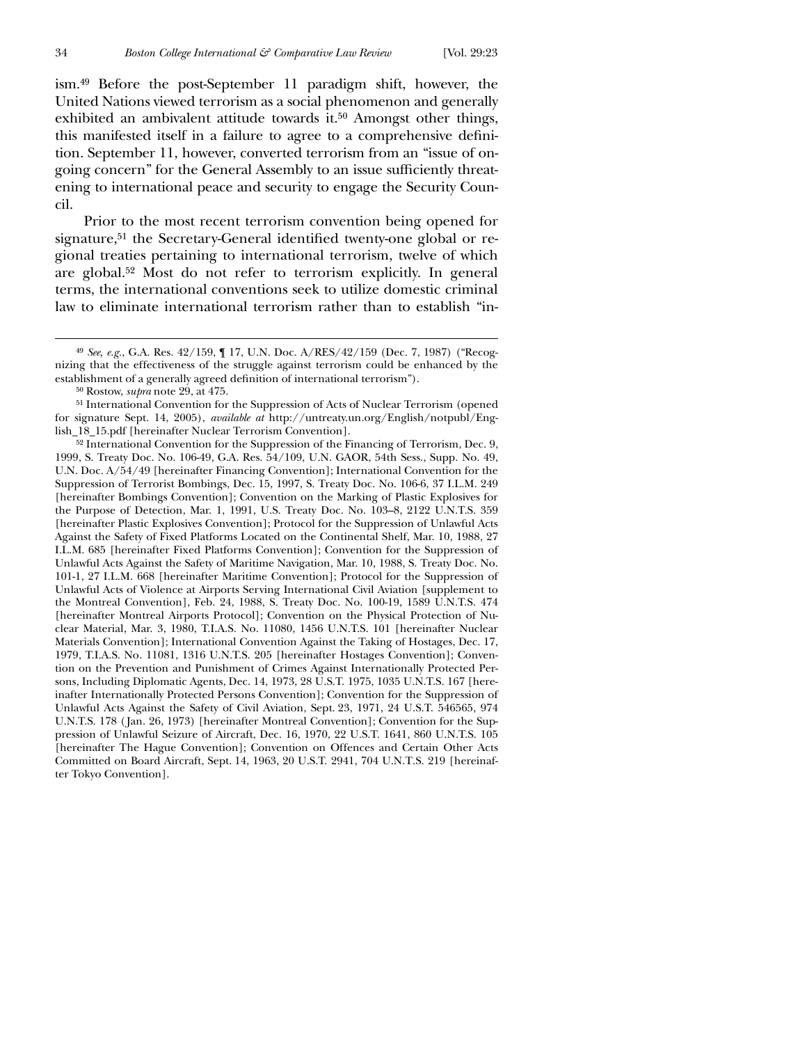ism.[49] Before the post-September 11 paradigm shift, however, the United Nations viewed terrorism as a social phenomenon and generally exhibited an ambivalent attitude towards it.[50] Amongst other things, this manifested itself in a failure to agree to a comprehensive definition. September 11, however, converted terrorism from an "issue of ongoing concern" for the General Assembly to an issue sufficiently threatening to international peace and security to engage the Security Council.

Prior to the most recent terrorism convention being opened for signature,[51] the Secretary-General identified twenty-one global or regional treaties pertaining to international terrorism, twelve of which are global.[52] Most do not refer to terrorism explicitly. In general terms, the international conventions seek to utilize domestic criminal law to eliminate international terrorism rather than to establish "in-

---

[49] *See, e.g.*, G.A. Res. 42/159, ¶ 17, U.N. Doc. A/RES/42/159 (Dec. 7, 1987) ("Recognizing that the effectiveness of the struggle against terrorism could be enhanced by the establishment of a generally agreed definition of international terrorism").

[50] Rostow, *supra* note 29, at 475.

[51] International Convention for the Suppression of Acts of Nuclear Terrorism (opened for signature Sept. 14, 2005), *available at* http://untreaty.un.org/English/notpubl/English_18_15.pdf [hereinafter Nuclear Terrorism Convention].

[52] International Convention for the Suppression of the Financing of Terrorism, Dec. 9, 1999, S. Treaty Doc. No. 106-49, G.A. Res. 54/109, U.N. GAOR, 54th Sess., Supp. No. 49, U.N. Doc. A/54/49 [hereinafter Financing Convention]; International Convention for the Suppression of Terrorist Bombings, Dec. 15, 1997, S. Treaty Doc. No. 106-6, 37 I.L.M. 249 [hereinafter Bombings Convention]; Convention on the Marking of Plastic Explosives for the Purpose of Detection, Mar. 1, 1991, U.S. Treaty Doc. No. 103–8, 2122 U.N.T.S. 359 [hereinafter Plastic Explosives Convention]; Protocol for the Suppression of Unlawful Acts Against the Safety of Fixed Platforms Located on the Continental Shelf, Mar. 10, 1988, 27 I.L.M. 685 [hereinafter Fixed Platforms Convention]; Convention for the Suppression of Unlawful Acts Against the Safety of Maritime Navigation, Mar. 10, 1988, S. Treaty Doc. No. 101-1, 27 I.L.M. 668 [hereinafter Maritime Convention]; Protocol for the Suppression of Unlawful Acts of Violence at Airports Serving International Civil Aviation [supplement to the Montreal Convention], Feb. 24, 1988, S. Treaty Doc. No. 100-19, 1589 U.N.T.S. 474 [hereinafter Montreal Airports Protocol]; Convention on the Physical Protection of Nuclear Material, Mar. 3, 1980, T.I.A.S. No. 11080, 1456 U.N.T.S. 101 [hereinafter Nuclear Materials Convention]; International Convention Against the Taking of Hostages, Dec. 17, 1979, T.I.A.S. No. 11081, 1316 U.N.T.S. 205 [hereinafter Hostages Convention]; Convention on the Prevention and Punishment of Crimes Against Internationally Protected Persons, Including Diplomatic Agents, Dec. 14, 1973, 28 U.S.T. 1975, 1035 U.N.T.S. 167 [hereinafter Internationally Protected Persons Convention]; Convention for the Suppression of Unlawful Acts Against the Safety of Civil Aviation, Sept. 23, 1971, 24 U.S.T. 546565, 974 U.N.T.S. 178 (Jan. 26, 1973) [hereinafter Montreal Convention]; Convention for the Suppression of Unlawful Seizure of Aircraft, Dec. 16, 1970, 22 U.S.T. 1641, 860 U.N.T.S. 105 [hereinafter The Hague Convention]; Convention on Offences and Certain Other Acts Committed on Board Aircraft, Sept. 14, 1963, 20 U.S.T. 2941, 704 U.N.T.S. 219 [hereinafter Tokyo Convention].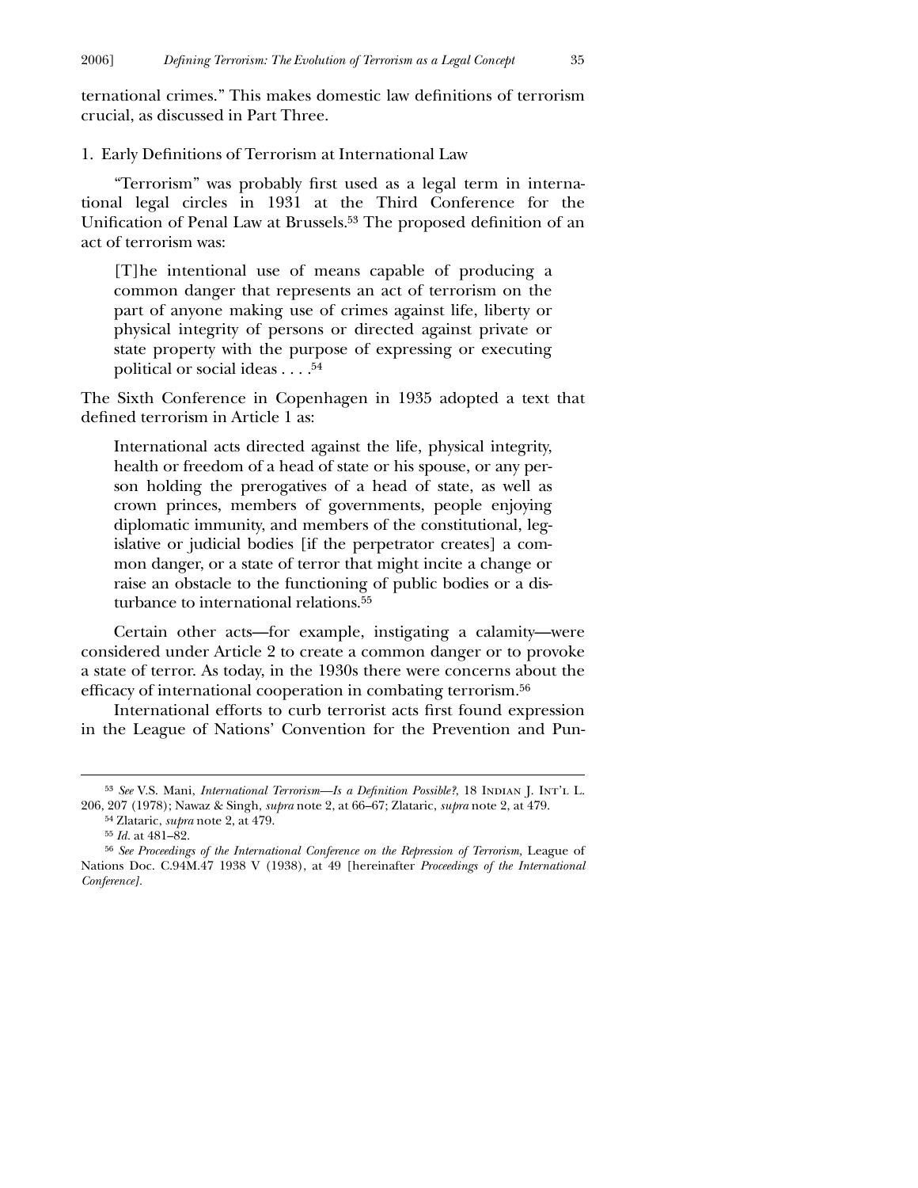ternational crimes." This makes domestic law definitions of terrorism crucial, as discussed in Part Three.

### 1. Early Definitions of Terrorism at International Law

"Terrorism" was probably first used as a legal term in international legal circles in 1931 at the Third Conference for the Unification of Penal Law at Brussels.[53] The proposed definition of an act of terrorism was:

> [T]he intentional use of means capable of producing a common danger that represents an act of terrorism on the part of anyone making use of crimes against life, liberty or physical integrity of persons or directed against private or state property with the purpose of expressing or executing political or social ideas . . . .[54]

The Sixth Conference in Copenhagen in 1935 adopted a text that defined terrorism in Article 1 as:

> International acts directed against the life, physical integrity, health or freedom of a head of state or his spouse, or any person holding the prerogatives of a head of state, as well as crown princes, members of governments, people enjoying diplomatic immunity, and members of the constitutional, legislative or judicial bodies [if the perpetrator creates] a common danger, or a state of terror that might incite a change or raise an obstacle to the functioning of public bodies or a disturbance to international relations.[55]

Certain other acts—for example, instigating a calamity—were considered under Article 2 to create a common danger or to provoke a state of terror. As today, in the 1930s there were concerns about the efficacy of international cooperation in combating terrorism.[56]

International efforts to curb terrorist acts first found expression in the League of Nations' Convention for the Prevention and Pun-

---

[53] *See* V.S. Mani, *International Terrorism—Is a Definition Possible?*, 18 Indian J. Int'l L. 206, 207 (1978); Nawaz & Singh, *supra* note 2, at 66–67; Zlataric, *supra* note 2, at 479.

[54] Zlataric, *supra* note 2, at 479.

[55] *Id.* at 481–82.

[56] *See Proceedings of the International Conference on the Repression of Terrorism*, League of Nations Doc. C.94M.47 1938 V (1938), at 49 [hereinafter *Proceedings of the International Conference*].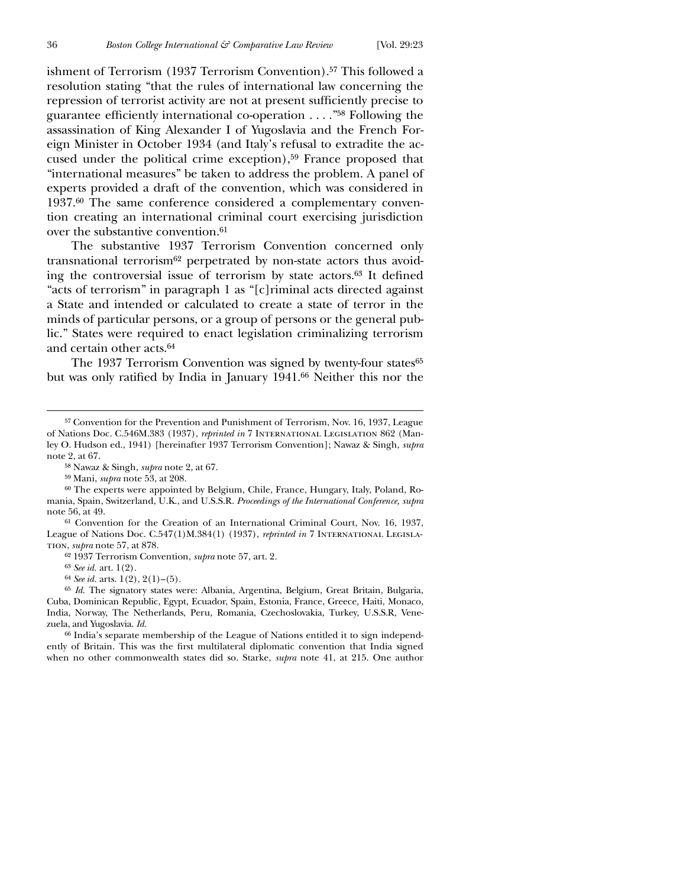ishment of Terrorism (1937 Terrorism Convention).[57] This followed a resolution stating "that the rules of international law concerning the repression of terrorist activity are not at present sufficiently precise to guarantee efficiently international co-operation . . . ."[58] Following the assassination of King Alexander I of Yugoslavia and the French Foreign Minister in October 1934 (and Italy's refusal to extradite the accused under the political crime exception),[59] France proposed that "international measures" be taken to address the problem. A panel of experts provided a draft of the convention, which was considered in 1937.[60] The same conference considered a complementary convention creating an international criminal court exercising jurisdiction over the substantive convention.[61]

The substantive 1937 Terrorism Convention concerned only transnational terrorism[62] perpetrated by non-state actors thus avoiding the controversial issue of terrorism by state actors.[63] It defined "acts of terrorism" in paragraph 1 as "[c]riminal acts directed against a State and intended or calculated to create a state of terror in the minds of particular persons, or a group of persons or the general public." States were required to enact legislation criminalizing terrorism and certain other acts.[64]

The 1937 Terrorism Convention was signed by twenty-four states[65] but was only ratified by India in January 1941.[66] Neither this nor the

---

[57] Convention for the Prevention and Punishment of Terrorism, Nov. 16, 1937, League of Nations Doc. C.546M.383 (1937), *reprinted in* 7 International Legislation 862 (Manley O. Hudson ed., 1941) [hereinafter 1937 Terrorism Convention]; Nawaz & Singh, *supra* note 2, at 67.

[58] Nawaz & Singh, *supra* note 2, at 67.

[59] Mani, *supra* note 53, at 208.

[60] The experts were appointed by Belgium, Chile, France, Hungary, Italy, Poland, Romania, Spain, Switzerland, U.K., and U.S.S.R. *Proceedings of the International Conference, supra* note 56, at 49.

[61] Convention for the Creation of an International Criminal Court, Nov. 16, 1937, League of Nations Doc. C.547(1)M.384(1) (1937), *reprinted in* 7 International Legislation, *supra* note 57, at 878.

[62] 1937 Terrorism Convention, *supra* note 57, art. 2.

[63] *See id.* art. 1(2).

[64] *See id.* arts. 1(2), 2(1)–(5).

[65] *Id.* The signatory states were: Albania, Argentina, Belgium, Great Britain, Bulgaria, Cuba, Dominican Republic, Egypt, Ecuador, Spain, Estonia, France, Greece, Haiti, Monaco, India, Norway, The Netherlands, Peru, Romania, Czechoslovakia, Turkey, U.S.S.R, Venezuela, and Yugoslavia. *Id.*

[66] India's separate membership of the League of Nations entitled it to sign independently of Britain. This was the first multilateral diplomatic convention that India signed when no other commonwealth states did so. Starke, *supra* note 41, at 215. One author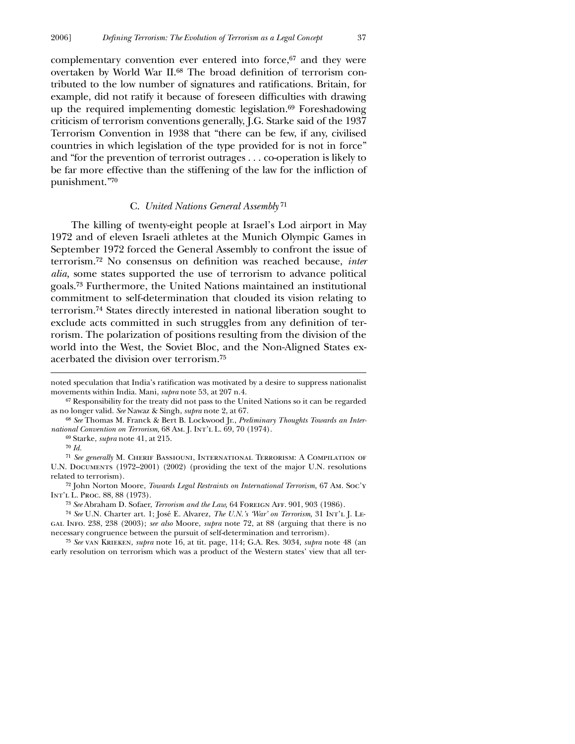complementary convention ever entered into force,[67] and they were overtaken by World War II.[68] The broad definition of terrorism contributed to the low number of signatures and ratifications. Britain, for example, did not ratify it because of foreseen difficulties with drawing up the required implementing domestic legislation.[69] Foreshadowing criticism of terrorism conventions generally, J.G. Starke said of the 1937 Terrorism Convention in 1938 that "there can be few, if any, civilised countries in which legislation of the type provided for is not in force" and "for the prevention of terrorist outrages . . . co-operation is likely to be far more effective than the stiffening of the law for the infliction of punishment."[70]

### C. *United Nations General Assembly*[71]

The killing of twenty-eight people at Israel's Lod airport in May 1972 and of eleven Israeli athletes at the Munich Olympic Games in September 1972 forced the General Assembly to confront the issue of terrorism.[72] No consensus on definition was reached because, *inter alia*, some states supported the use of terrorism to advance political goals.[73] Furthermore, the United Nations maintained an institutional commitment to self-determination that clouded its vision relating to terrorism.[74] States directly interested in national liberation sought to exclude acts committed in such struggles from any definition of terrorism. The polarization of positions resulting from the division of the world into the West, the Soviet Bloc, and the Non-Aligned States exacerbated the division over terrorism.[75]

---

noted speculation that India's ratification was motivated by a desire to suppress nationalist movements within India. Mani, *supra* note 53, at 207 n.4.

[67] Responsibility for the treaty did not pass to the United Nations so it can be regarded as no longer valid. *See* Nawaz & Singh, *supra* note 2, at 67.

[68] *See* Thomas M. Franck & Bert B. Lockwood Jr., *Preliminary Thoughts Towards an International Convention on Terrorism,* 68 Am. J. Int'l L. 69, 70 (1974).

[69] Starke, *supra* note 41, at 215.

[70] *Id.*

[71] *See generally* M. Cherif Bassiouni, International Terrorism: A Compilation of U.N. Documents (1972–2001) (2002) (providing the text of the major U.N. resolutions related to terrorism).

[72] John Norton Moore, *Towards Legal Restraints on International Terrorism,* 67 Am. Soc'y Int'l L. Proc. 88, 88 (1973).

[73] *See* Abraham D. Sofaer, *Terrorism and the Law,* 64 Foreign Aff. 901, 903 (1986).

[74] *See* U.N. Charter art. 1; José E. Alvarez, *The U.N.'s 'War' on Terrorism,* 31 Int'l J. Legal Info. 238, 238 (2003); *see also* Moore, *supra* note 72, at 88 (arguing that there is no necessary congruence between the pursuit of self-determination and terrorism).

[75] *See* van Krieken, *supra* note 16, at tit. page, 114; G.A. Res. 3034, *supra* note 48 (an early resolution on terrorism which was a product of the Western states' view that all ter-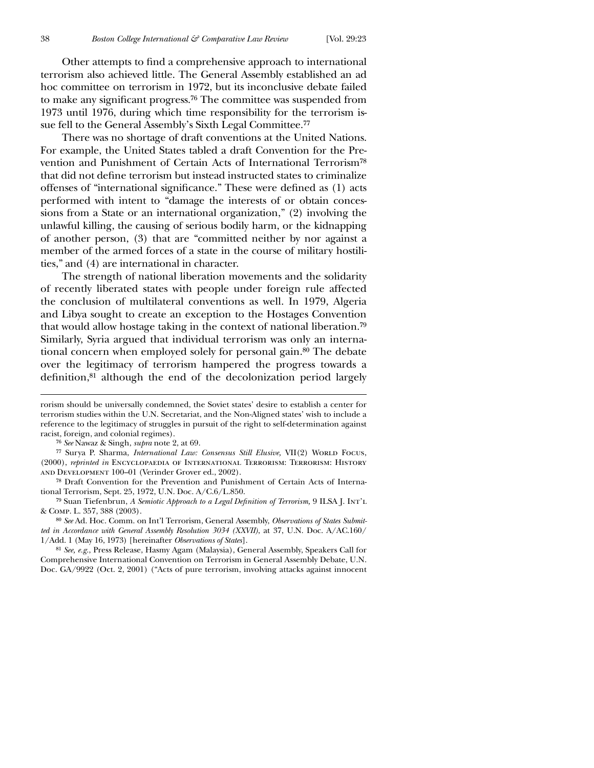Other attempts to find a comprehensive approach to international terrorism also achieved little. The General Assembly established an ad hoc committee on terrorism in 1972, but its inconclusive debate failed to make any significant progress.[76] The committee was suspended from 1973 until 1976, during which time responsibility for the terrorism issue fell to the General Assembly's Sixth Legal Committee.[77]

There was no shortage of draft conventions at the United Nations. For example, the United States tabled a draft Convention for the Prevention and Punishment of Certain Acts of International Terrorism[78] that did not define terrorism but instead instructed states to criminalize offenses of "international significance." These were defined as (1) acts performed with intent to "damage the interests of or obtain concessions from a State or an international organization," (2) involving the unlawful killing, the causing of serious bodily harm, or the kidnapping of another person, (3) that are "committed neither by nor against a member of the armed forces of a state in the course of military hostilities," and (4) are international in character.

The strength of national liberation movements and the solidarity of recently liberated states with people under foreign rule affected the conclusion of multilateral conventions as well. In 1979, Algeria and Libya sought to create an exception to the Hostages Convention that would allow hostage taking in the context of national liberation.[79] Similarly, Syria argued that individual terrorism was only an international concern when employed solely for personal gain.[80] The debate over the legitimacy of terrorism hampered the progress towards a definition,[81] although the end of the decolonization period largely

---

rorism should be universally condemned, the Soviet states' desire to establish a center for terrorism studies within the U.N. Secretariat, and the Non-Aligned states' wish to include a reference to the legitimacy of struggles in pursuit of the right to self-determination against racist, foreign, and colonial regimes).

[76] *See* Nawaz & Singh, *supra* note 2, at 69.

[77] Surya P. Sharma, *International Law: Consensus Still Elusive,* VII(2) World Focus, (2000), *reprinted in* Encyclopaedia of International Terrorism: Terrorism: History and Development 100–01 (Verinder Grover ed., 2002).

[78] Draft Convention for the Prevention and Punishment of Certain Acts of International Terrorism, Sept. 25, 1972, U.N. Doc. A/C.6/L.850.

[79] Suan Tiefenbrun, *A Semiotic Approach to a Legal Definition of Terrorism,* 9 ILSA J. Int'l & Comp. L. 357, 388 (2003).

[80] *See* Ad. Hoc. Comm. on Int'l Terrorism, General Assembly, *Observations of States Submitted in Accordance with General Assembly Resolution 3034 (XXVII),* at 37, U.N. Doc. A/AC.160/1/Add. 1 (May 16, 1973) [hereinafter *Observations of States*].

[81] *See, e.g.,* Press Release, Hasmy Agam (Malaysia), General Assembly, Speakers Call for Comprehensive International Convention on Terrorism in General Assembly Debate, U.N. Doc. GA/9922 (Oct. 2, 2001) ("Acts of pure terrorism, involving attacks against innocent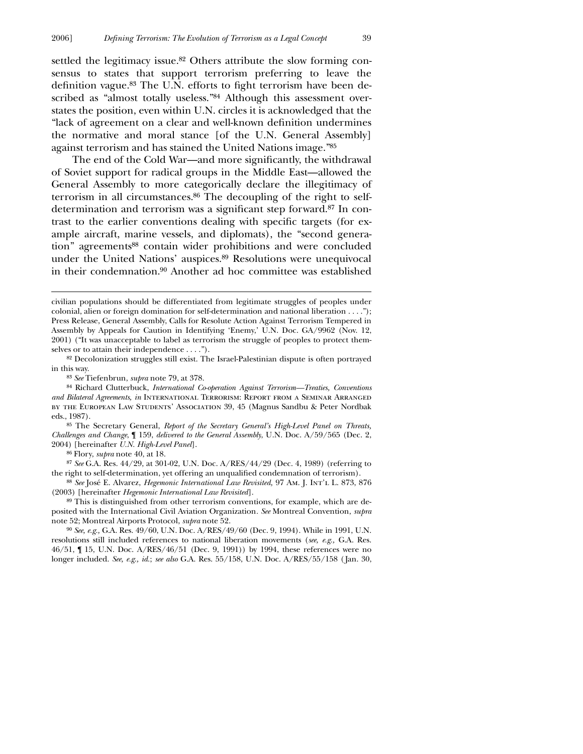settled the legitimacy issue.[82] Others attribute the slow forming consensus to states that support terrorism preferring to leave the definition vague.[83] The U.N. efforts to fight terrorism have been described as "almost totally useless."[84] Although this assessment overstates the position, even within U.N. circles it is acknowledged that the "lack of agreement on a clear and well-known definition undermines the normative and moral stance [of the U.N. General Assembly] against terrorism and has stained the United Nations image."[85]

The end of the Cold War—and more significantly, the withdrawal of Soviet support for radical groups in the Middle East—allowed the General Assembly to more categorically declare the illegitimacy of terrorism in all circumstances.[86] The decoupling of the right to self-determination and terrorism was a significant step forward.[87] In contrast to the earlier conventions dealing with specific targets (for example aircraft, marine vessels, and diplomats), the "second generation" agreements[88] contain wider prohibitions and were concluded under the United Nations' auspices.[89] Resolutions were unequivocal in their condemnation.[90] Another ad hoc committee was established

---

civilian populations should be differentiated from legitimate struggles of peoples under colonial, alien or foreign domination for self-determination and national liberation . . . ."); Press Release, General Assembly, Calls for Resolute Action Against Terrorism Tempered in Assembly by Appeals for Caution in Identifying 'Enemy,' U.N. Doc. GA/9962 (Nov. 12, 2001) ("It was unacceptable to label as terrorism the struggle of peoples to protect themselves or to attain their independence . . . .").

[82] Decolonization struggles still exist. The Israel-Palestinian dispute is often portrayed in this way.

[83] *See* Tiefenbrun, *supra* note 79, at 378.

[84] Richard Clutterbuck, *International Co-operation Against Terrorism—Treaties, Conventions and Bilateral Agreements, in* International Terrorism: Report from a Seminar Arranged by the European Law Students' Association 39, 45 (Magnus Sandbu & Peter Nordbak eds., 1987).

[85] The Secretary General, *Report of the Secretary General's High-Level Panel on Threats, Challenges and Change*, ¶ 159, *delivered to the General Assembly*, U.N. Doc. A/59/565 (Dec. 2, 2004) [hereinafter *U.N. High-Level Panel*].

[86] Flory, *supra* note 40, at 18.

[87] *See* G.A. Res. 44/29, at 301-02, U.N. Doc. A/RES/44/29 (Dec. 4, 1989) (referring to the right to self-determination, yet offering an unqualified condemnation of terrorism).

[88] *See* José E. Alvarez, *Hegemonic International Law Revisited*, 97 Am. J. Int'l L. 873, 876 (2003) [hereinafter *Hegemonic International Law Revisited*].

[89] This is distinguished from other terrorism conventions, for example, which are deposited with the International Civil Aviation Organization. *See* Montreal Convention, *supra* note 52; Montreal Airports Protocol, *supra* note 52.

[90] *See, e.g.*, G.A. Res. 49/60, U.N. Doc. A/RES/49/60 (Dec. 9, 1994). While in 1991, U.N. resolutions still included references to national liberation movements (*see, e.g.*, G.A. Res. 46/51, ¶ 15, U.N. Doc. A/RES/46/51 (Dec. 9, 1991)) by 1994, these references were no longer included. *See, e.g.*, *id.*; *see also* G.A. Res. 55/158, U.N. Doc. A/RES/55/158 (Jan. 30,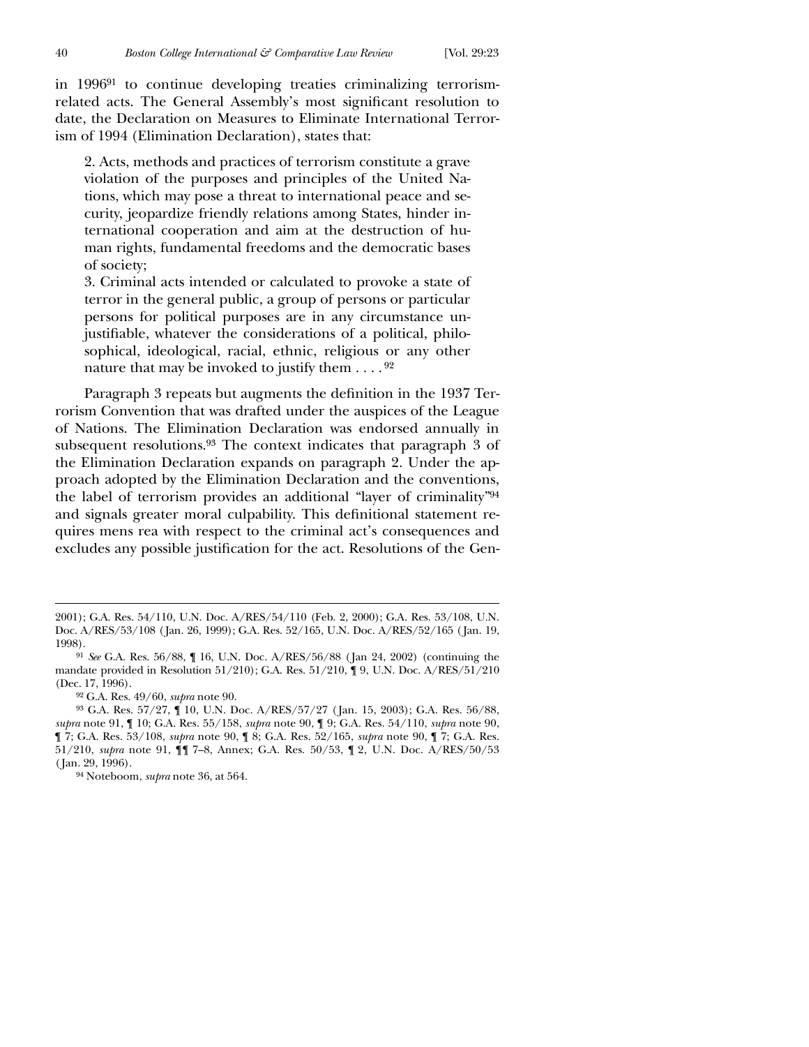in 1996[91] to continue developing treaties criminalizing terrorism-related acts. The General Assembly's most significant resolution to date, the Declaration on Measures to Eliminate International Terrorism of 1994 (Elimination Declaration), states that:

> 2. Acts, methods and practices of terrorism constitute a grave violation of the purposes and principles of the United Nations, which may pose a threat to international peace and security, jeopardize friendly relations among States, hinder international cooperation and aim at the destruction of human rights, fundamental freedoms and the democratic bases of society;
>
> 3. Criminal acts intended or calculated to provoke a state of terror in the general public, a group of persons or particular persons for political purposes are in any circumstance unjustifiable, whatever the considerations of a political, philosophical, ideological, racial, ethnic, religious or any other nature that may be invoked to justify them . . . .[92]

Paragraph 3 repeats but augments the definition in the 1937 Terrorism Convention that was drafted under the auspices of the League of Nations. The Elimination Declaration was endorsed annually in subsequent resolutions.[93] The context indicates that paragraph 3 of the Elimination Declaration expands on paragraph 2. Under the approach adopted by the Elimination Declaration and the conventions, the label of terrorism provides an additional "layer of criminality"[94] and signals greater moral culpability. This definitional statement requires mens rea with respect to the criminal act's consequences and excludes any possible justification for the act. Resolutions of the Gen-

---

2001); G.A. Res. 54/110, U.N. Doc. A/RES/54/110 (Feb. 2, 2000); G.A. Res. 53/108, U.N. Doc. A/RES/53/108 (Jan. 26, 1999); G.A. Res. 52/165, U.N. Doc. A/RES/52/165 (Jan. 19, 1998).

[91] *See* G.A. Res. 56/88, ¶ 16, U.N. Doc. A/RES/56/88 (Jan 24, 2002) (continuing the mandate provided in Resolution 51/210); G.A. Res. 51/210, ¶ 9, U.N. Doc. A/RES/51/210 (Dec. 17, 1996).

[92] G.A. Res. 49/60, *supra* note 90.

[93] G.A. Res. 57/27, ¶ 10, U.N. Doc. A/RES/57/27 (Jan. 15, 2003); G.A. Res. 56/88, *supra* note 91, ¶ 10; G.A. Res. 55/158, *supra* note 90, ¶ 9; G.A. Res. 54/110, *supra* note 90, ¶ 7; G.A. Res. 53/108, *supra* note 90, ¶ 8; G.A. Res. 52/165, *supra* note 90, ¶ 7; G.A. Res. 51/210, *supra* note 91, ¶¶ 7–8, Annex; G.A. Res. 50/53, ¶ 2, U.N. Doc. A/RES/50/53 (Jan. 29, 1996).

[94] Noteboom, *supra* note 36, at 564.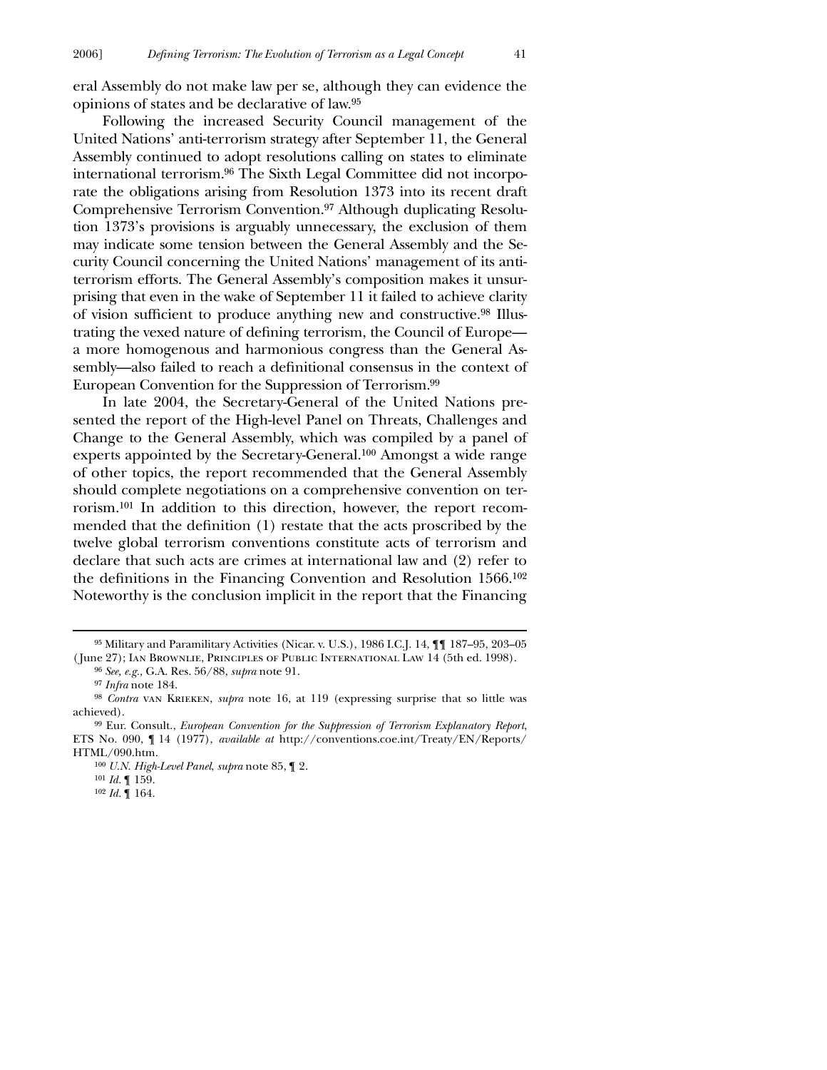eral Assembly do not make law per se, although they can evidence the opinions of states and be declarative of law.[95]

Following the increased Security Council management of the United Nations' anti-terrorism strategy after September 11, the General Assembly continued to adopt resolutions calling on states to eliminate international terrorism.[96] The Sixth Legal Committee did not incorporate the obligations arising from Resolution 1373 into its recent draft Comprehensive Terrorism Convention.[97] Although duplicating Resolution 1373's provisions is arguably unnecessary, the exclusion of them may indicate some tension between the General Assembly and the Security Council concerning the United Nations' management of its anti-terrorism efforts. The General Assembly's composition makes it unsurprising that even in the wake of September 11 it failed to achieve clarity of vision sufficient to produce anything new and constructive.[98] Illustrating the vexed nature of defining terrorism, the Council of Europe—a more homogenous and harmonious congress than the General Assembly—also failed to reach a definitional consensus in the context of European Convention for the Suppression of Terrorism.[99]

In late 2004, the Secretary-General of the United Nations presented the report of the High-level Panel on Threats, Challenges and Change to the General Assembly, which was compiled by a panel of experts appointed by the Secretary-General.[100] Amongst a wide range of other topics, the report recommended that the General Assembly should complete negotiations on a comprehensive convention on terrorism.[101] In addition to this direction, however, the report recommended that the definition (1) restate that the acts proscribed by the twelve global terrorism conventions constitute acts of terrorism and declare that such acts are crimes at international law and (2) refer to the definitions in the Financing Convention and Resolution 1566.[102] Noteworthy is the conclusion implicit in the report that the Financing

---

[95] Military and Paramilitary Activities (Nicar. v. U.S.), 1986 I.C.J. 14, ¶¶ 187–95, 203–05 (June 27); Ian Brownlie, Principles of Public International Law 14 (5th ed. 1998).

[96] *See, e.g.,* G.A. Res. 56/88, *supra* note 91.

[97] *Infra* note 184.

[98] *Contra* van Krieken, *supra* note 16, at 119 (expressing surprise that so little was achieved).

[99] Eur. Consult., *European Convention for the Suppression of Terrorism Explanatory Report*, ETS No. 090, ¶ 14 (1977), *available at* http://conventions.coe.int/Treaty/EN/Reports/HTML/090.htm.

[100] *U.N. High-Level Panel*, *supra* note 85, ¶ 2.

[101] *Id.* ¶ 159.

[102] *Id.* ¶ 164.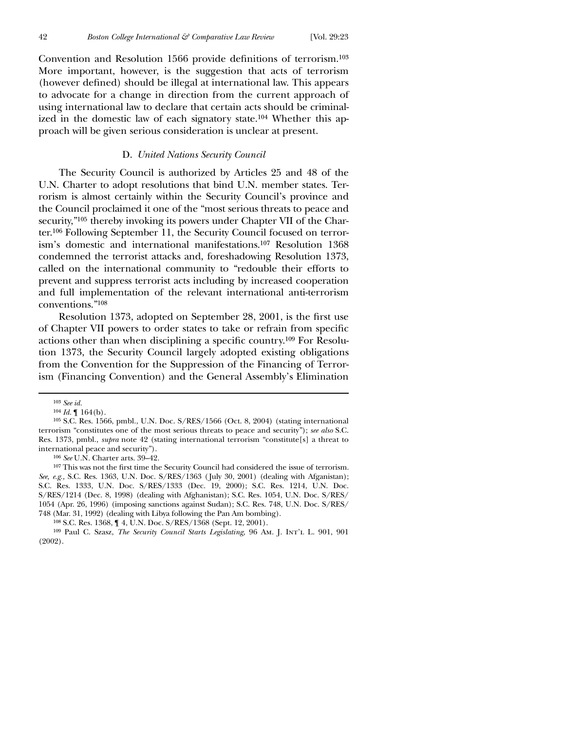Convention and Resolution 1566 provide definitions of terrorism.[103] More important, however, is the suggestion that acts of terrorism (however defined) should be illegal at international law. This appears to advocate for a change in direction from the current approach of using international law to declare that certain acts should be criminalized in the domestic law of each signatory state.[104] Whether this approach will be given serious consideration is unclear at present.

### D. *United Nations Security Council*

The Security Council is authorized by Articles 25 and 48 of the U.N. Charter to adopt resolutions that bind U.N. member states. Terrorism is almost certainly within the Security Council's province and the Council proclaimed it one of the "most serious threats to peace and security,"[105] thereby invoking its powers under Chapter VII of the Charter.[106] Following September 11, the Security Council focused on terrorism's domestic and international manifestations.[107] Resolution 1368 condemned the terrorist attacks and, foreshadowing Resolution 1373, called on the international community to "redouble their efforts to prevent and suppress terrorist acts including by increased cooperation and full implementation of the relevant international anti-terrorism conventions."[108]

Resolution 1373, adopted on September 28, 2001, is the first use of Chapter VII powers to order states to take or refrain from specific actions other than when disciplining a specific country.[109] For Resolution 1373, the Security Council largely adopted existing obligations from the Convention for the Suppression of the Financing of Terrorism (Financing Convention) and the General Assembly's Elimination

---

[103] *See id.*

[104] *Id.* ¶ 164(b).

[105] S.C. Res. 1566, pmbl., U.N. Doc. S/RES/1566 (Oct. 8, 2004) (stating international terrorism "constitutes one of the most serious threats to peace and security"); *see also* S.C. Res. 1373, pmbl., *supra* note 42 (stating international terrorism "constitute[s] a threat to international peace and security").

[106] *See* U.N. Charter arts. 39–42.

[107] This was not the first time the Security Council had considered the issue of terrorism. *See, e.g.,* S.C. Res. 1363, U.N. Doc. S/RES/1363 (July 30, 2001) (dealing with Afganistan); S.C. Res. 1333, U.N. Doc. S/RES/1333 (Dec. 19, 2000); S.C. Res. 1214, U.N. Doc. S/RES/1214 (Dec. 8, 1998) (dealing with Afghanistan); S.C. Res. 1054, U.N. Doc. S/RES/1054 (Apr. 26, 1996) (imposing sanctions against Sudan); S.C. Res. 748, U.N. Doc. S/RES/748 (Mar. 31, 1992) (dealing with Libya following the Pan Am bombing).

[108] S.C. Res. 1368, ¶ 4, U.N. Doc. S/RES/1368 (Sept. 12, 2001).

[109] Paul C. Szasz, *The Security Council Starts Legislating*, 96 Am. J. Int'l L. 901, 901 (2002).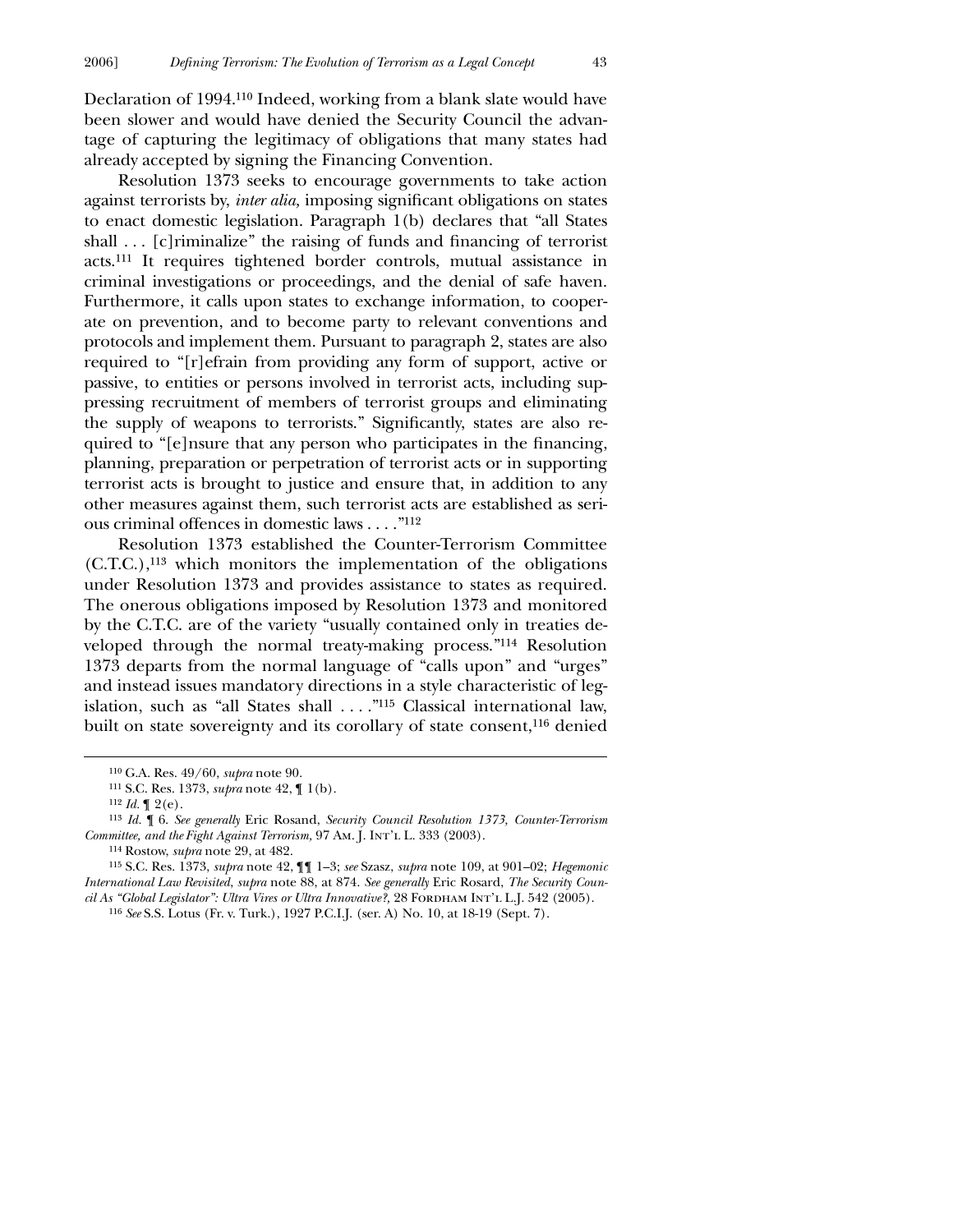Declaration of 1994.[110] Indeed, working from a blank slate would have been slower and would have denied the Security Council the advantage of capturing the legitimacy of obligations that many states had already accepted by signing the Financing Convention.

Resolution 1373 seeks to encourage governments to take action against terrorists by, *inter alia*, imposing significant obligations on states to enact domestic legislation. Paragraph 1(b) declares that "all States shall . . . [c]riminalize" the raising of funds and financing of terrorist acts.[111] It requires tightened border controls, mutual assistance in criminal investigations or proceedings, and the denial of safe haven. Furthermore, it calls upon states to exchange information, to cooperate on prevention, and to become party to relevant conventions and protocols and implement them. Pursuant to paragraph 2, states are also required to "[r]efrain from providing any form of support, active or passive, to entities or persons involved in terrorist acts, including suppressing recruitment of members of terrorist groups and eliminating the supply of weapons to terrorists." Significantly, states are also required to "[e]nsure that any person who participates in the financing, planning, preparation or perpetration of terrorist acts or in supporting terrorist acts is brought to justice and ensure that, in addition to any other measures against them, such terrorist acts are established as serious criminal offences in domestic laws . . . ."[112]

Resolution 1373 established the Counter-Terrorism Committee (C.T.C.),[113] which monitors the implementation of the obligations under Resolution 1373 and provides assistance to states as required. The onerous obligations imposed by Resolution 1373 and monitored by the C.T.C. are of the variety "usually contained only in treaties developed through the normal treaty-making process."[114] Resolution 1373 departs from the normal language of "calls upon" and "urges" and instead issues mandatory directions in a style characteristic of legislation, such as "all States shall . . . ."[115] Classical international law, built on state sovereignty and its corollary of state consent,[116] denied

---

[110] G.A. Res. 49/60, *supra* note 90.

[111] S.C. Res. 1373, *supra* note 42, ¶ 1(b).

[112] *Id.* ¶ 2(e).

[113] *Id.* ¶ 6. *See generally* Eric Rosand, *Security Council Resolution 1373, Counter-Terrorism Committee, and the Fight Against Terrorism*, 97 Am. J. Int'l L. 333 (2003).

[114] Rostow, *supra* note 29, at 482.

[115] S.C. Res. 1373, *supra* note 42, ¶¶ 1–3; *see* Szasz, *supra* note 109, at 901–02; *Hegemonic International Law Revisited*, *supra* note 88, at 874. *See generally* Eric Rosard, *The Security Council As "Global Legislator": Ultra Vires or Ultra Innovative?*, 28 Fordham Int'l L.J. 542 (2005).

[116] *See* S.S. Lotus (Fr. v. Turk.), 1927 P.C.I.J. (ser. A) No. 10, at 18-19 (Sept. 7).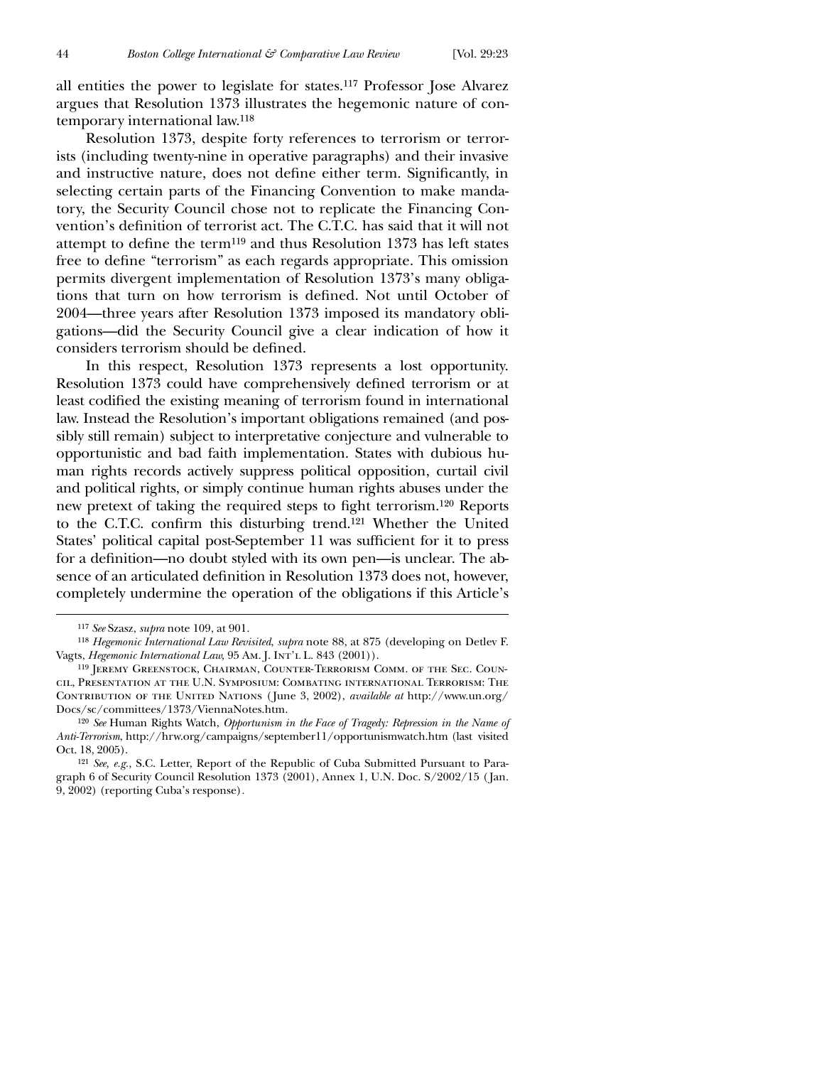all entities the power to legislate for states.[117] Professor Jose Alvarez argues that Resolution 1373 illustrates the hegemonic nature of contemporary international law.[118]

Resolution 1373, despite forty references to terrorism or terrorists (including twenty-nine in operative paragraphs) and their invasive and instructive nature, does not define either term. Significantly, in selecting certain parts of the Financing Convention to make mandatory, the Security Council chose not to replicate the Financing Convention's definition of terrorist act. The C.T.C. has said that it will not attempt to define the term[119] and thus Resolution 1373 has left states free to define "terrorism" as each regards appropriate. This omission permits divergent implementation of Resolution 1373's many obligations that turn on how terrorism is defined. Not until October of 2004—three years after Resolution 1373 imposed its mandatory obligations—did the Security Council give a clear indication of how it considers terrorism should be defined.

In this respect, Resolution 1373 represents a lost opportunity. Resolution 1373 could have comprehensively defined terrorism or at least codified the existing meaning of terrorism found in international law. Instead the Resolution's important obligations remained (and possibly still remain) subject to interpretative conjecture and vulnerable to opportunistic and bad faith implementation. States with dubious human rights records actively suppress political opposition, curtail civil and political rights, or simply continue human rights abuses under the new pretext of taking the required steps to fight terrorism.[120] Reports to the C.T.C. confirm this disturbing trend.[121] Whether the United States' political capital post-September 11 was sufficient for it to press for a definition—no doubt styled with its own pen—is unclear. The absence of an articulated definition in Resolution 1373 does not, however, completely undermine the operation of the obligations if this Article's

---

[117] *See* Szasz, *supra* note 109, at 901.

[118] *Hegemonic International Law Revisited*, *supra* note 88, at 875 (developing on Detlev F. Vagts, *Hegemonic International Law*, 95 Am. J. Int'l L. 843 (2001)).

[119] Jeremy Greenstock, Chairman, Counter-Terrorism Comm. of the Sec. Council, Presentation at the U.N. Symposium: Combating international Terrorism: The Contribution of the United Nations (June 3, 2002), *available at* http://www.un.org/Docs/sc/committees/1373/ViennaNotes.htm.

[120] *See* Human Rights Watch, *Opportunism in the Face of Tragedy: Repression in the Name of Anti-Terrorism*, http://hrw.org/campaigns/september11/opportunismwatch.htm (last visited Oct. 18, 2005).

[121] *See, e.g.*, S.C. Letter, Report of the Republic of Cuba Submitted Pursuant to Paragraph 6 of Security Council Resolution 1373 (2001), Annex 1, U.N. Doc. S/2002/15 (Jan. 9, 2002) (reporting Cuba's response).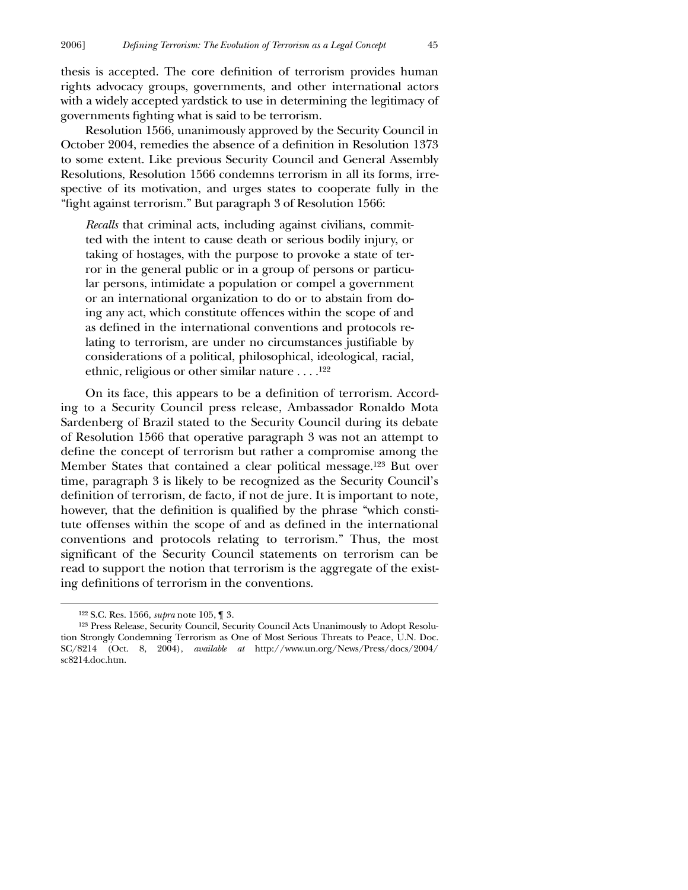thesis is accepted. The core definition of terrorism provides human rights advocacy groups, governments, and other international actors with a widely accepted yardstick to use in determining the legitimacy of governments fighting what is said to be terrorism.

Resolution 1566, unanimously approved by the Security Council in October 2004, remedies the absence of a definition in Resolution 1373 to some extent. Like previous Security Council and General Assembly Resolutions, Resolution 1566 condemns terrorism in all its forms, irrespective of its motivation, and urges states to cooperate fully in the "fight against terrorism." But paragraph 3 of Resolution 1566:

> *Recalls* that criminal acts, including against civilians, committed with the intent to cause death or serious bodily injury, or taking of hostages, with the purpose to provoke a state of terror in the general public or in a group of persons or particular persons, intimidate a population or compel a government or an international organization to do or to abstain from doing any act, which constitute offences within the scope of and as defined in the international conventions and protocols relating to terrorism, are under no circumstances justifiable by considerations of a political, philosophical, ideological, racial, ethnic, religious or other similar nature . . . .[122]

On its face, this appears to be a definition of terrorism. According to a Security Council press release, Ambassador Ronaldo Mota Sardenberg of Brazil stated to the Security Council during its debate of Resolution 1566 that operative paragraph 3 was not an attempt to define the concept of terrorism but rather a compromise among the Member States that contained a clear political message.[123] But over time, paragraph 3 is likely to be recognized as the Security Council's definition of terrorism, de facto, if not de jure. It is important to note, however, that the definition is qualified by the phrase "which constitute offenses within the scope of and as defined in the international conventions and protocols relating to terrorism." Thus, the most significant of the Security Council statements on terrorism can be read to support the notion that terrorism is the aggregate of the existing definitions of terrorism in the conventions.

---

[122] S.C. Res. 1566, *supra* note 105, ¶ 3.

[123] Press Release, Security Council, Security Council Acts Unanimously to Adopt Resolution Strongly Condemning Terrorism as One of Most Serious Threats to Peace, U.N. Doc. SC/8214 (Oct. 8, 2004), *available at* http://www.un.org/News/Press/docs/2004/sc8214.doc.htm.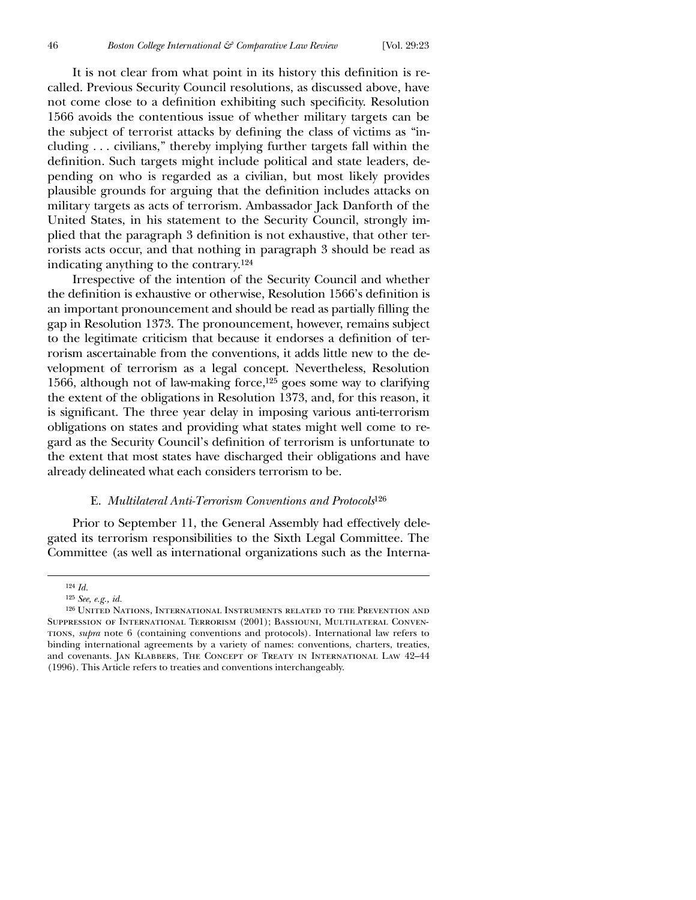It is not clear from what point in its history this definition is recalled. Previous Security Council resolutions, as discussed above, have not come close to a definition exhibiting such specificity. Resolution 1566 avoids the contentious issue of whether military targets can be the subject of terrorist attacks by defining the class of victims as "including . . . civilians," thereby implying further targets fall within the definition. Such targets might include political and state leaders, depending on who is regarded as a civilian, but most likely provides plausible grounds for arguing that the definition includes attacks on military targets as acts of terrorism. Ambassador Jack Danforth of the United States, in his statement to the Security Council, strongly implied that the paragraph 3 definition is not exhaustive, that other terrorists acts occur, and that nothing in paragraph 3 should be read as indicating anything to the contrary.[124]

Irrespective of the intention of the Security Council and whether the definition is exhaustive or otherwise, Resolution 1566's definition is an important pronouncement and should be read as partially filling the gap in Resolution 1373. The pronouncement, however, remains subject to the legitimate criticism that because it endorses a definition of terrorism ascertainable from the conventions, it adds little new to the development of terrorism as a legal concept. Nevertheless, Resolution 1566, although not of law-making force,[125] goes some way to clarifying the extent of the obligations in Resolution 1373, and, for this reason, it is significant. The three year delay in imposing various anti-terrorism obligations on states and providing what states might well come to regard as the Security Council's definition of terrorism is unfortunate to the extent that most states have discharged their obligations and have already delineated what each considers terrorism to be.

### E. *Multilateral Anti-Terrorism Conventions and Protocols*[126]

Prior to September 11, the General Assembly had effectively delegated its terrorism responsibilities to the Sixth Legal Committee. The Committee (as well as international organizations such as the Interna-

---

[124] *Id.*

[125] *See, e.g., id.*

[126] United Nations, International Instruments related to the Prevention and Suppression of International Terrorism (2001); Bassiouni, Multilateral Conventions, *supra* note 6 (containing conventions and protocols). International law refers to binding international agreements by a variety of names: conventions, charters, treaties, and covenants. Jan Klabbers, The Concept of Treaty in International Law 42–44 (1996). This Article refers to treaties and conventions interchangeably.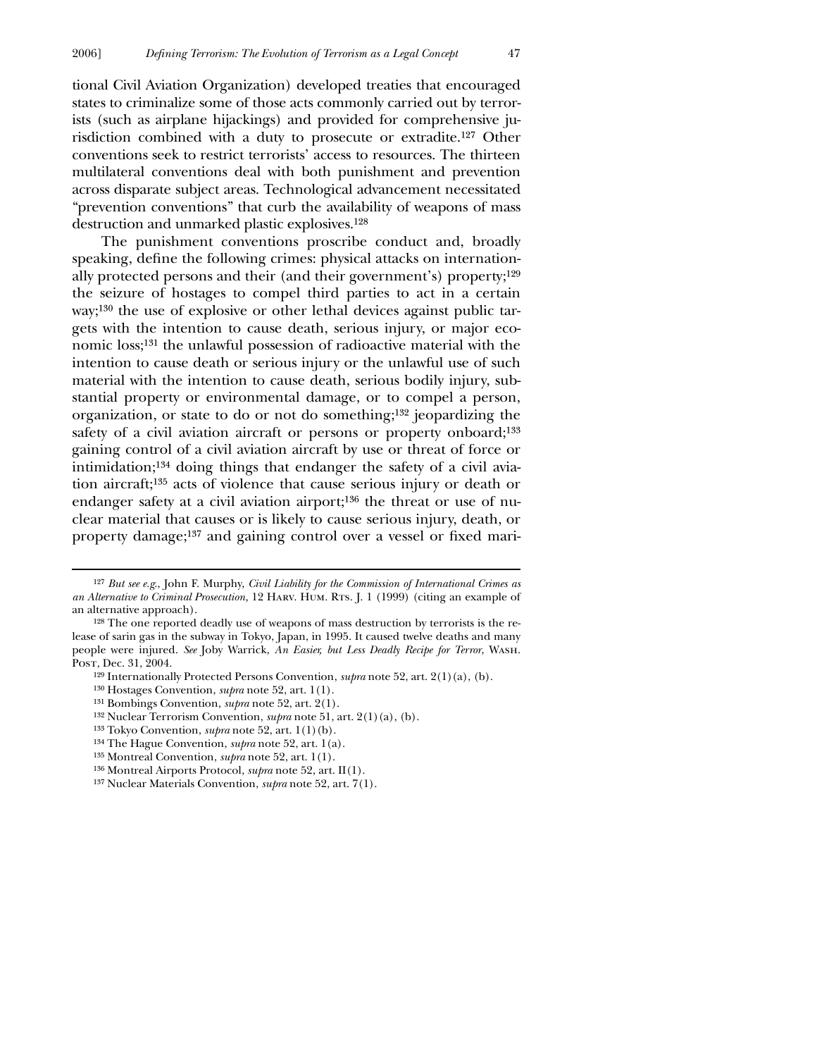tional Civil Aviation Organization) developed treaties that encouraged states to criminalize some of those acts commonly carried out by terrorists (such as airplane hijackings) and provided for comprehensive jurisdiction combined with a duty to prosecute or extradite.[127] Other conventions seek to restrict terrorists' access to resources. The thirteen multilateral conventions deal with both punishment and prevention across disparate subject areas. Technological advancement necessitated "prevention conventions" that curb the availability of weapons of mass destruction and unmarked plastic explosives.[128]

The punishment conventions proscribe conduct and, broadly speaking, define the following crimes: physical attacks on internationally protected persons and their (and their government's) property;[129] the seizure of hostages to compel third parties to act in a certain way;[130] the use of explosive or other lethal devices against public targets with the intention to cause death, serious injury, or major economic loss;[131] the unlawful possession of radioactive material with the intention to cause death or serious injury or the unlawful use of such material with the intention to cause death, serious bodily injury, substantial property or environmental damage, or to compel a person, organization, or state to do or not do something;[132] jeopardizing the safety of a civil aviation aircraft or persons or property onboard;[133] gaining control of a civil aviation aircraft by use or threat of force or intimidation;[134] doing things that endanger the safety of a civil aviation aircraft;[135] acts of violence that cause serious injury or death or endanger safety at a civil aviation airport;[136] the threat or use of nuclear material that causes or is likely to cause serious injury, death, or property damage;[137] and gaining control over a vessel or fixed mari-

---

[127] *But see e.g.*, John F. Murphy, *Civil Liability for the Commission of International Crimes as an Alternative to Criminal Prosecution*, 12 Harv. Hum. Rts. J. 1 (1999) (citing an example of an alternative approach).

[128] The one reported deadly use of weapons of mass destruction by terrorists is the release of sarin gas in the subway in Tokyo, Japan, in 1995. It caused twelve deaths and many people were injured. *See* Joby Warrick, *An Easier, but Less Deadly Recipe for Terror*, Wash. Post, Dec. 31, 2004.

[129] Internationally Protected Persons Convention, *supra* note 52, art. 2(1)(a), (b).

[130] Hostages Convention, *supra* note 52, art. 1(1).

[131] Bombings Convention, *supra* note 52, art. 2(1).

[132] Nuclear Terrorism Convention, *supra* note 51, art. 2(1)(a), (b).

[133] Tokyo Convention, *supra* note 52, art. 1(1)(b).

[134] The Hague Convention, *supra* note 52, art. 1(a).

[135] Montreal Convention, *supra* note 52, art. 1(1).

[136] Montreal Airports Protocol, *supra* note 52, art. II(1).

[137] Nuclear Materials Convention, *supra* note 52, art. 7(1).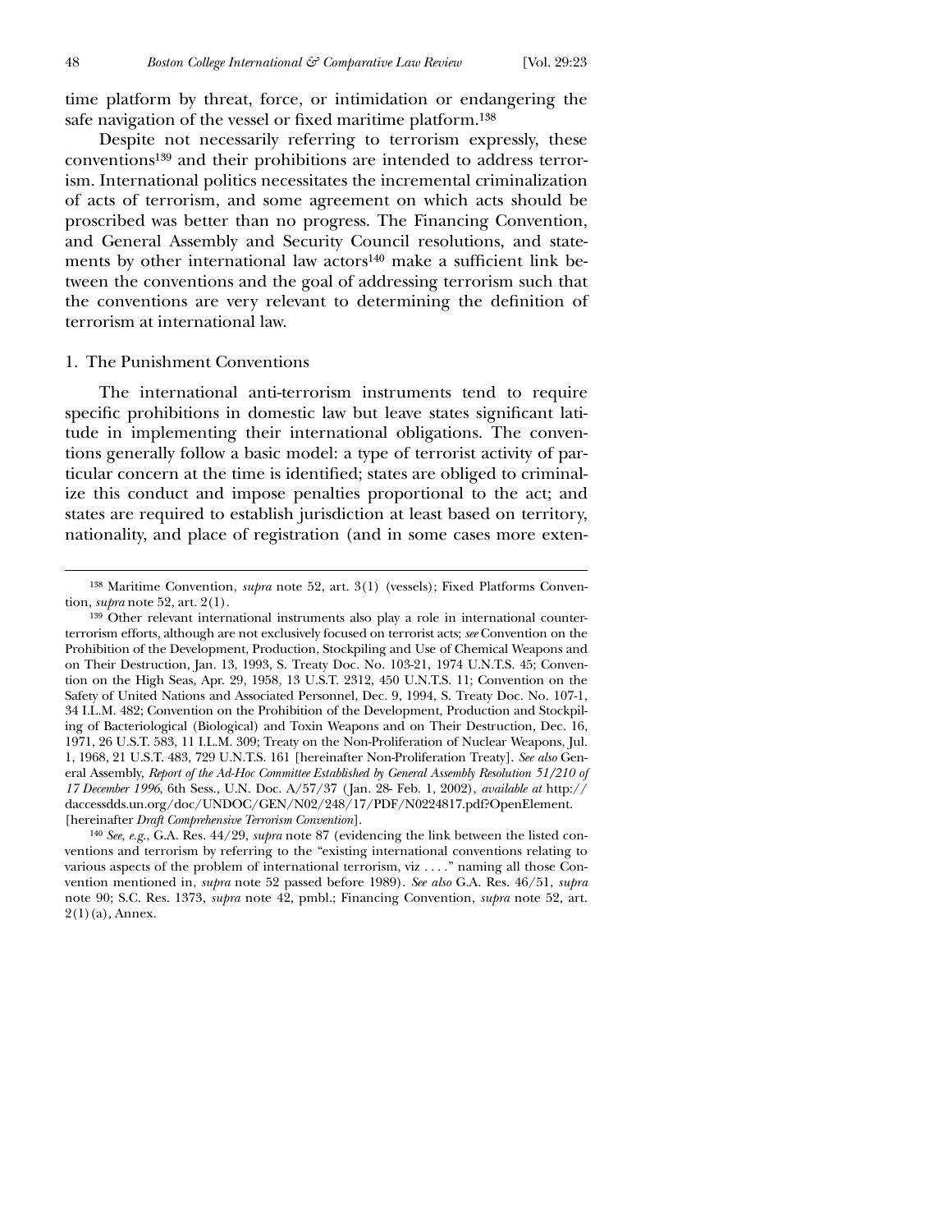time platform by threat, force, or intimidation or endangering the safe navigation of the vessel or fixed maritime platform.[138]

Despite not necessarily referring to terrorism expressly, these conventions[139] and their prohibitions are intended to address terrorism. International politics necessitates the incremental criminalization of acts of terrorism, and some agreement on which acts should be proscribed was better than no progress. The Financing Convention, and General Assembly and Security Council resolutions, and statements by other international law actors[140] make a sufficient link between the conventions and the goal of addressing terrorism such that the conventions are very relevant to determining the definition of terrorism at international law.

### 1. The Punishment Conventions

The international anti-terrorism instruments tend to require specific prohibitions in domestic law but leave states significant latitude in implementing their international obligations. The conventions generally follow a basic model: a type of terrorist activity of particular concern at the time is identified; states are obliged to criminalize this conduct and impose penalties proportional to the act; and states are required to establish jurisdiction at least based on territory, nationality, and place of registration (and in some cases more exten-

---

[138] Maritime Convention, *supra* note 52, art. 3(1) (vessels); Fixed Platforms Convention, *supra* note 52, art. 2(1).

[139] Other relevant international instruments also play a role in international counterterrorism efforts, although are not exclusively focused on terrorist acts; *see* Convention on the Prohibition of the Development, Production, Stockpiling and Use of Chemical Weapons and on Their Destruction, Jan. 13, 1993, S. Treaty Doc. No. 103-21, 1974 U.N.T.S. 45; Convention on the High Seas, Apr. 29, 1958, 13 U.S.T. 2312, 450 U.N.T.S. 11; Convention on the Safety of United Nations and Associated Personnel, Dec. 9, 1994, S. Treaty Doc. No. 107-1, 34 I.L.M. 482; Convention on the Prohibition of the Development, Production and Stockpiling of Bacteriological (Biological) and Toxin Weapons and on Their Destruction, Dec. 16, 1971, 26 U.S.T. 583, 11 I.L.M. 309; Treaty on the Non-Proliferation of Nuclear Weapons, Jul. 1, 1968, 21 U.S.T. 483, 729 U.N.T.S. 161 [hereinafter Non-Proliferation Treaty]. *See also* General Assembly, *Report of the Ad-Hoc Committee Established by General Assembly Resolution 51/210 of 17 December 1996*, 6th Sess., U.N. Doc. A/57/37 (Jan. 28- Feb. 1, 2002), *available at* http://daccessdds.un.org/doc/UNDOC/GEN/N02/248/17/PDF/N0224817.pdf?OpenElement. [hereinafter *Draft Comprehensive Terrorism Convention*].

[140] *See, e.g.*, G.A. Res. 44/29, *supra* note 87 (evidencing the link between the listed conventions and terrorism by referring to the "existing international conventions relating to various aspects of the problem of international terrorism, viz . . . ." naming all those Convention mentioned in, *supra* note 52 passed before 1989). *See also* G.A. Res. 46/51, *supra* note 90; S.C. Res. 1373, *supra* note 42, pmbl.; Financing Convention, *supra* note 52, art. 2(1)(a), Annex.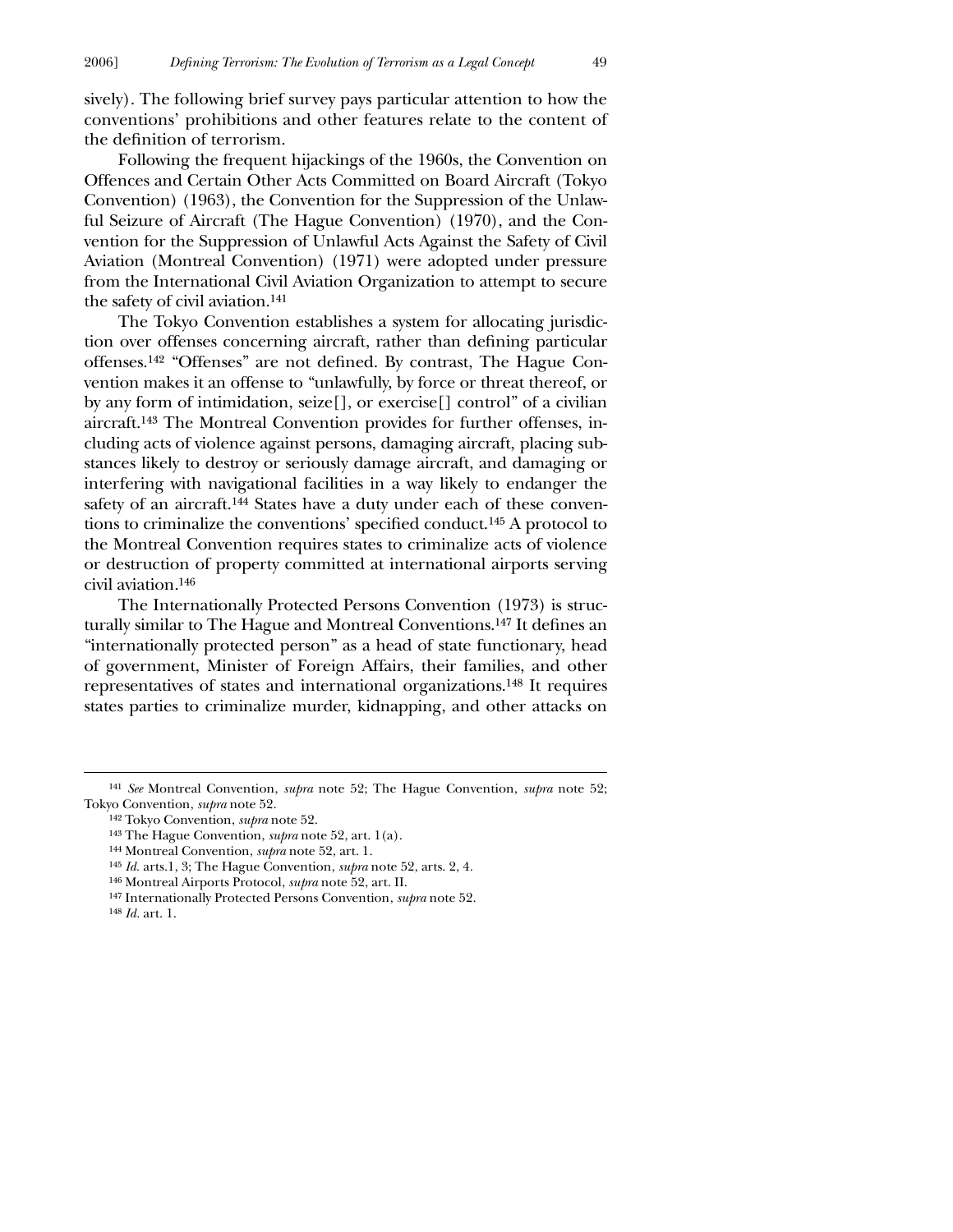sively). The following brief survey pays particular attention to how the conventions' prohibitions and other features relate to the content of the definition of terrorism.

Following the frequent hijackings of the 1960s, the Convention on Offences and Certain Other Acts Committed on Board Aircraft (Tokyo Convention) (1963), the Convention for the Suppression of the Unlawful Seizure of Aircraft (The Hague Convention) (1970), and the Convention for the Suppression of Unlawful Acts Against the Safety of Civil Aviation (Montreal Convention) (1971) were adopted under pressure from the International Civil Aviation Organization to attempt to secure the safety of civil aviation.[141]

The Tokyo Convention establishes a system for allocating jurisdiction over offenses concerning aircraft, rather than defining particular offenses.[142] "Offenses" are not defined. By contrast, The Hague Convention makes it an offense to "unlawfully, by force or threat thereof, or by any form of intimidation, seize[], or exercise[] control" of a civilian aircraft.[143] The Montreal Convention provides for further offenses, including acts of violence against persons, damaging aircraft, placing substances likely to destroy or seriously damage aircraft, and damaging or interfering with navigational facilities in a way likely to endanger the safety of an aircraft.[144] States have a duty under each of these conventions to criminalize the conventions' specified conduct.[145] A protocol to the Montreal Convention requires states to criminalize acts of violence or destruction of property committed at international airports serving civil aviation.[146]

The Internationally Protected Persons Convention (1973) is structurally similar to The Hague and Montreal Conventions.[147] It defines an "internationally protected person" as a head of state functionary, head of government, Minister of Foreign Affairs, their families, and other representatives of states and international organizations.[148] It requires states parties to criminalize murder, kidnapping, and other attacks on

---

[141] *See* Montreal Convention, *supra* note 52; The Hague Convention, *supra* note 52; Tokyo Convention, *supra* note 52.

[142] Tokyo Convention, *supra* note 52.

[143] The Hague Convention, *supra* note 52, art. 1(a).

[144] Montreal Convention, *supra* note 52, art. 1.

[145] *Id.* arts.1, 3; The Hague Convention, *supra* note 52, arts. 2, 4.

[146] Montreal Airports Protocol, *supra* note 52, art. II.

[147] Internationally Protected Persons Convention, *supra* note 52.

[148] *Id.* art. 1.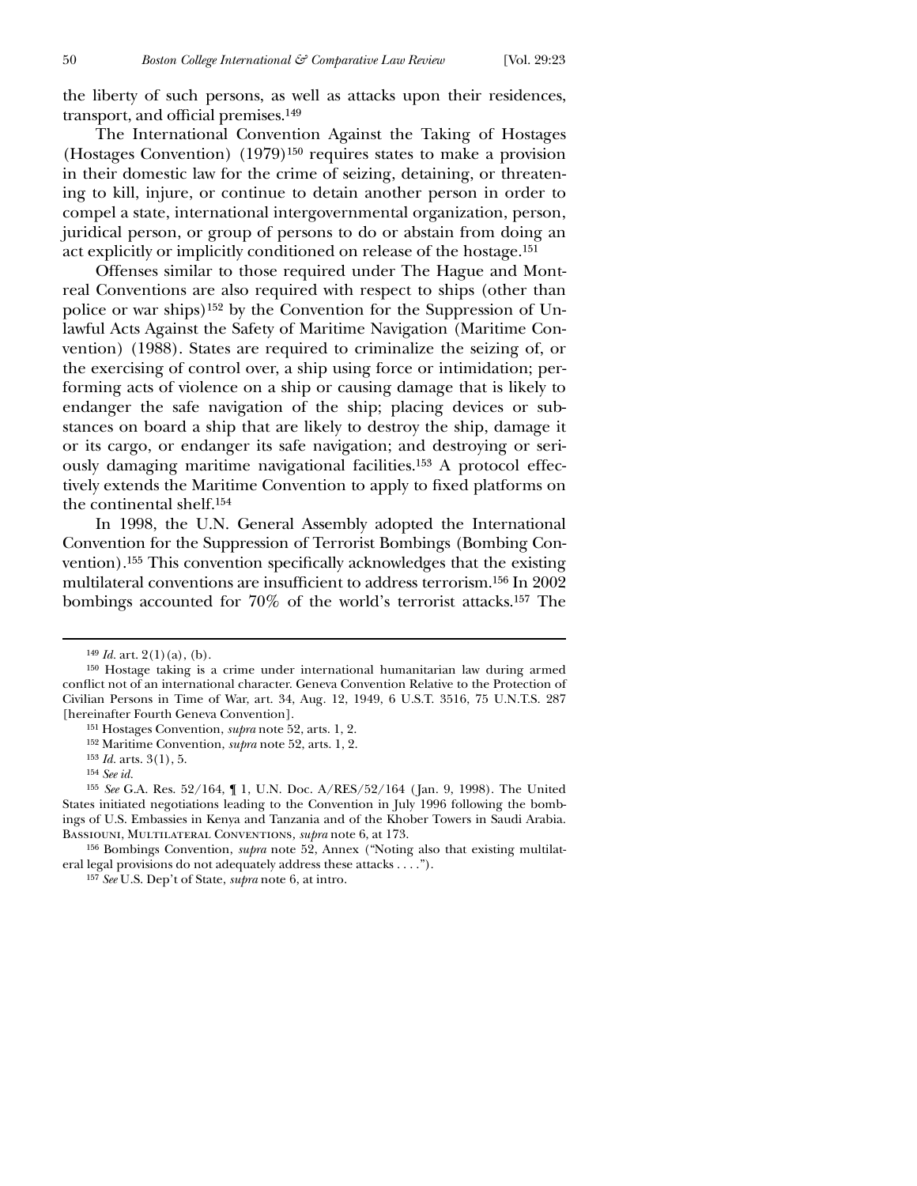the liberty of such persons, as well as attacks upon their residences, transport, and official premises.[149]

The International Convention Against the Taking of Hostages (Hostages Convention) (1979)[150] requires states to make a provision in their domestic law for the crime of seizing, detaining, or threatening to kill, injure, or continue to detain another person in order to compel a state, international intergovernmental organization, person, juridical person, or group of persons to do or abstain from doing an act explicitly or implicitly conditioned on release of the hostage.[151]

Offenses similar to those required under The Hague and Montreal Conventions are also required with respect to ships (other than police or war ships)[152] by the Convention for the Suppression of Unlawful Acts Against the Safety of Maritime Navigation (Maritime Convention) (1988). States are required to criminalize the seizing of, or the exercising of control over, a ship using force or intimidation; performing acts of violence on a ship or causing damage that is likely to endanger the safe navigation of the ship; placing devices or substances on board a ship that are likely to destroy the ship, damage it or its cargo, or endanger its safe navigation; and destroying or seriously damaging maritime navigational facilities.[153] A protocol effectively extends the Maritime Convention to apply to fixed platforms on the continental shelf.[154]

In 1998, the U.N. General Assembly adopted the International Convention for the Suppression of Terrorist Bombings (Bombing Convention).[155] This convention specifically acknowledges that the existing multilateral conventions are insufficient to address terrorism.[156] In 2002 bombings accounted for 70% of the world's terrorist attacks.[157] The

---

[149] *Id.* art. 2(1)(a), (b).

[150] Hostage taking is a crime under international humanitarian law during armed conflict not of an international character. Geneva Convention Relative to the Protection of Civilian Persons in Time of War, art. 34, Aug. 12, 1949, 6 U.S.T. 3516, 75 U.N.T.S. 287 [hereinafter Fourth Geneva Convention].

[151] Hostages Convention, *supra* note 52, arts. 1, 2.

[152] Maritime Convention, *supra* note 52, arts. 1, 2.

[153] *Id.* arts. 3(1), 5.

[154] *See id.*

[155] *See* G.A. Res. 52/164, ¶ 1, U.N. Doc. A/RES/52/164 (Jan. 9, 1998). The United States initiated negotiations leading to the Convention in July 1996 following the bombings of U.S. Embassies in Kenya and Tanzania and of the Khober Towers in Saudi Arabia. Bassiouni, Multilateral Conventions, *supra* note 6, at 173.

[156] Bombings Convention, *supra* note 52, Annex ("Noting also that existing multilateral legal provisions do not adequately address these attacks . . . .").

[157] *See* U.S. Dep't of State, *supra* note 6, at intro.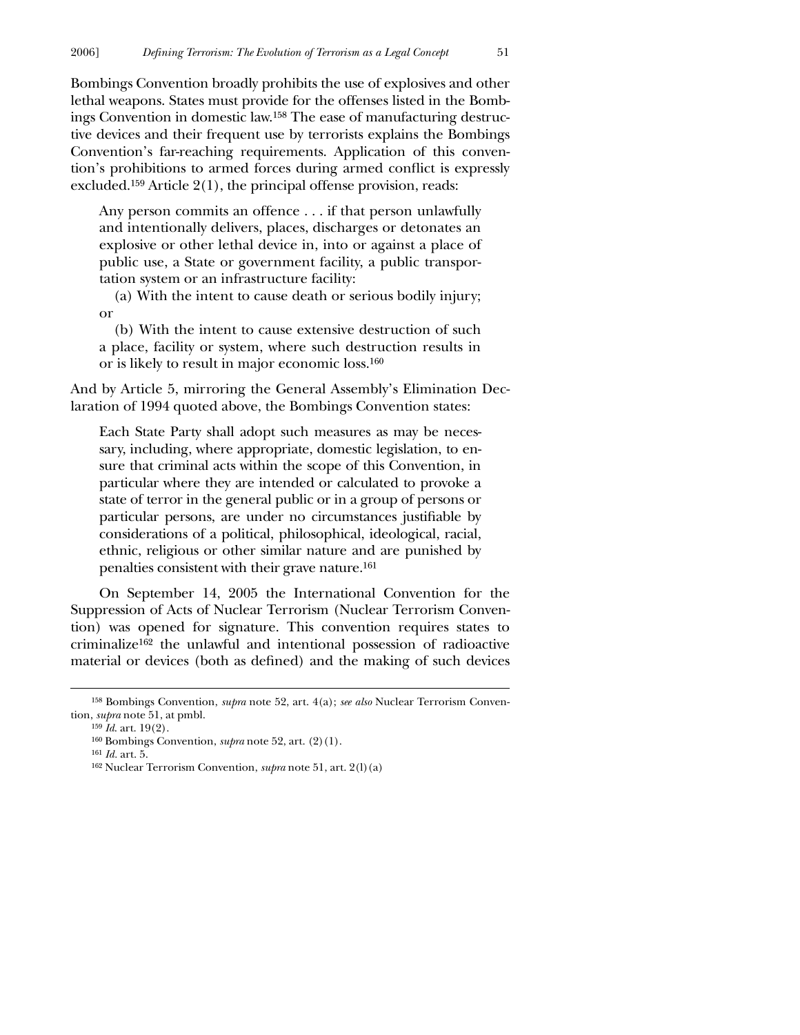Bombings Convention broadly prohibits the use of explosives and other lethal weapons. States must provide for the offenses listed in the Bombings Convention in domestic law.[158] The ease of manufacturing destructive devices and their frequent use by terrorists explains the Bombings Convention's far-reaching requirements. Application of this convention's prohibitions to armed forces during armed conflict is expressly excluded.[159] Article 2(1), the principal offense provision, reads:

> Any person commits an offence . . . if that person unlawfully and intentionally delivers, places, discharges or detonates an explosive or other lethal device in, into or against a place of public use, a State or government facility, a public transportation system or an infrastructure facility:
>
> (a) With the intent to cause death or serious bodily injury; or
>
> (b) With the intent to cause extensive destruction of such a place, facility or system, where such destruction results in or is likely to result in major economic loss.[160]

And by Article 5, mirroring the General Assembly's Elimination Declaration of 1994 quoted above, the Bombings Convention states:

> Each State Party shall adopt such measures as may be necessary, including, where appropriate, domestic legislation, to ensure that criminal acts within the scope of this Convention, in particular where they are intended or calculated to provoke a state of terror in the general public or in a group of persons or particular persons, are under no circumstances justifiable by considerations of a political, philosophical, ideological, racial, ethnic, religious or other similar nature and are punished by penalties consistent with their grave nature.[161]

On September 14, 2005 the International Convention for the Suppression of Acts of Nuclear Terrorism (Nuclear Terrorism Convention) was opened for signature. This convention requires states to criminalize[162] the unlawful and intentional possession of radioactive material or devices (both as defined) and the making of such devices

---

[158] Bombings Convention, *supra* note 52, art. 4(a); *see also* Nuclear Terrorism Convention, *supra* note 51, at pmbl.

[159] *Id.* art. 19(2).

[160] Bombings Convention, *supra* note 52, art. (2)(1).

[161] *Id.* art. 5.

[162] Nuclear Terrorism Convention, *supra* note 51, art. 2(l)(a)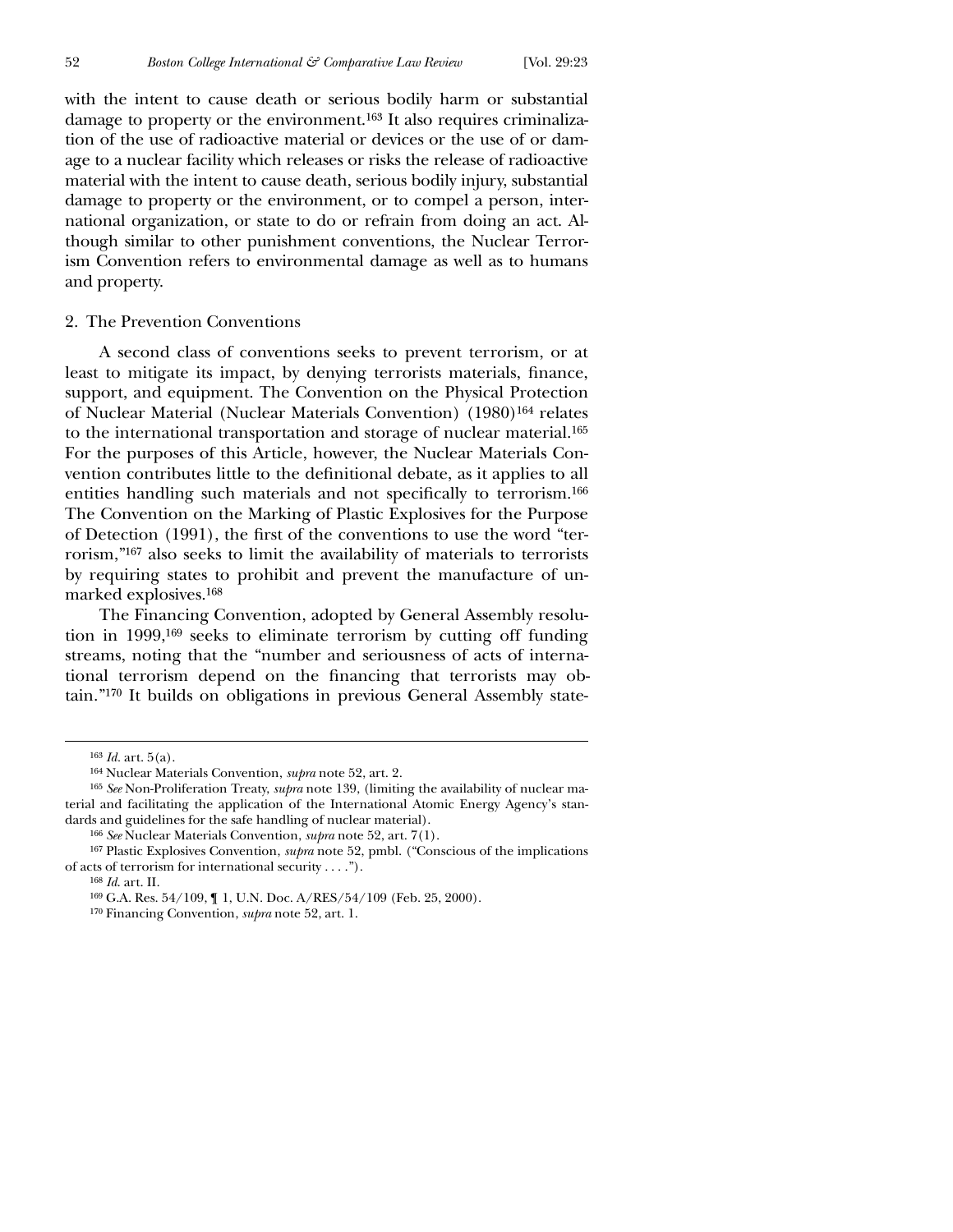with the intent to cause death or serious bodily harm or substantial damage to property or the environment.[163] It also requires criminalization of the use of radioactive material or devices or the use of or damage to a nuclear facility which releases or risks the release of radioactive material with the intent to cause death, serious bodily injury, substantial damage to property or the environment, or to compel a person, international organization, or state to do or refrain from doing an act. Although similar to other punishment conventions, the Nuclear Terrorism Convention refers to environmental damage as well as to humans and property.

### 2. The Prevention Conventions

A second class of conventions seeks to prevent terrorism, or at least to mitigate its impact, by denying terrorists materials, finance, support, and equipment. The Convention on the Physical Protection of Nuclear Material (Nuclear Materials Convention) (1980)[164] relates to the international transportation and storage of nuclear material.[165] For the purposes of this Article, however, the Nuclear Materials Convention contributes little to the definitional debate, as it applies to all entities handling such materials and not specifically to terrorism.[166] The Convention on the Marking of Plastic Explosives for the Purpose of Detection (1991), the first of the conventions to use the word "terrorism,"[167] also seeks to limit the availability of materials to terrorists by requiring states to prohibit and prevent the manufacture of unmarked explosives.[168]

The Financing Convention, adopted by General Assembly resolution in 1999,[169] seeks to eliminate terrorism by cutting off funding streams, noting that the "number and seriousness of acts of international terrorism depend on the financing that terrorists may obtain."[170] It builds on obligations in previous General Assembly state-

---

[163] *Id.* art. 5(a).

[164] Nuclear Materials Convention, *supra* note 52, art. 2.

[165] *See* Non-Proliferation Treaty, *supra* note 139, (limiting the availability of nuclear material and facilitating the application of the International Atomic Energy Agency's standards and guidelines for the safe handling of nuclear material).

[166] *See* Nuclear Materials Convention, *supra* note 52, art. 7(1).

[167] Plastic Explosives Convention, *supra* note 52, pmbl. ("Conscious of the implications of acts of terrorism for international security . . . .").

[168] *Id.* art. II.

[169] G.A. Res. 54/109, ¶ 1, U.N. Doc. A/RES/54/109 (Feb. 25, 2000).

[170] Financing Convention, *supra* note 52, art. 1.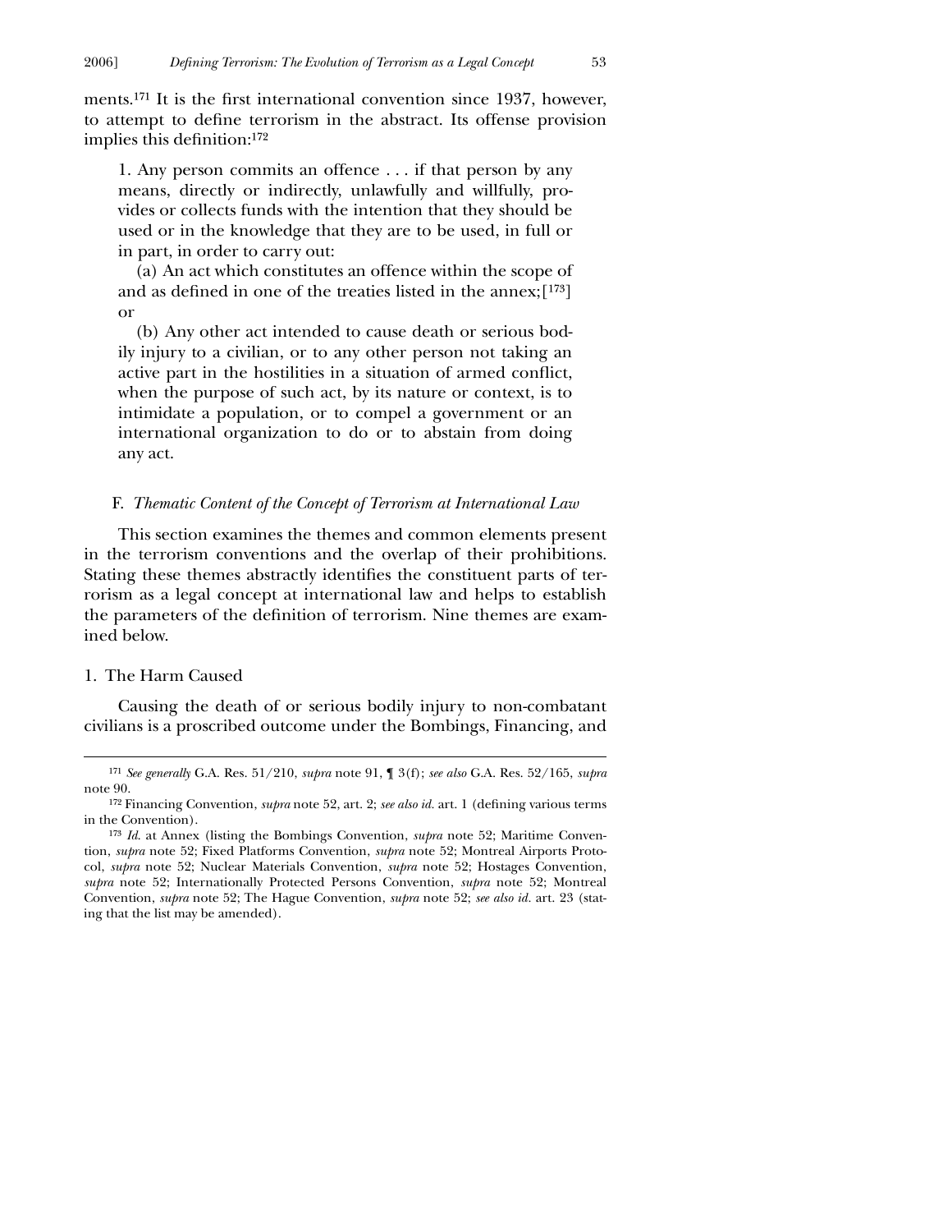ments.[171] It is the first international convention since 1937, however, to attempt to define terrorism in the abstract. Its offense provision implies this definition:[172]

> 1. Any person commits an offence . . . if that person by any means, directly or indirectly, unlawfully and willfully, provides or collects funds with the intention that they should be used or in the knowledge that they are to be used, in full or in part, in order to carry out:
>
> (a) An act which constitutes an offence within the scope of and as defined in one of the treaties listed in the annex;[[173]] or
>
> (b) Any other act intended to cause death or serious bodily injury to a civilian, or to any other person not taking an active part in the hostilities in a situation of armed conflict, when the purpose of such act, by its nature or context, is to intimidate a population, or to compel a government or an international organization to do or to abstain from doing any act.

### F. *Thematic Content of the Concept of Terrorism at International Law*

This section examines the themes and common elements present in the terrorism conventions and the overlap of their prohibitions. Stating these themes abstractly identifies the constituent parts of terrorism as a legal concept at international law and helps to establish the parameters of the definition of terrorism. Nine themes are examined below.

#### 1. The Harm Caused

Causing the death of or serious bodily injury to non-combatant civilians is a proscribed outcome under the Bombings, Financing, and

---

[171] *See generally* G.A. Res. 51/210, *supra* note 91, ¶ 3(f); *see also* G.A. Res. 52/165, *supra* note 90.

[172] Financing Convention, *supra* note 52, art. 2; *see also id.* art. 1 (defining various terms in the Convention).

[173] *Id.* at Annex (listing the Bombings Convention, *supra* note 52; Maritime Convention, *supra* note 52; Fixed Platforms Convention, *supra* note 52; Montreal Airports Protocol, *supra* note 52; Nuclear Materials Convention, *supra* note 52; Hostages Convention, *supra* note 52; Internationally Protected Persons Convention, *supra* note 52; Montreal Convention, *supra* note 52; The Hague Convention, *supra* note 52; *see also id.* art. 23 (stating that the list may be amended).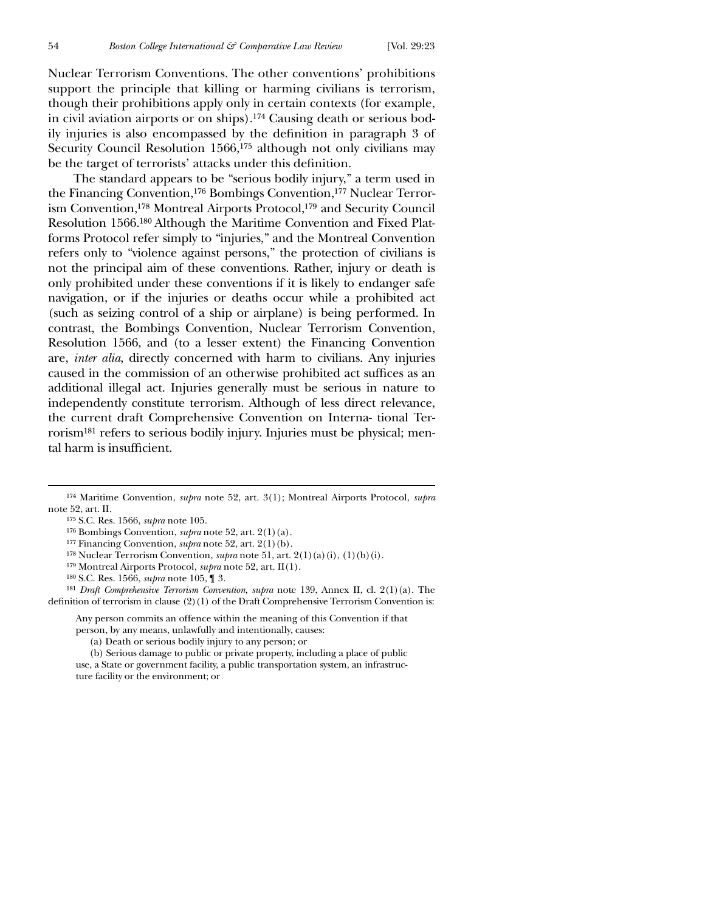Nuclear Terrorism Conventions. The other conventions' prohibitions support the principle that killing or harming civilians is terrorism, though their prohibitions apply only in certain contexts (for example, in civil aviation airports or on ships).[174] Causing death or serious bodily injuries is also encompassed by the definition in paragraph 3 of Security Council Resolution 1566,[175] although not only civilians may be the target of terrorists' attacks under this definition.

The standard appears to be "serious bodily injury," a term used in the Financing Convention,[176] Bombings Convention,[177] Nuclear Terrorism Convention,[178] Montreal Airports Protocol,[179] and Security Council Resolution 1566.[180] Although the Maritime Convention and Fixed Platforms Protocol refer simply to "injuries," and the Montreal Convention refers only to "violence against persons," the protection of civilians is not the principal aim of these conventions. Rather, injury or death is only prohibited under these conventions if it is likely to endanger safe navigation, or if the injuries or deaths occur while a prohibited act (such as seizing control of a ship or airplane) is being performed. In contrast, the Bombings Convention, Nuclear Terrorism Convention, Resolution 1566, and (to a lesser extent) the Financing Convention are, *inter alia*, directly concerned with harm to civilians. Any injuries caused in the commission of an otherwise prohibited act suffices as an additional illegal act. Injuries generally must be serious in nature to independently constitute terrorism. Although of less direct relevance, the current draft Comprehensive Convention on Interna- tional Terrorism[181] refers to serious bodily injury. Injuries must be physical; mental harm is insufficient.

---

[174] Maritime Convention, *supra* note 52, art. 3(1); Montreal Airports Protocol, *supra* note 52, art. II.

[175] S.C. Res. 1566, *supra* note 105.

[176] Bombings Convention, *supra* note 52, art. 2(1)(a).

[177] Financing Convention, *supra* note 52, art. 2(1)(b).

[178] Nuclear Terrorism Convention, *supra* note 51, art. 2(1)(a)(i), (1)(b)(i).

[179] Montreal Airports Protocol, *supra* note 52, art. II(1).

[180] S.C. Res. 1566, *supra* note 105, ¶ 3.

[181] *Draft Comprehensive Terrorism Convention, supra* note 139, Annex II, cl. 2(1)(a). The definition of terrorism in clause (2)(1) of the Draft Comprehensive Terrorism Convention is:

> Any person commits an offence within the meaning of this Convention if that person, by any means, unlawfully and intentionally, causes:
>
> (a) Death or serious bodily injury to any person; or
>
> (b) Serious damage to public or private property, including a place of public use, a State or government facility, a public transportation system, an infrastructure facility or the environment; or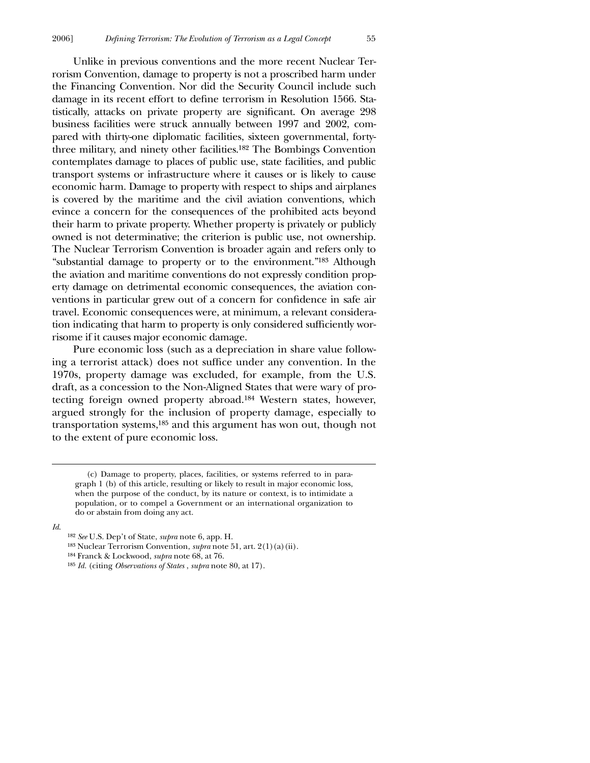Unlike in previous conventions and the more recent Nuclear Terrorism Convention, damage to property is not a proscribed harm under the Financing Convention. Nor did the Security Council include such damage in its recent effort to define terrorism in Resolution 1566. Statistically, attacks on private property are significant. On average 298 business facilities were struck annually between 1997 and 2002, compared with thirty-one diplomatic facilities, sixteen governmental, forty-three military, and ninety other facilities.[182] The Bombings Convention contemplates damage to places of public use, state facilities, and public transport systems or infrastructure where it causes or is likely to cause economic harm. Damage to property with respect to ships and airplanes is covered by the maritime and the civil aviation conventions, which evince a concern for the consequences of the prohibited acts beyond their harm to private property. Whether property is privately or publicly owned is not determinative; the criterion is public use, not ownership. The Nuclear Terrorism Convention is broader again and refers only to "substantial damage to property or to the environment."[183] Although the aviation and maritime conventions do not expressly condition property damage on detrimental economic consequences, the aviation conventions in particular grew out of a concern for confidence in safe air travel. Economic consequences were, at minimum, a relevant consideration indicating that harm to property is only considered sufficiently worrisome if it causes major economic damage.

Pure economic loss (such as a depreciation in share value following a terrorist attack) does not suffice under any convention. In the 1970s, property damage was excluded, for example, from the U.S. draft, as a concession to the Non-Aligned States that were wary of protecting foreign owned property abroad.[184] Western states, however, argued strongly for the inclusion of property damage, especially to transportation systems,[185] and this argument has won out, though not to the extent of pure economic loss.

---

> (c) Damage to property, places, facilities, or systems referred to in paragraph 1 (b) of this article, resulting or likely to result in major economic loss, when the purpose of the conduct, by its nature or context, is to intimidate a population, or to compel a Government or an international organization to do or abstain from doing any act.

*Id.*

[182] *See* U.S. Dep't of State, *supra* note 6, app. H.

[183] Nuclear Terrorism Convention, *supra* note 51, art. 2(1)(a)(ii).

[184] Franck & Lockwood, *supra* note 68, at 76.

[185] *Id.* (citing *Observations of States*, *supra* note 80, at 17).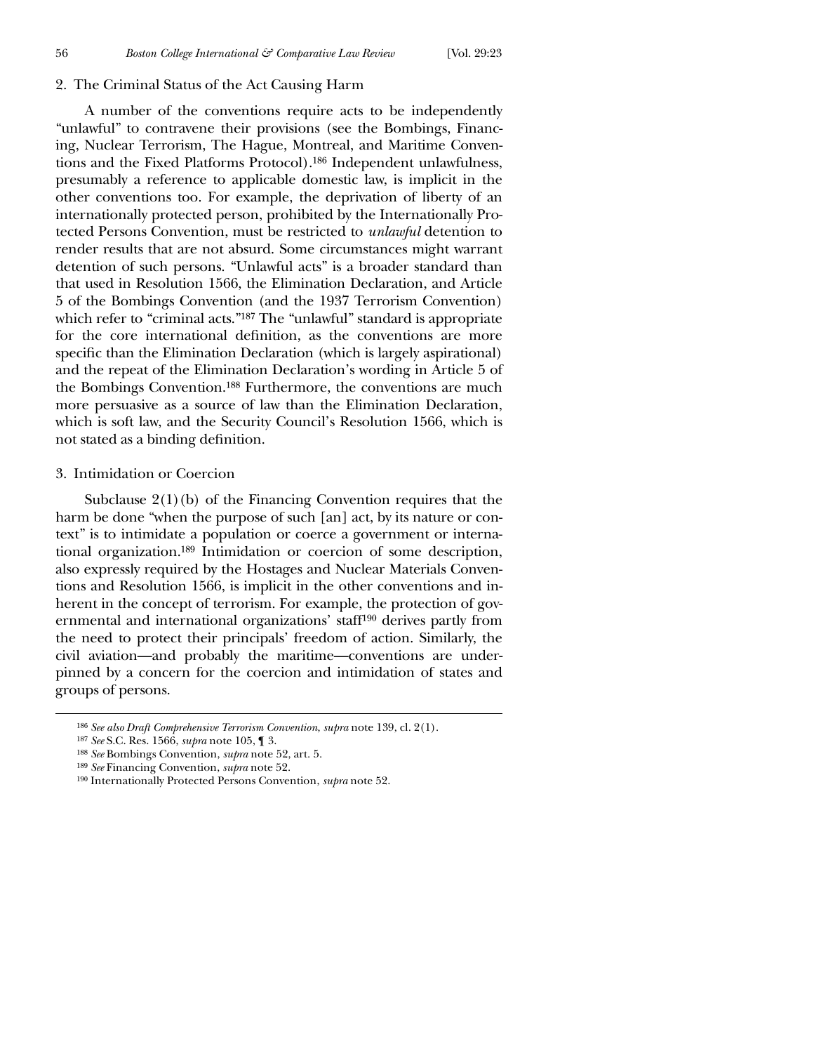### 2. The Criminal Status of the Act Causing Harm

A number of the conventions require acts to be independently "unlawful" to contravene their provisions (see the Bombings, Financing, Nuclear Terrorism, The Hague, Montreal, and Maritime Conventions and the Fixed Platforms Protocol).[186] Independent unlawfulness, presumably a reference to applicable domestic law, is implicit in the other conventions too. For example, the deprivation of liberty of an internationally protected person, prohibited by the Internationally Protected Persons Convention, must be restricted to *unlawful* detention to render results that are not absurd. Some circumstances might warrant detention of such persons. "Unlawful acts" is a broader standard than that used in Resolution 1566, the Elimination Declaration, and Article 5 of the Bombings Convention (and the 1937 Terrorism Convention) which refer to "criminal acts."[187] The "unlawful" standard is appropriate for the core international definition, as the conventions are more specific than the Elimination Declaration (which is largely aspirational) and the repeat of the Elimination Declaration's wording in Article 5 of the Bombings Convention.[188] Furthermore, the conventions are much more persuasive as a source of law than the Elimination Declaration, which is soft law, and the Security Council's Resolution 1566, which is not stated as a binding definition.

### 3. Intimidation or Coercion

Subclause 2(1)(b) of the Financing Convention requires that the harm be done "when the purpose of such [an] act, by its nature or context" is to intimidate a population or coerce a government or international organization.[189] Intimidation or coercion of some description, also expressly required by the Hostages and Nuclear Materials Conventions and Resolution 1566, is implicit in the other conventions and inherent in the concept of terrorism. For example, the protection of governmental and international organizations' staff[190] derives partly from the need to protect their principals' freedom of action. Similarly, the civil aviation—and probably the maritime—conventions are underpinned by a concern for the coercion and intimidation of states and groups of persons.

---

[186] *See also Draft Comprehensive Terrorism Convention*, *supra* note 139, cl. 2(1).

[187] *See* S.C. Res. 1566, *supra* note 105, ¶ 3.

[188] *See* Bombings Convention, *supra* note 52, art. 5.

[189] *See* Financing Convention, *supra* note 52.

[190] Internationally Protected Persons Convention, *supra* note 52.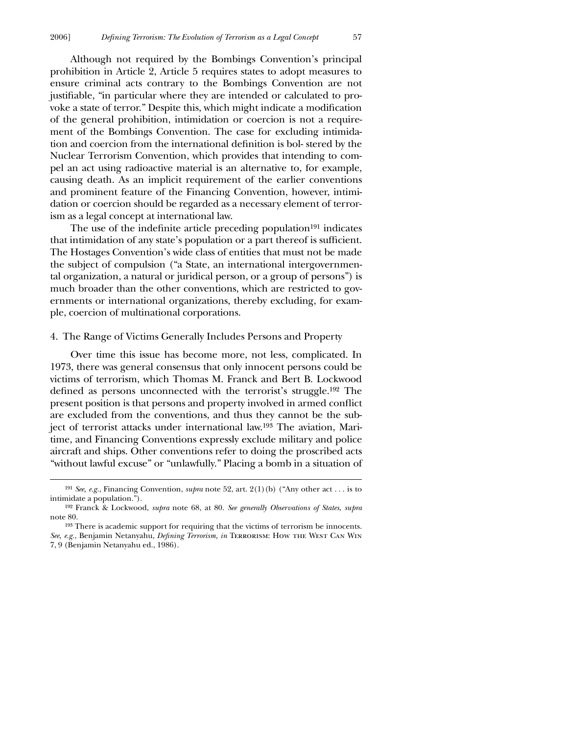Although not required by the Bombings Convention's principal prohibition in Article 2, Article 5 requires states to adopt measures to ensure criminal acts contrary to the Bombings Convention are not justifiable, "in particular where they are intended or calculated to provoke a state of terror." Despite this, which might indicate a modification of the general prohibition, intimidation or coercion is not a requirement of the Bombings Convention. The case for excluding intimidation and coercion from the international definition is bol- stered by the Nuclear Terrorism Convention, which provides that intending to compel an act using radioactive material is an alternative to, for example, causing death. As an implicit requirement of the earlier conventions and prominent feature of the Financing Convention, however, intimidation or coercion should be regarded as a necessary element of terrorism as a legal concept at international law.

The use of the indefinite article preceding population[191] indicates that intimidation of any state's population or a part thereof is sufficient. The Hostages Convention's wide class of entities that must not be made the subject of compulsion ("a State, an international intergovernmental organization, a natural or juridical person, or a group of persons") is much broader than the other conventions, which are restricted to governments or international organizations, thereby excluding, for example, coercion of multinational corporations.

4. The Range of Victims Generally Includes Persons and Property

Over time this issue has become more, not less, complicated. In 1973, there was general consensus that only innocent persons could be victims of terrorism, which Thomas M. Franck and Bert B. Lockwood defined as persons unconnected with the terrorist's struggle.[192] The present position is that persons and property involved in armed conflict are excluded from the conventions, and thus they cannot be the subject of terrorist attacks under international law.[193] The aviation, Maritime, and Financing Conventions expressly exclude military and police aircraft and ships. Other conventions refer to doing the proscribed acts "without lawful excuse" or "unlawfully." Placing a bomb in a situation of

---

[191] *See, e.g.*, Financing Convention, *supra* note 52, art. 2(1)(b) ("Any other act . . . is to intimidate a population.").

[192] Franck & Lockwood, *supra* note 68, at 80. *See generally Observations of States*, *supra* note 80.

[193] There is academic support for requiring that the victims of terrorism be innocents. *See, e.g.*, Benjamin Netanyahu, *Defining Terrorism, in* Terrorism: How the West Can Win 7, 9 (Benjamin Netanyahu ed., 1986).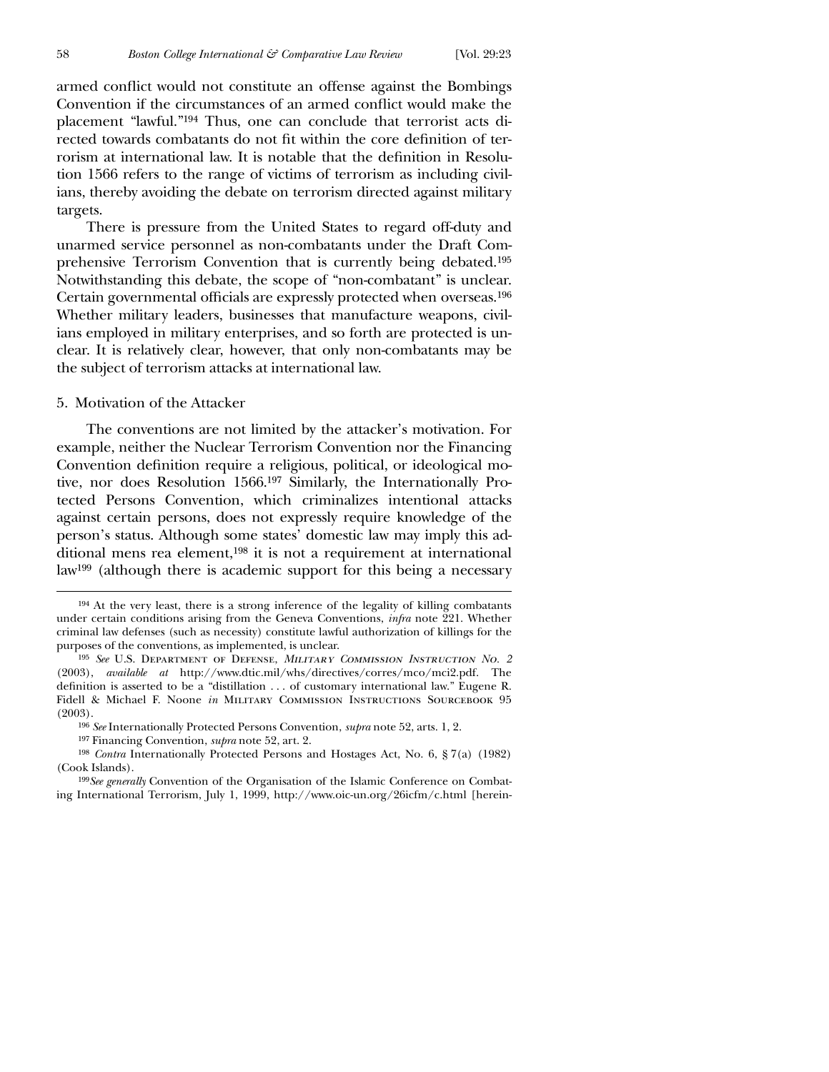armed conflict would not constitute an offense against the Bombings Convention if the circumstances of an armed conflict would make the placement "lawful."[194] Thus, one can conclude that terrorist acts directed towards combatants do not fit within the core definition of terrorism at international law. It is notable that the definition in Resolution 1566 refers to the range of victims of terrorism as including civilians, thereby avoiding the debate on terrorism directed against military targets.

There is pressure from the United States to regard off-duty and unarmed service personnel as non-combatants under the Draft Comprehensive Terrorism Convention that is currently being debated.[195] Notwithstanding this debate, the scope of "non-combatant" is unclear. Certain governmental officials are expressly protected when overseas.[196] Whether military leaders, businesses that manufacture weapons, civilians employed in military enterprises, and so forth are protected is unclear. It is relatively clear, however, that only non-combatants may be the subject of terrorism attacks at international law.

### 5. Motivation of the Attacker

The conventions are not limited by the attacker's motivation. For example, neither the Nuclear Terrorism Convention nor the Financing Convention definition require a religious, political, or ideological motive, nor does Resolution 1566.[197] Similarly, the Internationally Protected Persons Convention, which criminalizes intentional attacks against certain persons, does not expressly require knowledge of the person's status. Although some states' domestic law may imply this additional mens rea element,[198] it is not a requirement at international law[199] (although there is academic support for this being a necessary

---

[194] At the very least, there is a strong inference of the legality of killing combatants under certain conditions arising from the Geneva Conventions, *infra* note 221. Whether criminal law defenses (such as necessity) constitute lawful authorization of killings for the purposes of the conventions, as implemented, is unclear.

[195] *See* U.S. Department of Defense, *Military Commission Instruction No. 2* (2003), *available at* http://www.dtic.mil/whs/directives/corres/mco/mci2.pdf. The definition is asserted to be a "distillation . . . of customary international law." Eugene R. Fidell & Michael F. Noone *in* Military Commission Instructions Sourcebook 95 (2003).

[196] *See* Internationally Protected Persons Convention, *supra* note 52, arts. 1, 2.

[197] Financing Convention, *supra* note 52, art. 2.

[198] *Contra* Internationally Protected Persons and Hostages Act, No. 6, § 7(a) (1982) (Cook Islands).

[199] *See generally* Convention of the Organisation of the Islamic Conference on Combating International Terrorism, July 1, 1999, http://www.oic-un.org/26icfm/c.html [herein-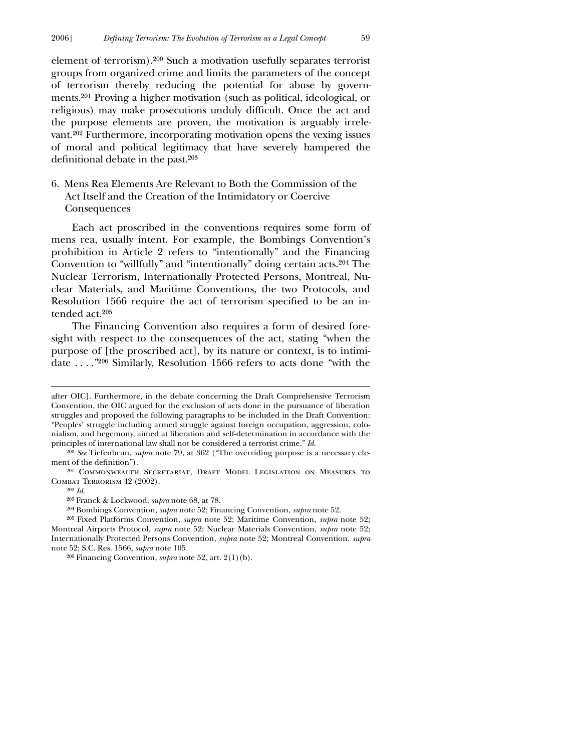element of terrorism).[200] Such a motivation usefully separates terrorist groups from organized crime and limits the parameters of the concept of terrorism thereby reducing the potential for abuse by governments.[201] Proving a higher motivation (such as political, ideological, or religious) may make prosecutions unduly difficult. Once the act and the purpose elements are proven, the motivation is arguably irrelevant.[202] Furthermore, incorporating motivation opens the vexing issues of moral and political legitimacy that have severely hampered the definitional debate in the past.[203]

### 6. Mens Rea Elements Are Relevant to Both the Commission of the Act Itself and the Creation of the Intimidatory or Coercive Consequences

Each act proscribed in the conventions requires some form of mens rea, usually intent. For example, the Bombings Convention's prohibition in Article 2 refers to "intentionally" and the Financing Convention to "willfully" and "intentionally" doing certain acts.[204] The Nuclear Terrorism, Internationally Protected Persons, Montreal, Nuclear Materials, and Maritime Conventions, the two Protocols, and Resolution 1566 require the act of terrorism specified to be an intended act.[205]

The Financing Convention also requires a form of desired foresight with respect to the consequences of the act, stating "when the purpose of [the proscribed act], by its nature or context, is to intimidate . . . ."[206] Similarly, Resolution 1566 refers to acts done "with the

---

after OIC]. Furthermore, in the debate concerning the Draft Comprehensive Terrorism Convention, the OIC argued for the exclusion of acts done in the pursuance of liberation struggles and proposed the following paragraphs to be included in the Draft Convention: "Peoples' struggle including armed struggle against foreign occupation, aggression, colonialism, and hegemony, aimed at liberation and self-determination in accordance with the principles of international law shall not be considered a terrorist crime." *Id.*

[200] *See* Tiefenbrun, *supra* note 79, at 362 ("The overriding purpose is a necessary element of the definition").

[201] Commonwealth Secretariat, Draft Model Legislation on Measures to Combat Terrorism 42 (2002).

[202] *Id.*

[203] Franck & Lockwood, *supra* note 68, at 78.

[204] Bombings Convention, *supra* note 52; Financing Convention, *supra* note 52.

[205] Fixed Platforms Convention, *supra* note 52; Maritime Convention, *supra* note 52; Montreal Airports Protocol, *supra* note 52; Nuclear Materials Convention, *supra* note 52; Internationally Protected Persons Convention, *supra* note 52; Montreal Convention, *supra* note 52; S.C. Res. 1566, *supra* note 105.

[206] Financing Convention, *supra* note 52, art. 2(1)(b).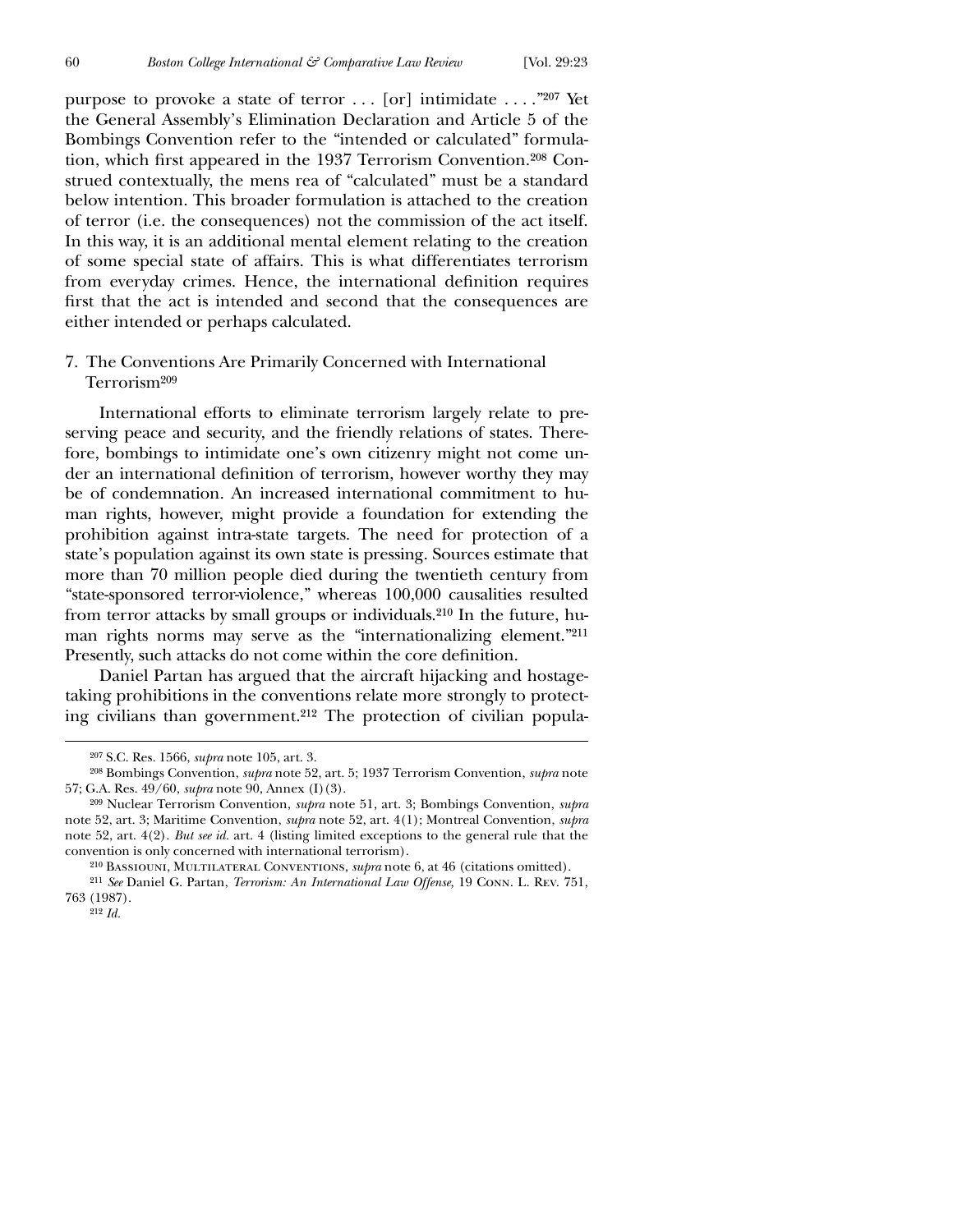purpose to provoke a state of terror . . . [or] intimidate . . . ."[207] Yet the General Assembly's Elimination Declaration and Article 5 of the Bombings Convention refer to the "intended or calculated" formulation, which first appeared in the 1937 Terrorism Convention.[208] Construed contextually, the mens rea of "calculated" must be a standard below intention. This broader formulation is attached to the creation of terror (i.e. the consequences) not the commission of the act itself. In this way, it is an additional mental element relating to the creation of some special state of affairs. This is what differentiates terrorism from everyday crimes. Hence, the international definition requires first that the act is intended and second that the consequences are either intended or perhaps calculated.

### 7. The Conventions Are Primarily Concerned with International Terrorism[209]

International efforts to eliminate terrorism largely relate to preserving peace and security, and the friendly relations of states. Therefore, bombings to intimidate one's own citizenry might not come under an international definition of terrorism, however worthy they may be of condemnation. An increased international commitment to human rights, however, might provide a foundation for extending the prohibition against intra-state targets. The need for protection of a state's population against its own state is pressing. Sources estimate that more than 70 million people died during the twentieth century from "state-sponsored terror-violence," whereas 100,000 causalities resulted from terror attacks by small groups or individuals.[210] In the future, human rights norms may serve as the "internationalizing element."[211] Presently, such attacks do not come within the core definition.

Daniel Partan has argued that the aircraft hijacking and hostage-taking prohibitions in the conventions relate more strongly to protecting civilians than government.[212] The protection of civilian popula-

---

[207] S.C. Res. 1566, *supra* note 105, art. 3.

[208] Bombings Convention, *supra* note 52, art. 5; 1937 Terrorism Convention, *supra* note 57; G.A. Res. 49/60, *supra* note 90, Annex (I)(3).

[209] Nuclear Terrorism Convention, *supra* note 51, art. 3; Bombings Convention, *supra* note 52, art. 3; Maritime Convention, *supra* note 52, art. 4(1); Montreal Convention, *supra* note 52, art. 4(2). *But see id.* art. 4 (listing limited exceptions to the general rule that the convention is only concerned with international terrorism).

[210] Bassiouni, Multilateral Conventions, *supra* note 6, at 46 (citations omitted).

[211] *See* Daniel G. Partan, *Terrorism: An International Law Offense,* 19 Conn. L. Rev. 751, 763 (1987).

[212] *Id.*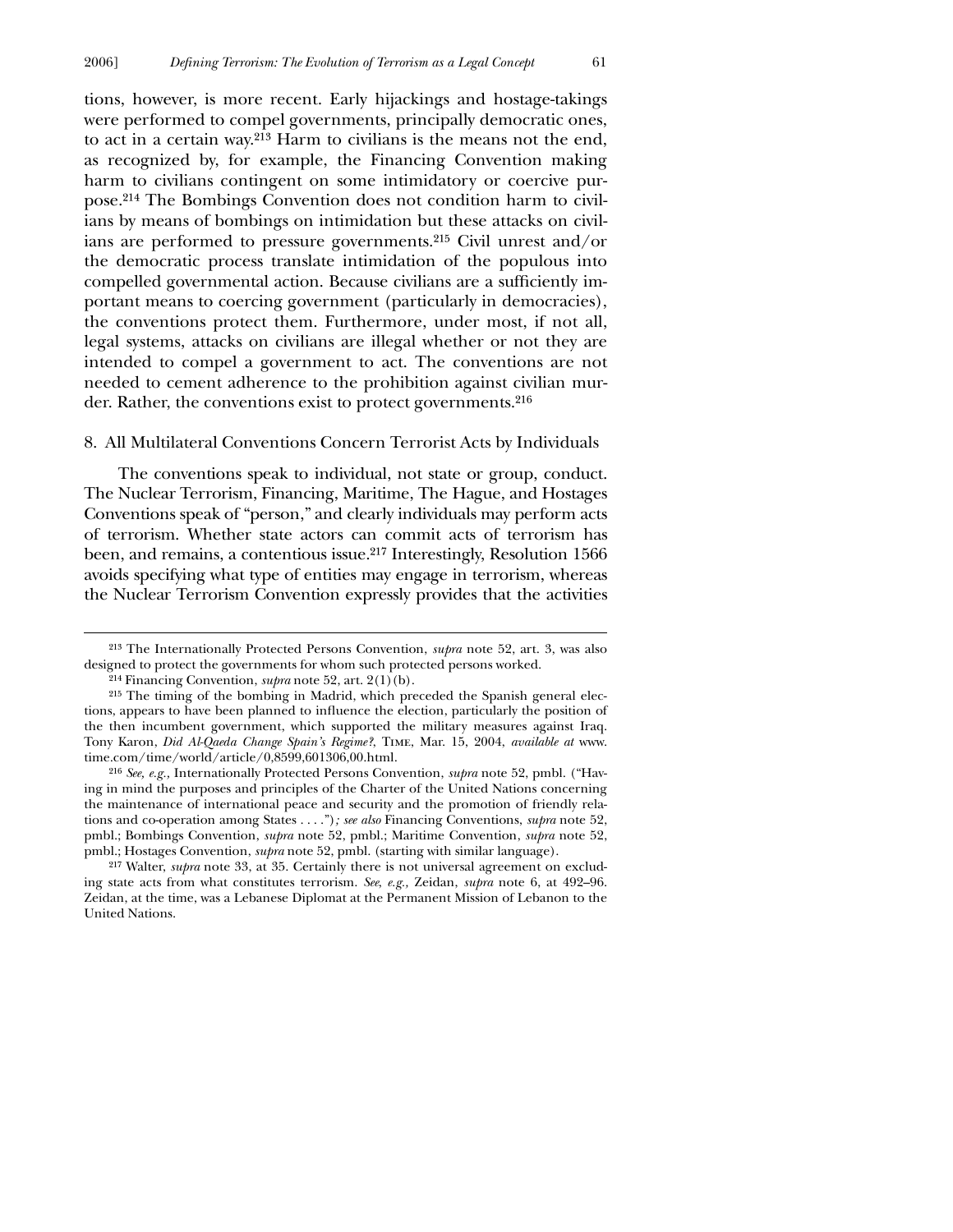tions, however, is more recent. Early hijackings and hostage-takings were performed to compel governments, principally democratic ones, to act in a certain way.[213] Harm to civilians is the means not the end, as recognized by, for example, the Financing Convention making harm to civilians contingent on some intimidatory or coercive purpose.[214] The Bombings Convention does not condition harm to civilians by means of bombings on intimidation but these attacks on civilians are performed to pressure governments.[215] Civil unrest and/or the democratic process translate intimidation of the populous into compelled governmental action. Because civilians are a sufficiently important means to coercing government (particularly in democracies), the conventions protect them. Furthermore, under most, if not all, legal systems, attacks on civilians are illegal whether or not they are intended to compel a government to act. The conventions are not needed to cement adherence to the prohibition against civilian murder. Rather, the conventions exist to protect governments.[216]

### 8. All Multilateral Conventions Concern Terrorist Acts by Individuals

The conventions speak to individual, not state or group, conduct. The Nuclear Terrorism, Financing, Maritime, The Hague, and Hostages Conventions speak of "person," and clearly individuals may perform acts of terrorism. Whether state actors can commit acts of terrorism has been, and remains, a contentious issue.[217] Interestingly, Resolution 1566 avoids specifying what type of entities may engage in terrorism, whereas the Nuclear Terrorism Convention expressly provides that the activities

---

[213] The Internationally Protected Persons Convention, *supra* note 52, art. 3, was also designed to protect the governments for whom such protected persons worked.

[214] Financing Convention, *supra* note 52, art. 2(1)(b).

[215] The timing of the bombing in Madrid, which preceded the Spanish general elections, appears to have been planned to influence the election, particularly the position of the then incumbent government, which supported the military measures against Iraq. Tony Karon, *Did Al-Qaeda Change Spain's Regime?*, TIME, Mar. 15, 2004, *available at* www.time.com/time/world/article/0,8599,601306,00.html.

[216] *See, e.g.*, Internationally Protected Persons Convention, *supra* note 52, pmbl. ("Having in mind the purposes and principles of the Charter of the United Nations concerning the maintenance of international peace and security and the promotion of friendly relations and co-operation among States . . . ."); *see also* Financing Conventions, *supra* note 52, pmbl.; Bombings Convention, *supra* note 52, pmbl.; Maritime Convention, *supra* note 52, pmbl.; Hostages Convention, *supra* note 52, pmbl. (starting with similar language).

[217] Walter, *supra* note 33, at 35. Certainly there is not universal agreement on excluding state acts from what constitutes terrorism. *See, e.g.*, Zeidan, *supra* note 6, at 492–96. Zeidan, at the time, was a Lebanese Diplomat at the Permanent Mission of Lebanon to the United Nations.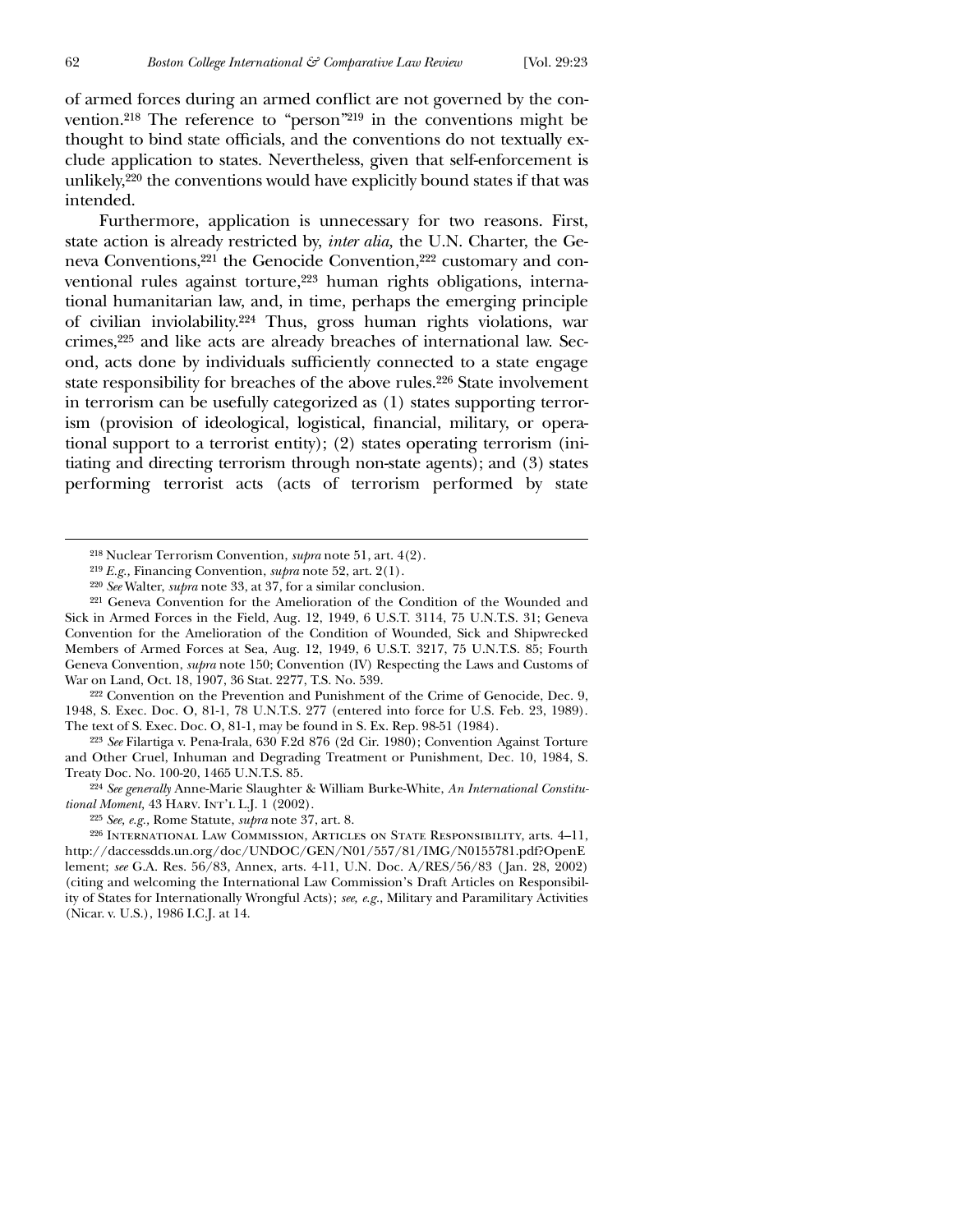of armed forces during an armed conflict are not governed by the convention.[218] The reference to "person"[219] in the conventions might be thought to bind state officials, and the conventions do not textually exclude application to states. Nevertheless, given that self-enforcement is unlikely,[220] the conventions would have explicitly bound states if that was intended.

Furthermore, application is unnecessary for two reasons. First, state action is already restricted by, *inter alia,* the U.N. Charter, the Geneva Conventions,[221] the Genocide Convention,[222] customary and conventional rules against torture,[223] human rights obligations, international humanitarian law, and, in time, perhaps the emerging principle of civilian inviolability.[224] Thus, gross human rights violations, war crimes,[225] and like acts are already breaches of international law. Second, acts done by individuals sufficiently connected to a state engage state responsibility for breaches of the above rules.[226] State involvement in terrorism can be usefully categorized as (1) states supporting terrorism (provision of ideological, logistical, financial, military, or operational support to a terrorist entity); (2) states operating terrorism (initiating and directing terrorism through non-state agents); and (3) states performing terrorist acts (acts of terrorism performed by state

---

[218] Nuclear Terrorism Convention, *supra* note 51, art. 4(2).

[219] *E.g.,* Financing Convention, *supra* note 52, art. 2(1).

[220] *See* Walter, *supra* note 33, at 37, for a similar conclusion.

[221] Geneva Convention for the Amelioration of the Condition of the Wounded and Sick in Armed Forces in the Field, Aug. 12, 1949, 6 U.S.T. 3114, 75 U.N.T.S. 31; Geneva Convention for the Amelioration of the Condition of Wounded, Sick and Shipwrecked Members of Armed Forces at Sea, Aug. 12, 1949, 6 U.S.T. 3217, 75 U.N.T.S. 85; Fourth Geneva Convention, *supra* note 150; Convention (IV) Respecting the Laws and Customs of War on Land, Oct. 18, 1907, 36 Stat. 2277, T.S. No. 539.

[222] Convention on the Prevention and Punishment of the Crime of Genocide, Dec. 9, 1948, S. Exec. Doc. O, 81-1, 78 U.N.T.S. 277 (entered into force for U.S. Feb. 23, 1989). The text of S. Exec. Doc. O, 81-1, may be found in S. Ex. Rep. 98-51 (1984).

[223] *See* Filartiga v. Pena-Irala, 630 F.2d 876 (2d Cir. 1980); Convention Against Torture and Other Cruel, Inhuman and Degrading Treatment or Punishment, Dec. 10, 1984, S. Treaty Doc. No. 100-20, 1465 U.N.T.S. 85.

[224] *See generally* Anne-Marie Slaughter & William Burke-White, *An International Constitutional Moment,* 43 Harv. Int'l L.J. 1 (2002).

[225] *See, e.g.,* Rome Statute, *supra* note 37, art. 8.

[226] International Law Commission, Articles on State Responsibility, arts. 4–11, http://daccessdds.un.org/doc/UNDOC/GEN/N01/557/81/IMG/N0155781.pdf?OpenElement; *see* G.A. Res. 56/83, Annex, arts. 4-11, U.N. Doc. A/RES/56/83 (Jan. 28, 2002) (citing and welcoming the International Law Commission's Draft Articles on Responsibility of States for Internationally Wrongful Acts); *see, e.g.*, Military and Paramilitary Activities (Nicar. v. U.S.), 1986 I.C.J. at 14.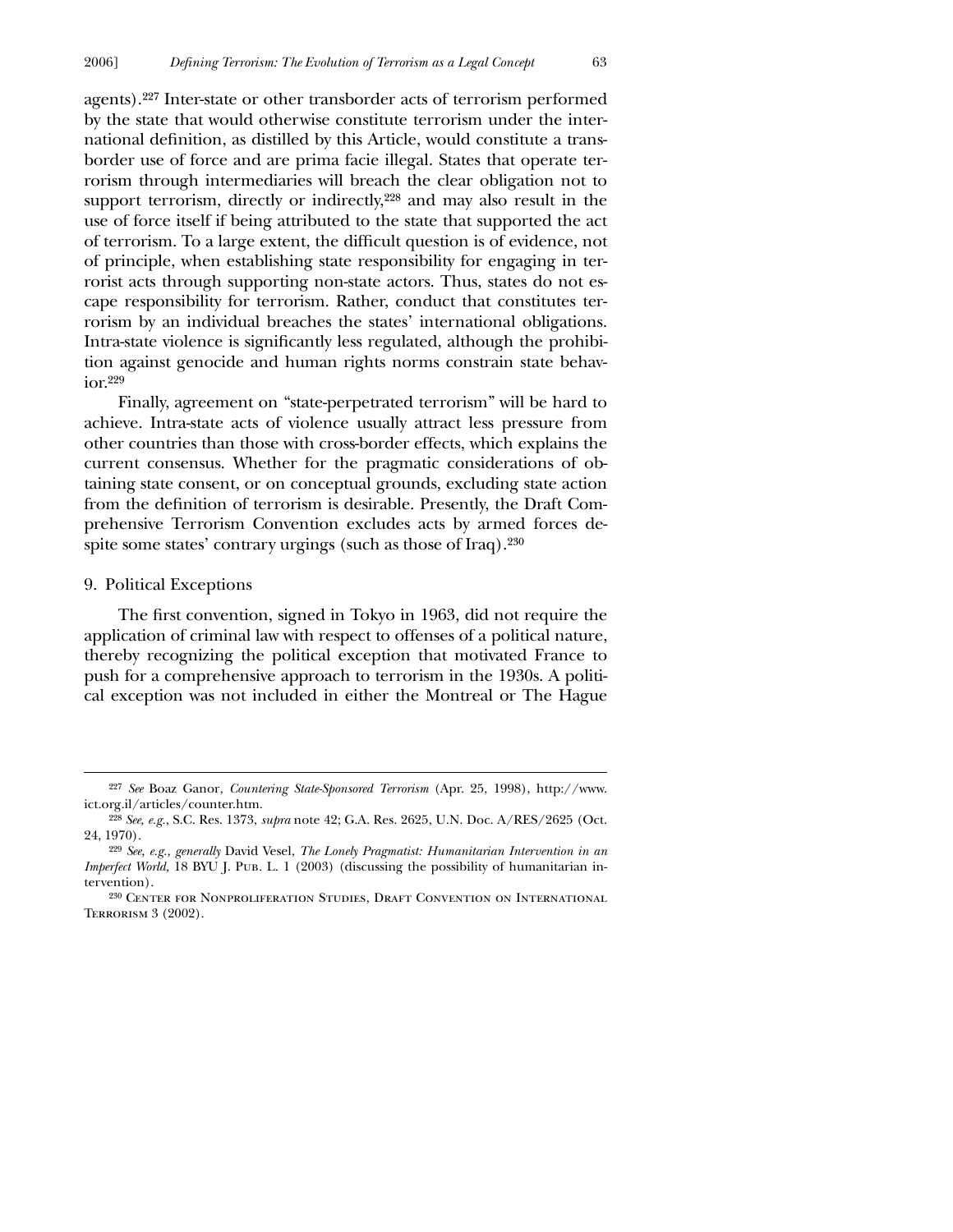agents).[227] Inter-state or other transborder acts of terrorism performed by the state that would otherwise constitute terrorism under the international definition, as distilled by this Article, would constitute a transborder use of force and are prima facie illegal. States that operate terrorism through intermediaries will breach the clear obligation not to support terrorism, directly or indirectly,[228] and may also result in the use of force itself if being attributed to the state that supported the act of terrorism. To a large extent, the difficult question is of evidence, not of principle, when establishing state responsibility for engaging in terrorist acts through supporting non-state actors. Thus, states do not escape responsibility for terrorism. Rather, conduct that constitutes terrorism by an individual breaches the states' international obligations. Intra-state violence is significantly less regulated, although the prohibition against genocide and human rights norms constrain state behavior.[229]

Finally, agreement on "state-perpetrated terrorism" will be hard to achieve. Intra-state acts of violence usually attract less pressure from other countries than those with cross-border effects, which explains the current consensus. Whether for the pragmatic considerations of obtaining state consent, or on conceptual grounds, excluding state action from the definition of terrorism is desirable. Presently, the Draft Comprehensive Terrorism Convention excludes acts by armed forces despite some states' contrary urgings (such as those of Iraq).[230]

### 9. Political Exceptions

The first convention, signed in Tokyo in 1963, did not require the application of criminal law with respect to offenses of a political nature, thereby recognizing the political exception that motivated France to push for a comprehensive approach to terrorism in the 1930s. A political exception was not included in either the Montreal or The Hague

---

[227] *See* Boaz Ganor, *Countering State-Sponsored Terrorism* (Apr. 25, 1998), http://www.ict.org.il/articles/counter.htm.

[228] *See, e.g.*, S.C. Res. 1373, *supra* note 42; G.A. Res. 2625, U.N. Doc. A/RES/2625 (Oct. 24, 1970).

[229] *See, e.g., generally* David Vesel, *The Lonely Pragmatist: Humanitarian Intervention in an Imperfect World*, 18 BYU J. Pub. L. 1 (2003) (discussing the possibility of humanitarian intervention).

[230] Center for Nonproliferation Studies, Draft Convention on International Terrorism 3 (2002).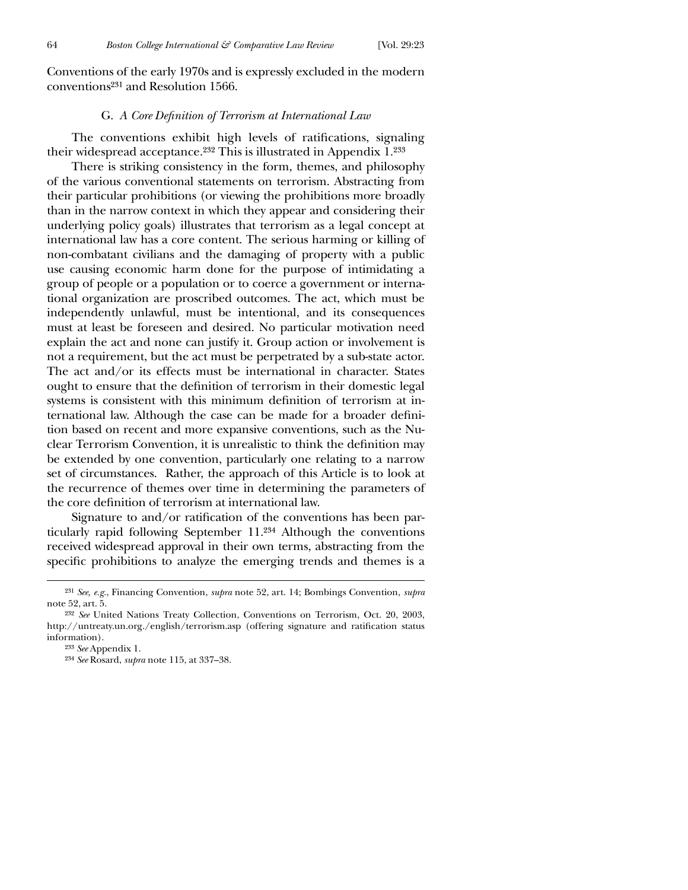Conventions of the early 1970s and is expressly excluded in the modern conventions[231] and Resolution 1566.

### G. *A Core Definition of Terrorism at International Law*

The conventions exhibit high levels of ratifications, signaling their widespread acceptance.[232] This is illustrated in Appendix 1.[233]

There is striking consistency in the form, themes, and philosophy of the various conventional statements on terrorism. Abstracting from their particular prohibitions (or viewing the prohibitions more broadly than in the narrow context in which they appear and considering their underlying policy goals) illustrates that terrorism as a legal concept at international law has a core content. The serious harming or killing of non-combatant civilians and the damaging of property with a public use causing economic harm done for the purpose of intimidating a group of people or a population or to coerce a government or international organization are proscribed outcomes. The act, which must be independently unlawful, must be intentional, and its consequences must at least be foreseen and desired. No particular motivation need explain the act and none can justify it. Group action or involvement is not a requirement, but the act must be perpetrated by a sub-state actor. The act and/or its effects must be international in character. States ought to ensure that the definition of terrorism in their domestic legal systems is consistent with this minimum definition of terrorism at international law. Although the case can be made for a broader definition based on recent and more expansive conventions, such as the Nuclear Terrorism Convention, it is unrealistic to think the definition may be extended by one convention, particularly one relating to a narrow set of circumstances. Rather, the approach of this Article is to look at the recurrence of themes over time in determining the parameters of the core definition of terrorism at international law.

Signature to and/or ratification of the conventions has been particularly rapid following September 11.[234] Although the conventions received widespread approval in their own terms, abstracting from the specific prohibitions to analyze the emerging trends and themes is a

---

[231] *See, e.g.*, Financing Convention, *supra* note 52, art. 14; Bombings Convention, *supra* note 52, art. 5.

[232] *See* United Nations Treaty Collection, Conventions on Terrorism, Oct. 20, 2003, http://untreaty.un.org./english/terrorism.asp (offering signature and ratification status information).

[233] *See* Appendix 1.

[234] *See* Rosard, *supra* note 115, at 337–38.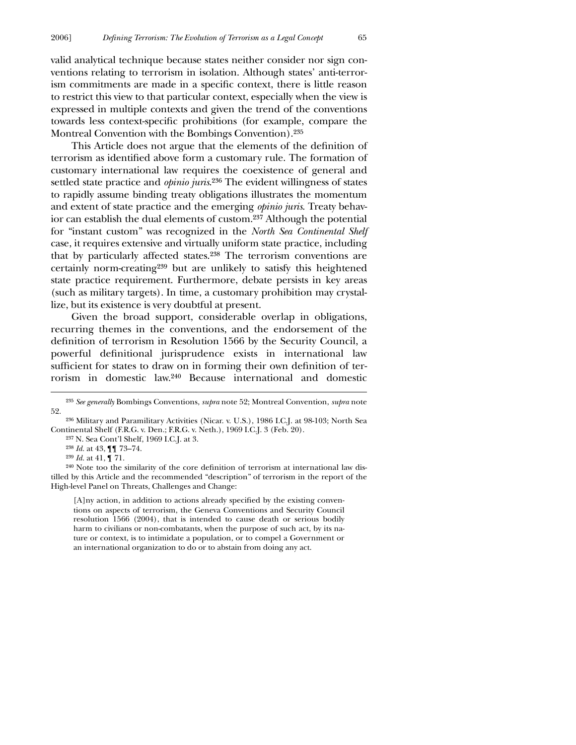valid analytical technique because states neither consider nor sign conventions relating to terrorism in isolation. Although states' anti-terrorism commitments are made in a specific context, there is little reason to restrict this view to that particular context, especially when the view is expressed in multiple contexts and given the trend of the conventions towards less context-specific prohibitions (for example, compare the Montreal Convention with the Bombings Convention).[235]

This Article does not argue that the elements of the definition of terrorism as identified above form a customary rule. The formation of customary international law requires the coexistence of general and settled state practice and *opinio juris*.[236] The evident willingness of states to rapidly assume binding treaty obligations illustrates the momentum and extent of state practice and the emerging *opinio juris*. Treaty behavior can establish the dual elements of custom.[237] Although the potential for "instant custom" was recognized in the *North Sea Continental Shelf* case, it requires extensive and virtually uniform state practice, including that by particularly affected states.[238] The terrorism conventions are certainly norm-creating[239] but are unlikely to satisfy this heightened state practice requirement. Furthermore, debate persists in key areas (such as military targets). In time, a customary prohibition may crystallize, but its existence is very doubtful at present.

Given the broad support, considerable overlap in obligations, recurring themes in the conventions, and the endorsement of the definition of terrorism in Resolution 1566 by the Security Council, a powerful definitional jurisprudence exists in international law sufficient for states to draw on in forming their own definition of terrorism in domestic law.[240] Because international and domestic

---

[235] *See generally* Bombings Conventions, *supra* note 52; Montreal Convention, *supra* note 52.

[236] Military and Paramilitary Activities (Nicar. v. U.S.), 1986 I.C.J. at 98-103; North Sea Continental Shelf (F.R.G. v. Den.; F.R.G. v. Neth.), 1969 I.C.J. 3 (Feb. 20).

[237] N. Sea Cont'l Shelf, 1969 I.C.J. at 3.

[238] *Id.* at 43, ¶¶ 73–74.

[239] *Id.* at 41, ¶ 71.

[240] Note too the similarity of the core definition of terrorism at international law distilled by this Article and the recommended "description" of terrorism in the report of the High-level Panel on Threats, Challenges and Change:

> [A]ny action, in addition to actions already specified by the existing conventions on aspects of terrorism, the Geneva Conventions and Security Council resolution 1566 (2004), that is intended to cause death or serious bodily harm to civilians or non-combatants, when the purpose of such act, by its nature or context, is to intimidate a population, or to compel a Government or an international organization to do or to abstain from doing any act.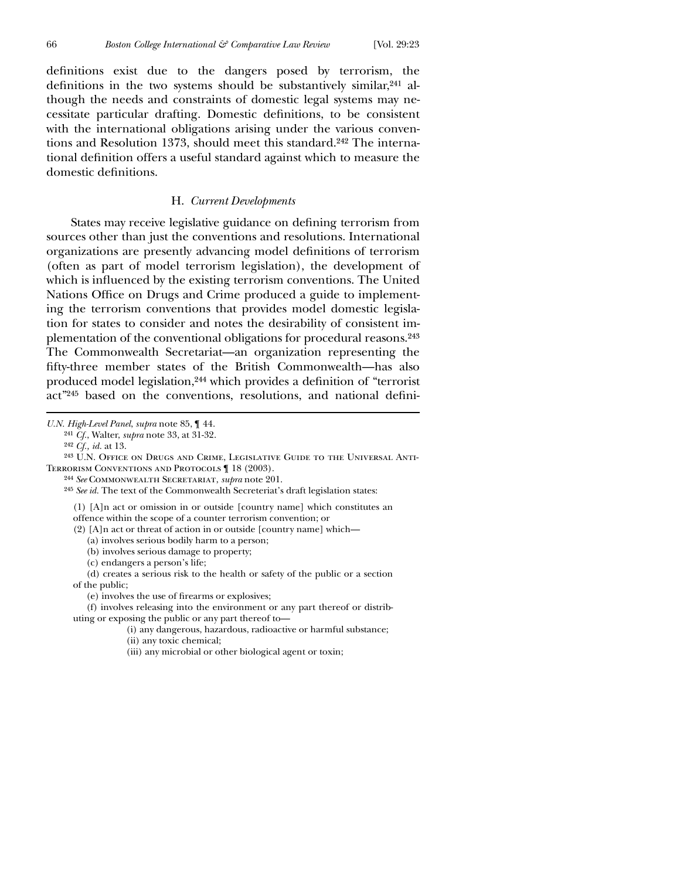definitions exist due to the dangers posed by terrorism, the definitions in the two systems should be substantively similar,[241] although the needs and constraints of domestic legal systems may necessitate particular drafting. Domestic definitions, to be consistent with the international obligations arising under the various conventions and Resolution 1373, should meet this standard.[242] The international definition offers a useful standard against which to measure the domestic definitions.

### H. *Current Developments*

States may receive legislative guidance on defining terrorism from sources other than just the conventions and resolutions. International organizations are presently advancing model definitions of terrorism (often as part of model terrorism legislation), the development of which is influenced by the existing terrorism conventions. The United Nations Office on Drugs and Crime produced a guide to implementing the terrorism conventions that provides model domestic legislation for states to consider and notes the desirability of consistent implementation of the conventional obligations for procedural reasons.[243] The Commonwealth Secretariat—an organization representing the fifty-three member states of the British Commonwealth—has also produced model legislation,[244] which provides a definition of "terrorist act"[245] based on the conventions, resolutions, and national defini-

---

*U.N. High-Level Panel*, *supra* note 85, ¶ 44.

[241] *Cf.*, Walter, *supra* note 33, at 31-32.

[242] *Cf.*, *id.* at 13.

[243] U.N. Office on Drugs and Crime, Legislative Guide to the Universal Anti-Terrorism Conventions and Protocols ¶ 18 (2003).

[244] *See* Commonwealth Secretariat, *supra* note 201.

[245] *See id.* The text of the Commonwealth Secreteriat's draft legislation states:

> (1) [A]n act or omission in or outside [country name] which constitutes an offence within the scope of a counter terrorism convention; or
>
> (2) [A]n act or threat of action in or outside [country name] which—
>
> (a) involves serious bodily harm to a person;
>
> (b) involves serious damage to property;
>
> (c) endangers a person's life;
>
> (d) creates a serious risk to the health or safety of the public or a section of the public;
>
> (e) involves the use of firearms or explosives;
>
> (f) involves releasing into the environment or any part thereof or distributing or exposing the public or any part thereof to—
>
> (i) any dangerous, hazardous, radioactive or harmful substance;
>
> (ii) any toxic chemical;
>
> (iii) any microbial or other biological agent or toxin;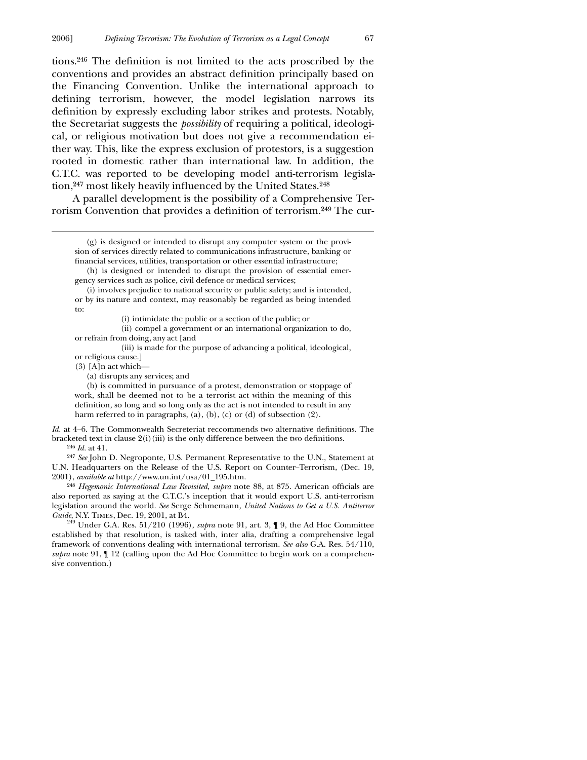tions.[246] The definition is not limited to the acts proscribed by the conventions and provides an abstract definition principally based on the Financing Convention. Unlike the international approach to defining terrorism, however, the model legislation narrows its definition by expressly excluding labor strikes and protests. Notably, the Secretariat suggests the *possibility* of requiring a political, ideological, or religious motivation but does not give a recommendation either way. This, like the express exclusion of protestors, is a suggestion rooted in domestic rather than international law. In addition, the C.T.C. was reported to be developing model anti-terrorism legislation,[247] most likely heavily influenced by the United States.[248]

A parallel development is the possibility of a Comprehensive Terrorism Convention that provides a definition of terrorism.[249] The cur-

---

(g) is designed or intended to disrupt any computer system or the provision of services directly related to communications infrastructure, banking or financial services, utilities, transportation or other essential infrastructure;

(h) is designed or intended to disrupt the provision of essential emergency services such as police, civil defence or medical services;

(i) involves prejudice to national security or public safety; and is intended, or by its nature and context, may reasonably be regarded as being intended to:

(i) intimidate the public or a section of the public; or

(ii) compel a government or an international organization to do, or refrain from doing, any act [and

(iii) is made for the purpose of advancing a political, ideological, or religious cause.]

(3) [A]n act which—

(a) disrupts any services; and

(b) is committed in pursuance of a protest, demonstration or stoppage of work, shall be deemed not to be a terrorist act within the meaning of this definition, so long and so long only as the act is not intended to result in any harm referred to in paragraphs, (a), (b), (c) or (d) of subsection (2).

*Id.* at 4–6. The Commonwealth Secreteriat reccommends two alternative definitions. The bracketed text in clause 2(i)(iii) is the only difference between the two definitions.

[246] *Id.* at 41.

[247] *See* John D. Negroponte, U.S. Permanent Representative to the U.N., Statement at U.N. Headquarters on the Release of the U.S. Report on Counter–Terrorism, (Dec. 19, 2001), *available at* http://www.un.int/usa/01_195.htm.

[248] *Hegemonic International Law Revisited*, *supra* note 88, at 875. American officials are also reported as saying at the C.T.C.'s inception that it would export U.S. anti-terrorism legislation around the world. *See* Serge Schmemann, *United Nations to Get a U.S. Antiterror Guide*, N.Y. Times, Dec. 19, 2001, at B4.

[249] Under G.A. Res. 51/210 (1996), *supra* note 91, art. 3, ¶ 9, the Ad Hoc Committee established by that resolution, is tasked with, inter alia, drafting a comprehensive legal framework of conventions dealing with international terrorism. *See also* G.A. Res. 54/110, *supra* note 91, ¶ 12 (calling upon the Ad Hoc Committee to begin work on a comprehensive convention.)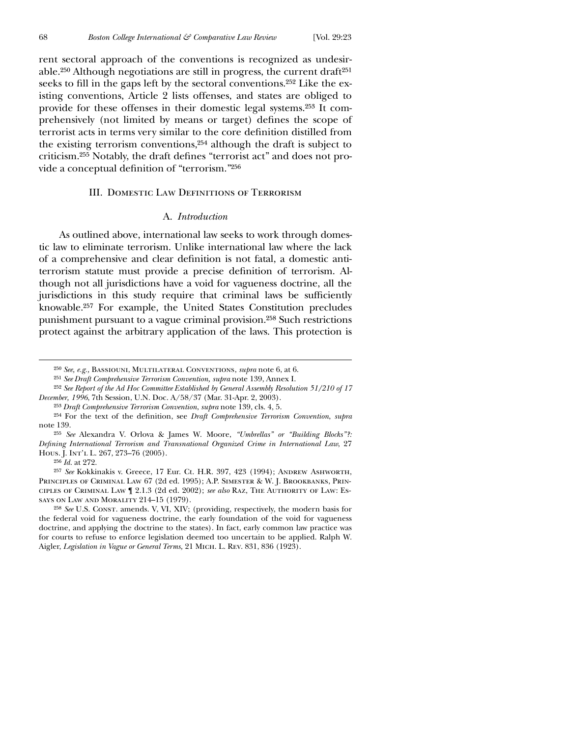rent sectoral approach of the conventions is recognized as undesirable.[250] Although negotiations are still in progress, the current draft[251] seeks to fill in the gaps left by the sectoral conventions.[252] Like the existing conventions, Article 2 lists offenses, and states are obliged to provide for these offenses in their domestic legal systems.[253] It comprehensively (not limited by means or target) defines the scope of terrorist acts in terms very similar to the core definition distilled from the existing terrorism conventions,[254] although the draft is subject to criticism.[255] Notably, the draft defines "terrorist act" and does not provide a conceptual definition of "terrorism."[256]

## III. Domestic Law Definitions of Terrorism

### A. *Introduction*

As outlined above, international law seeks to work through domestic law to eliminate terrorism. Unlike international law where the lack of a comprehensive and clear definition is not fatal, a domestic anti-terrorism statute must provide a precise definition of terrorism. Although not all jurisdictions have a void for vagueness doctrine, all the jurisdictions in this study require that criminal laws be sufficiently knowable.[257] For example, the United States Constitution precludes punishment pursuant to a vague criminal provision.[258] Such restrictions protect against the arbitrary application of the laws. This protection is

---

[250] *See, e.g.*, Bassiouni, Multilateral Conventions, *supra* note 6, at 6.

[251] *See Draft Comprehensive Terrorism Convention, supra* note 139, Annex I.

[252] *See Report of the Ad Hoc Committee Established by General Assembly Resolution 51/210 of 17 December, 1996*, 7th Session, U.N. Doc. A/58/37 (Mar. 31-Apr. 2, 2003).

[253] *Draft Comprehensive Terrorism Convention*, *supra* note 139, cls. 4, 5.

[254] For the text of the definition, see *Draft Comprehensive Terrorism Convention*, *supra* note 139.

[255] *See* Alexandra V. Orlova & James W. Moore, *"Umbrellas" or "Building Blocks"?: Defining International Terrorism and Transnational Organized Crime in International Law*, 27 Hous. J. Int'l L. 267, 273–76 (2005).

[256] *Id.* at 272.

[257] *See* Kokkinakis v. Greece, 17 Eur. Ct. H.R. 397, 423 (1994); Andrew Ashworth, Principles of Criminal Law 67 (2d ed. 1995); A.P. Simester & W. J. Brookbanks, Principles of Criminal Law ¶ 2.1.3 (2d ed. 2002); *see also* Raz, The Authority of Law: Essays on Law and Morality 214–15 (1979).

[258] *See* U.S. Const. amends. V, VI, XIV; (providing, respectively, the modern basis for the federal void for vagueness doctrine, the early foundation of the void for vagueness doctrine, and applying the doctrine to the states). In fact, early common law practice was for courts to refuse to enforce legislation deemed too uncertain to be applied. Ralph W. Aigler, *Legislation in Vague or General Terms,* 21 Mich. L. Rev. 831, 836 (1923).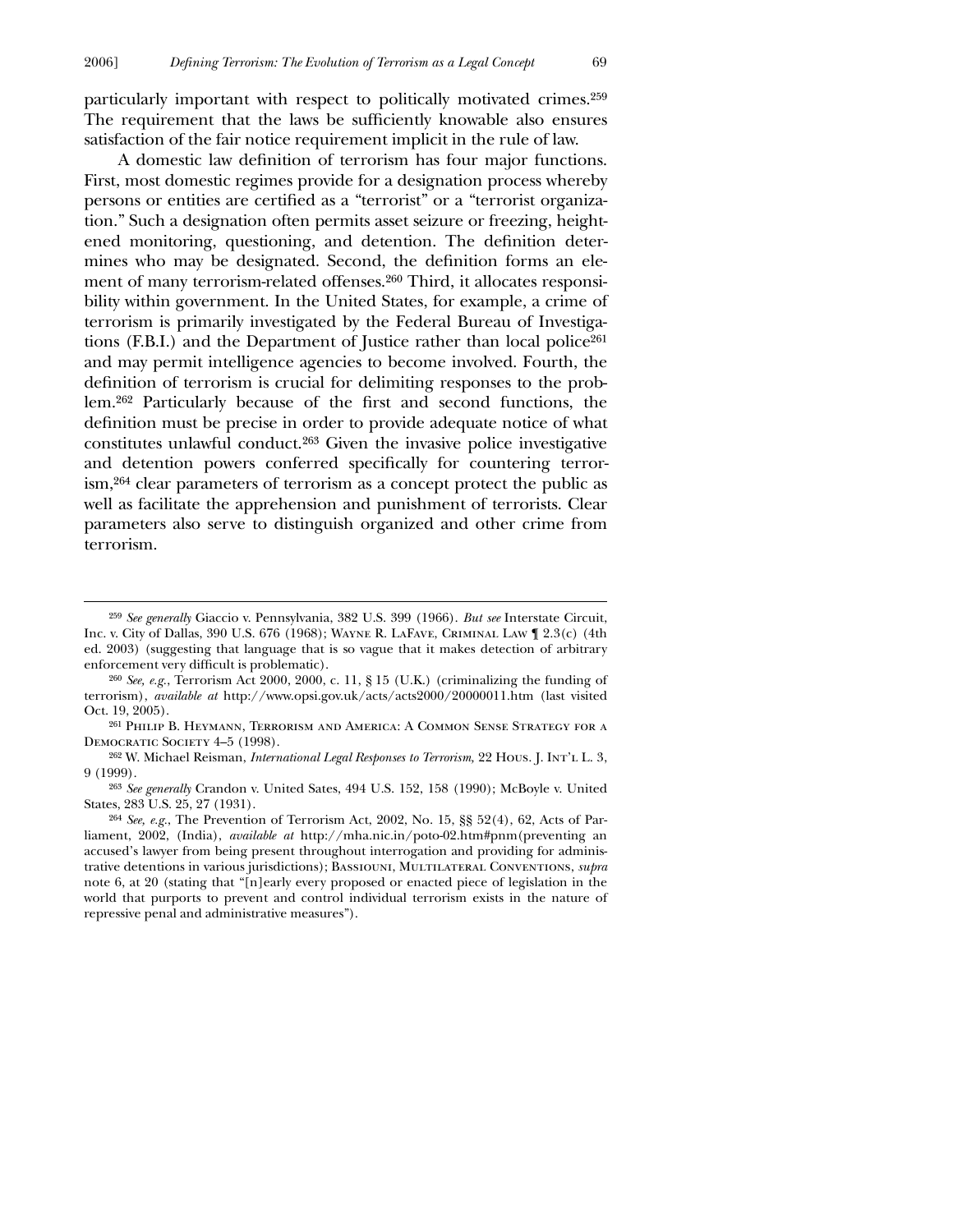particularly important with respect to politically motivated crimes.[259] The requirement that the laws be sufficiently knowable also ensures satisfaction of the fair notice requirement implicit in the rule of law.

A domestic law definition of terrorism has four major functions. First, most domestic regimes provide for a designation process whereby persons or entities are certified as a "terrorist" or a "terrorist organization." Such a designation often permits asset seizure or freezing, heightened monitoring, questioning, and detention. The definition determines who may be designated. Second, the definition forms an element of many terrorism-related offenses.[260] Third, it allocates responsibility within government. In the United States, for example, a crime of terrorism is primarily investigated by the Federal Bureau of Investigations (F.B.I.) and the Department of Justice rather than local police[261] and may permit intelligence agencies to become involved. Fourth, the definition of terrorism is crucial for delimiting responses to the problem.[262] Particularly because of the first and second functions, the definition must be precise in order to provide adequate notice of what constitutes unlawful conduct.[263] Given the invasive police investigative and detention powers conferred specifically for countering terrorism,[264] clear parameters of terrorism as a concept protect the public as well as facilitate the apprehension and punishment of terrorists. Clear parameters also serve to distinguish organized and other crime from terrorism.

---

[259] *See generally* Giaccio v. Pennsylvania, 382 U.S. 399 (1966). *But see* Interstate Circuit, Inc. v. City of Dallas, 390 U.S. 676 (1968); Wayne R. LaFave, Criminal Law ¶ 2.3(c) (4th ed. 2003) (suggesting that language that is so vague that it makes detection of arbitrary enforcement very difficult is problematic).

[260] *See, e.g.*, Terrorism Act 2000, 2000, c. 11, § 15 (U.K.) (criminalizing the funding of terrorism), *available at* http://www.opsi.gov.uk/acts/acts2000/20000011.htm (last visited Oct. 19, 2005).

[261] Philip B. Heymann, Terrorism and America: A Common Sense Strategy for a Democratic Society 4–5 (1998).

[262] W. Michael Reisman, *International Legal Responses to Terrorism*, 22 Hous. J. Int'l L. 3, 9 (1999).

[263] *See generally* Crandon v. United Sates, 494 U.S. 152, 158 (1990); McBoyle v. United States, 283 U.S. 25, 27 (1931).

[264] *See, e.g.*, The Prevention of Terrorism Act, 2002, No. 15, §§ 52(4), 62, Acts of Parliament, 2002, (India), *available at* http://mha.nic.in/poto-02.htm#pnm(preventing an accused's lawyer from being present throughout interrogation and providing for administrative detentions in various jurisdictions); Bassiouni, Multilateral Conventions, *supra* note 6, at 20 (stating that "[n]early every proposed or enacted piece of legislation in the world that purports to prevent and control individual terrorism exists in the nature of repressive penal and administrative measures").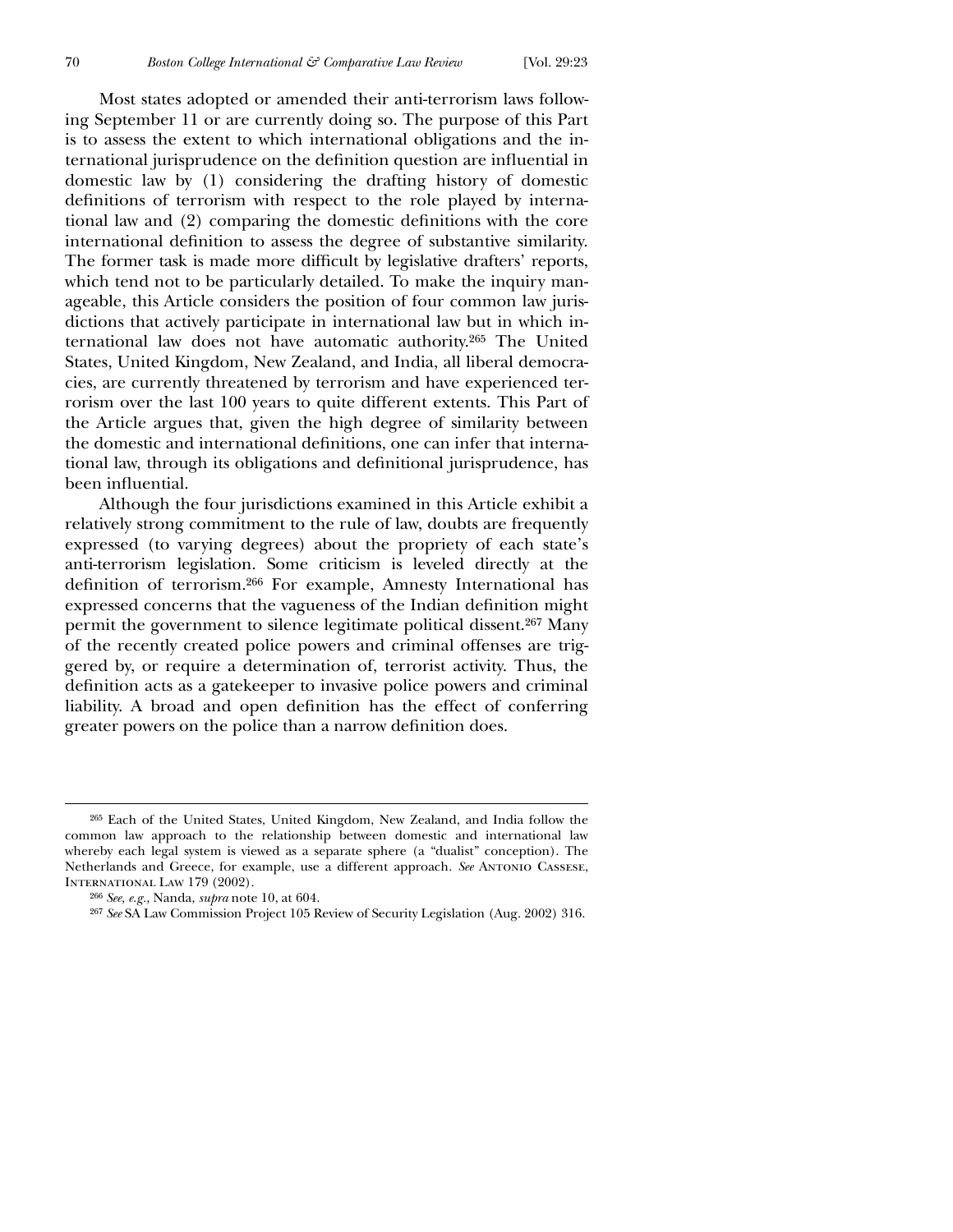Most states adopted or amended their anti-terrorism laws following September 11 or are currently doing so. The purpose of this Part is to assess the extent to which international obligations and the international jurisprudence on the definition question are influential in domestic law by (1) considering the drafting history of domestic definitions of terrorism with respect to the role played by international law and (2) comparing the domestic definitions with the core international definition to assess the degree of substantive similarity. The former task is made more difficult by legislative drafters' reports, which tend not to be particularly detailed. To make the inquiry manageable, this Article considers the position of four common law jurisdictions that actively participate in international law but in which international law does not have automatic authority.[265] The United States, United Kingdom, New Zealand, and India, all liberal democracies, are currently threatened by terrorism and have experienced terrorism over the last 100 years to quite different extents. This Part of the Article argues that, given the high degree of similarity between the domestic and international definitions, one can infer that international law, through its obligations and definitional jurisprudence, has been influential.

Although the four jurisdictions examined in this Article exhibit a relatively strong commitment to the rule of law, doubts are frequently expressed (to varying degrees) about the propriety of each state's anti-terrorism legislation. Some criticism is leveled directly at the definition of terrorism.[266] For example, Amnesty International has expressed concerns that the vagueness of the Indian definition might permit the government to silence legitimate political dissent.[267] Many of the recently created police powers and criminal offenses are triggered by, or require a determination of, terrorist activity. Thus, the definition acts as a gatekeeper to invasive police powers and criminal liability. A broad and open definition has the effect of conferring greater powers on the police than a narrow definition does.

---

[265] Each of the United States, United Kingdom, New Zealand, and India follow the common law approach to the relationship between domestic and international law whereby each legal system is viewed as a separate sphere (a "dualist" conception). The Netherlands and Greece, for example, use a different approach. *See* Antonio Cassese, International Law 179 (2002).

[266] *See, e.g.*, Nanda, *supra* note 10, at 604.

[267] *See* SA Law Commission Project 105 Review of Security Legislation (Aug. 2002) 316.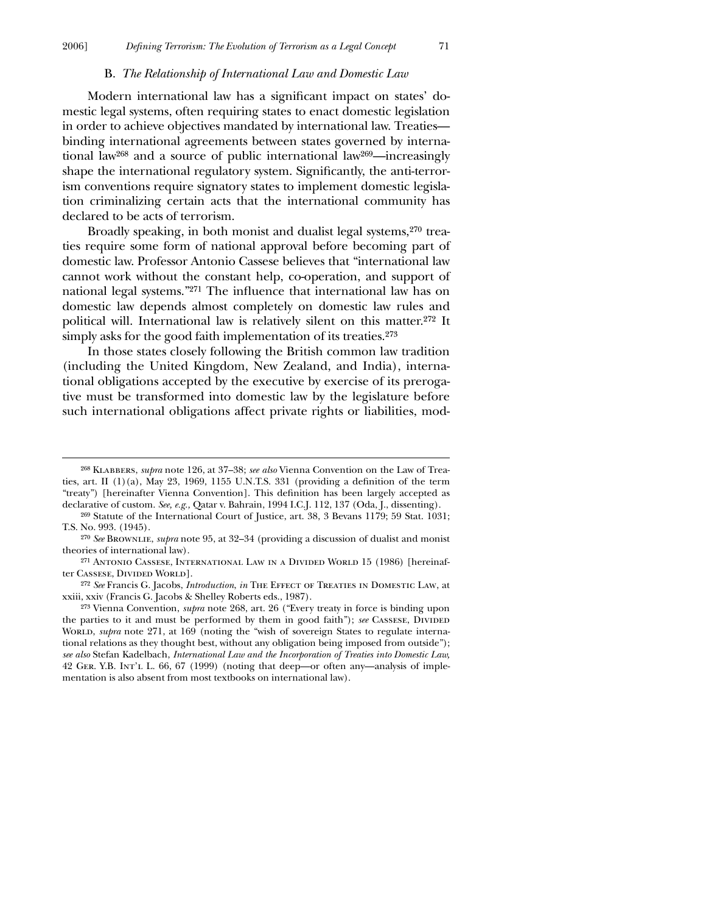### B. *The Relationship of International Law and Domestic Law*

Modern international law has a significant impact on states' domestic legal systems, often requiring states to enact domestic legislation in order to achieve objectives mandated by international law. Treaties—binding international agreements between states governed by international law[268] and a source of public international law[269]—increasingly shape the international regulatory system. Significantly, the anti-terrorism conventions require signatory states to implement domestic legislation criminalizing certain acts that the international community has declared to be acts of terrorism.

Broadly speaking, in both monist and dualist legal systems,[270] treaties require some form of national approval before becoming part of domestic law. Professor Antonio Cassese believes that "international law cannot work without the constant help, co-operation, and support of national legal systems."[271] The influence that international law has on domestic law depends almost completely on domestic law rules and political will. International law is relatively silent on this matter.[272] It simply asks for the good faith implementation of its treaties.[273]

In those states closely following the British common law tradition (including the United Kingdom, New Zealand, and India), international obligations accepted by the executive by exercise of its prerogative must be transformed into domestic law by the legislature before such international obligations affect private rights or liabilities, mod-

---

[268] Klabbers, *supra* note 126, at 37–38; *see also* Vienna Convention on the Law of Treaties, art. II (1)(a), May 23, 1969, 1155 U.N.T.S. 331 (providing a definition of the term "treaty") [hereinafter Vienna Convention]. This definition has been largely accepted as declarative of custom. *See, e.g.,* Qatar v. Bahrain, 1994 I.C.J. 112, 137 (Oda, J., dissenting).

[269] Statute of the International Court of Justice, art. 38, 3 Bevans 1179; 59 Stat. 1031; T.S. No. 993. (1945).

[270] *See* Brownlie, *supra* note 95, at 32–34 (providing a discussion of dualist and monist theories of international law).

[271] Antonio Cassese, International Law in a Divided World 15 (1986) [hereinafter Cassese, Divided World].

[272] *See* Francis G. Jacobs, *Introduction*, *in* The Effect of Treaties in Domestic Law, at xxiii, xxiv (Francis G. Jacobs & Shelley Roberts eds., 1987).

[273] Vienna Convention, *supra* note 268, art. 26 ("Every treaty in force is binding upon the parties to it and must be performed by them in good faith"); *see* Cassese, Divided World, *supra* note 271, at 169 (noting the "wish of sovereign States to regulate international relations as they thought best, without any obligation being imposed from outside"); *see also* Stefan Kadelbach, *International Law and the Incorporation of Treaties into Domestic Law,* 42 Ger. Y.B. Int'l L. 66, 67 (1999) (noting that deep—or often any—analysis of implementation is also absent from most textbooks on international law).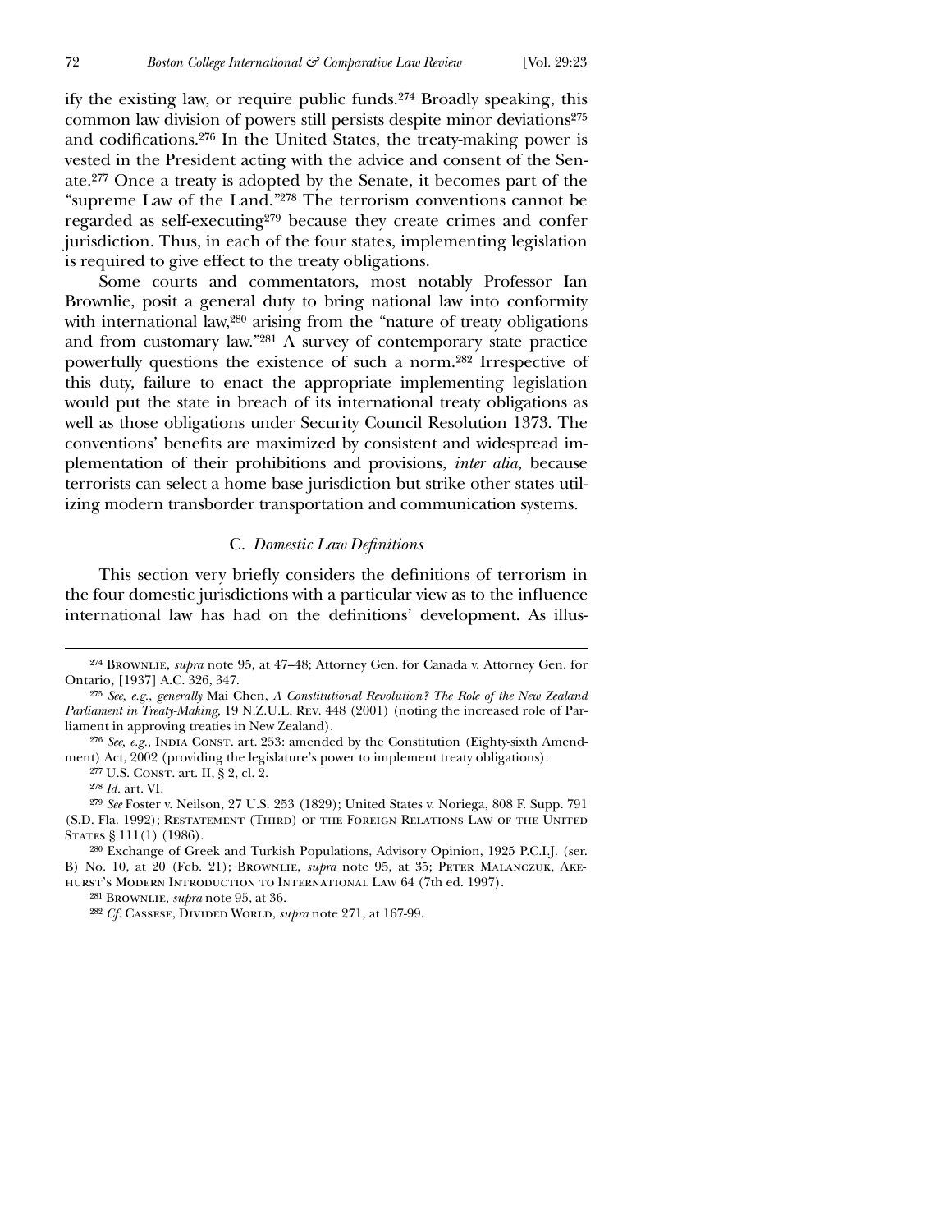ify the existing law, or require public funds.[274] Broadly speaking, this common law division of powers still persists despite minor deviations[275] and codifications.[276] In the United States, the treaty-making power is vested in the President acting with the advice and consent of the Senate.[277] Once a treaty is adopted by the Senate, it becomes part of the "supreme Law of the Land."[278] The terrorism conventions cannot be regarded as self-executing[279] because they create crimes and confer jurisdiction. Thus, in each of the four states, implementing legislation is required to give effect to the treaty obligations.

Some courts and commentators, most notably Professor Ian Brownlie, posit a general duty to bring national law into conformity with international law,[280] arising from the "nature of treaty obligations and from customary law."[281] A survey of contemporary state practice powerfully questions the existence of such a norm.[282] Irrespective of this duty, failure to enact the appropriate implementing legislation would put the state in breach of its international treaty obligations as well as those obligations under Security Council Resolution 1373. The conventions' benefits are maximized by consistent and widespread implementation of their prohibitions and provisions, *inter alia,* because terrorists can select a home base jurisdiction but strike other states utilizing modern transborder transportation and communication systems.

### C. *Domestic Law Definitions*

This section very briefly considers the definitions of terrorism in the four domestic jurisdictions with a particular view as to the influence international law has had on the definitions' development. As illus-

---

[274] Brownlie, *supra* note 95, at 47–48; Attorney Gen. for Canada v. Attorney Gen. for Ontario, [1937] A.C. 326, 347.

[275] *See, e.g., generally* Mai Chen, *A Constitutional Revolution? The Role of the New Zealand Parliament in Treaty-Making,* 19 N.Z.U.L. Rev. 448 (2001) (noting the increased role of Parliament in approving treaties in New Zealand).

[276] *See, e.g.,* India Const. art. 253: amended by the Constitution (Eighty-sixth Amendment) Act, 2002 (providing the legislature's power to implement treaty obligations).

[277] U.S. Const. art. II, § 2, cl. 2.

[278] *Id.* art. VI.

[279] *See* Foster v. Neilson, 27 U.S. 253 (1829); United States v. Noriega, 808 F. Supp. 791 (S.D. Fla. 1992); Restatement (Third) of the Foreign Relations Law of the United States § 111(1) (1986).

[280] Exchange of Greek and Turkish Populations, Advisory Opinion, 1925 P.C.I.J. (ser. B) No. 10, at 20 (Feb. 21); Brownlie, *supra* note 95, at 35; Peter Malanczuk, Akehurst's Modern Introduction to International Law 64 (7th ed. 1997).

[281] Brownlie, *supra* note 95, at 36.

[282] *Cf.* Cassese, Divided World, *supra* note 271, at 167-99.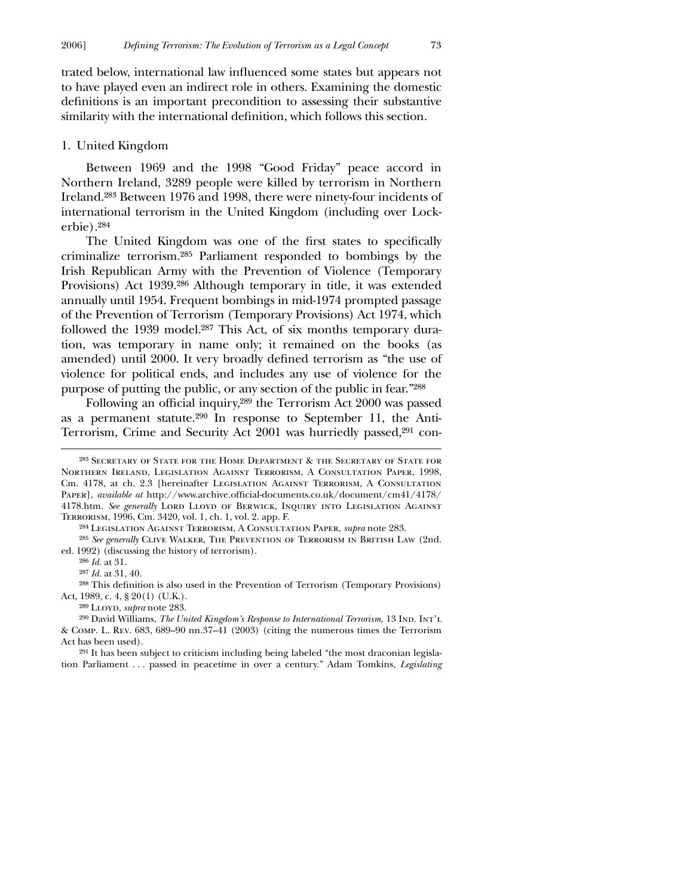trated below, international law influenced some states but appears not to have played even an indirect role in others. Examining the domestic definitions is an important precondition to assessing their substantive similarity with the international definition, which follows this section.

### 1. United Kingdom

Between 1969 and the 1998 "Good Friday" peace accord in Northern Ireland, 3289 people were killed by terrorism in Northern Ireland.[283] Between 1976 and 1998, there were ninety-four incidents of international terrorism in the United Kingdom (including over Lockerbie).[284]

The United Kingdom was one of the first states to specifically criminalize terrorism.[285] Parliament responded to bombings by the Irish Republican Army with the Prevention of Violence (Temporary Provisions) Act 1939.[286] Although temporary in title, it was extended annually until 1954. Frequent bombings in mid-1974 prompted passage of the Prevention of Terrorism (Temporary Provisions) Act 1974, which followed the 1939 model.[287] This Act, of six months temporary duration, was temporary in name only; it remained on the books (as amended) until 2000. It very broadly defined terrorism as "the use of violence for political ends, and includes any use of violence for the purpose of putting the public, or any section of the public in fear."[288]

Following an official inquiry,[289] the Terrorism Act 2000 was passed as a permanent statute.[290] In response to September 11, the Anti-Terrorism, Crime and Security Act 2001 was hurriedly passed,[291] con-

---

[283] Secretary of State for the Home Department & the Secretary of State for Northern Ireland, Legislation Against Terrorism, A Consultation Paper, 1998, Cm. 4178, at ch. 2.3 [hereinafter Legislation Against Terrorism, A Consultation Paper], *available at* http://www.archive.official-documents.co.uk/document/cm41/4178/4178.htm. *See generally* Lord Lloyd of Berwick, Inquiry into Legislation Against Terrorism, 1996, Cm. 3420, vol. 1, ch. 1, vol. 2. app. F.

[284] Legislation Against Terrorism, A Consultation Paper, *supra* note 283.

[285] *See generally* Clive Walker, The Prevention of Terrorism in British Law (2nd. ed. 1992) (discussing the history of terrorism).

[286] *Id.* at 31.

[287] *Id.* at 31, 40.

[288] This definition is also used in the Prevention of Terrorism (Temporary Provisions) Act, 1989, c. 4, § 20(1) (U.K.).

[289] Lloyd, *supra* note 283.

[290] David Williams, *The United Kingdom's Response to International Terrorism,* 13 Ind. Int'l & Comp. L. Rev. 683, 689–90 nn.37–41 (2003) (citing the numerous times the Terrorism Act has been used).

[291] It has been subject to criticism including being labeled "the most draconian legislation Parliament . . . passed in peacetime in over a century." Adam Tomkins, *Legislating*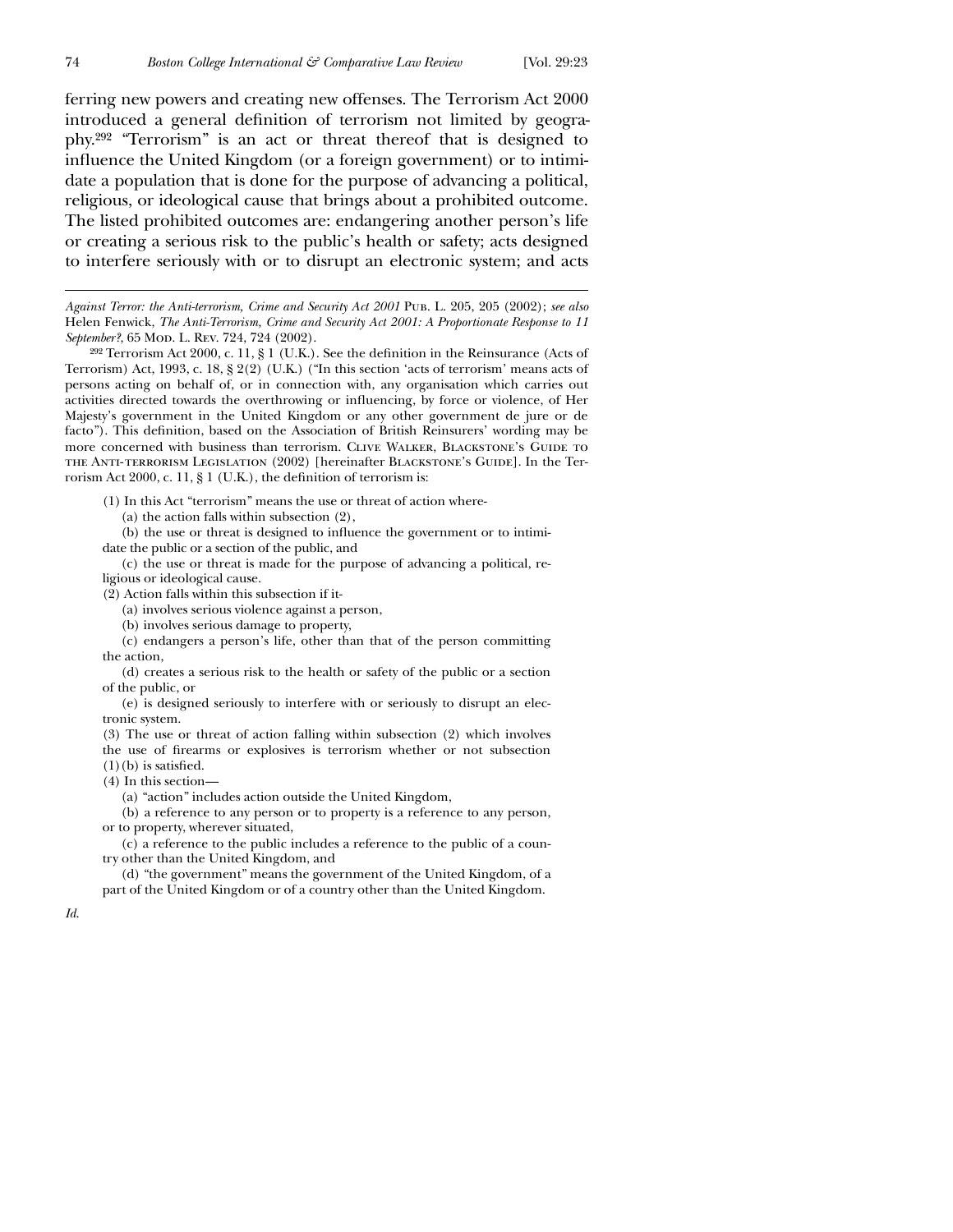ferring new powers and creating new offenses. The Terrorism Act 2000 introduced a general definition of terrorism not limited by geography.[292] "Terrorism" is an act or threat thereof that is designed to influence the United Kingdom (or a foreign government) or to intimidate a population that is done for the purpose of advancing a political, religious, or ideological cause that brings about a prohibited outcome. The listed prohibited outcomes are: endangering another person's life or creating a serious risk to the public's health or safety; acts designed to interfere seriously with or to disrupt an electronic system; and acts

---

*Against Terror: the Anti-terrorism, Crime and Security Act 2001* Pub. L. 205, 205 (2002); *see also* Helen Fenwick, *The Anti-Terrorism, Crime and Security Act 2001: A Proportionate Response to 11 September?*, 65 Mod. L. Rev. 724, 724 (2002).

[292] Terrorism Act 2000, c. 11, § 1 (U.K.). See the definition in the Reinsurance (Acts of Terrorism) Act, 1993, c. 18, § 2(2) (U.K.) ("In this section 'acts of terrorism' means acts of persons acting on behalf of, or in connection with, any organisation which carries out activities directed towards the overthrowing or influencing, by force or violence, of Her Majesty's government in the United Kingdom or any other government de jure or de facto"). This definition, based on the Association of British Reinsurers' wording may be more concerned with business than terrorism. Clive Walker, Blackstone's Guide to the Anti-terrorism Legislation (2002) [hereinafter Blackstone's Guide]. In the Terrorism Act 2000, c. 11, § 1 (U.K.), the definition of terrorism is:

> (1) In this Act "terrorism" means the use or threat of action where-
>
> (a) the action falls within subsection (2),
>
> (b) the use or threat is designed to influence the government or to intimidate the public or a section of the public, and
>
> (c) the use or threat is made for the purpose of advancing a political, religious or ideological cause.
>
> (2) Action falls within this subsection if it-
>
> (a) involves serious violence against a person,
>
> (b) involves serious damage to property,
>
> (c) endangers a person's life, other than that of the person committing the action,
>
> (d) creates a serious risk to the health or safety of the public or a section of the public, or
>
> (e) is designed seriously to interfere with or seriously to disrupt an electronic system.
>
> (3) The use or threat of action falling within subsection (2) which involves the use of firearms or explosives is terrorism whether or not subsection (1)(b) is satisfied.
>
> (4) In this section—
>
> (a) "action" includes action outside the United Kingdom,
>
> (b) a reference to any person or to property is a reference to any person, or to property, wherever situated,
>
> (c) a reference to the public includes a reference to the public of a country other than the United Kingdom, and
>
> (d) "the government" means the government of the United Kingdom, of a part of the United Kingdom or of a country other than the United Kingdom.

*Id.*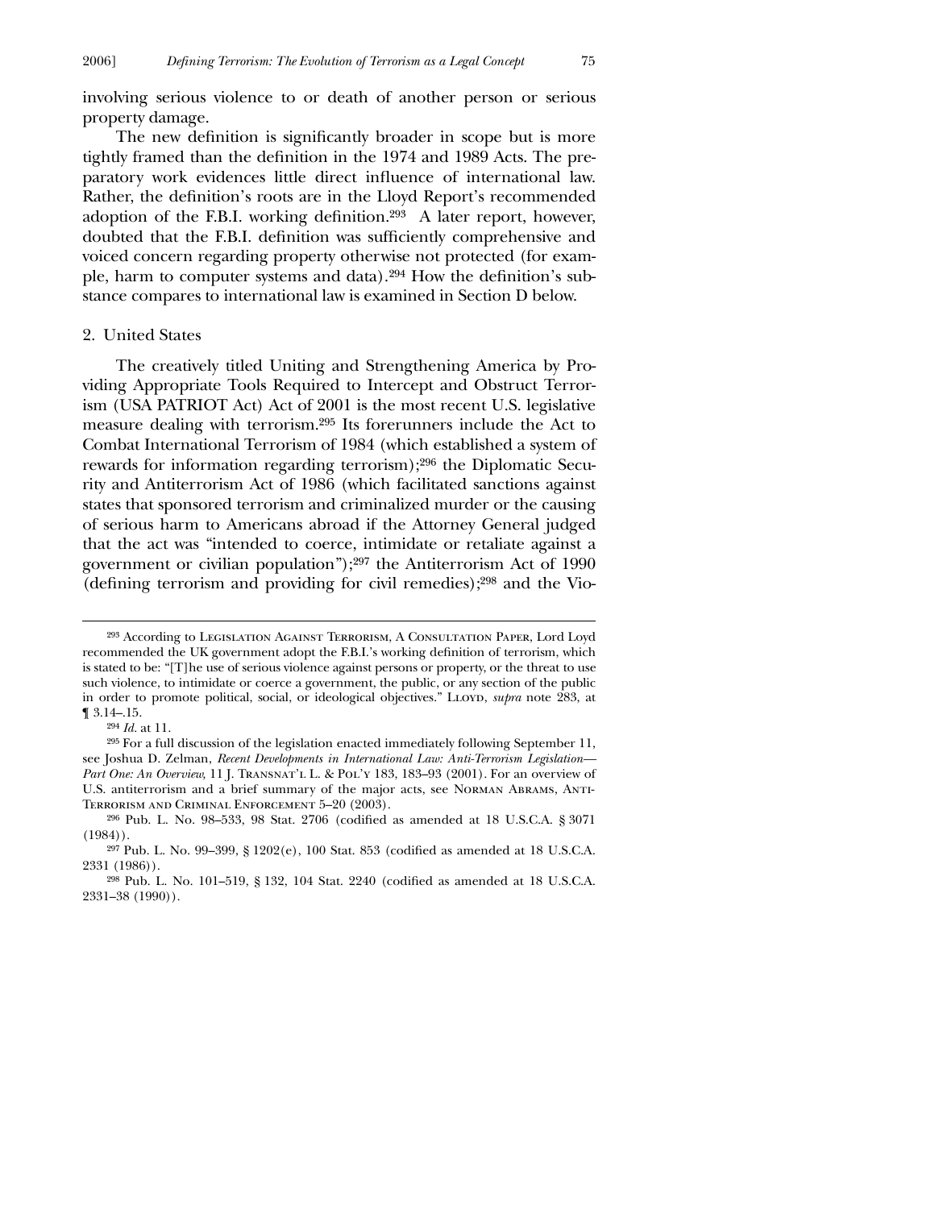involving serious violence to or death of another person or serious property damage.

The new definition is significantly broader in scope but is more tightly framed than the definition in the 1974 and 1989 Acts. The preparatory work evidences little direct influence of international law. Rather, the definition's roots are in the Lloyd Report's recommended adoption of the F.B.I. working definition.[293] A later report, however, doubted that the F.B.I. definition was sufficiently comprehensive and voiced concern regarding property otherwise not protected (for example, harm to computer systems and data).[294] How the definition's substance compares to international law is examined in Section D below.

### 2. United States

The creatively titled Uniting and Strengthening America by Providing Appropriate Tools Required to Intercept and Obstruct Terrorism (USA PATRIOT Act) Act of 2001 is the most recent U.S. legislative measure dealing with terrorism.[295] Its forerunners include the Act to Combat International Terrorism of 1984 (which established a system of rewards for information regarding terrorism);[296] the Diplomatic Security and Antiterrorism Act of 1986 (which facilitated sanctions against states that sponsored terrorism and criminalized murder or the causing of serious harm to Americans abroad if the Attorney General judged that the act was "intended to coerce, intimidate or retaliate against a government or civilian population");[297] the Antiterrorism Act of 1990 (defining terrorism and providing for civil remedies);[298] and the Vio-

---

[293] According to Legislation Against Terrorism, A Consultation Paper, Lord Loyd recommended the UK government adopt the F.B.I.'s working definition of terrorism, which is stated to be: "[T]he use of serious violence against persons or property, or the threat to use such violence, to intimidate or coerce a government, the public, or any section of the public in order to promote political, social, or ideological objectives." Lloyd, *supra* note 283, at ¶ 3.14–.15.

[294] *Id.* at 11.

[295] For a full discussion of the legislation enacted immediately following September 11, see Joshua D. Zelman, *Recent Developments in International Law: Anti-Terrorism Legislation—Part One: An Overview*, 11 J. Transnat'l L. & Pol'y 183, 183–93 (2001). For an overview of U.S. antiterrorism and a brief summary of the major acts, see Norman Abrams, Anti-Terrorism and Criminal Enforcement 5–20 (2003).

[296] Pub. L. No. 98–533, 98 Stat. 2706 (codified as amended at 18 U.S.C.A. § 3071 (1984)).

[297] Pub. L. No. 99–399, § 1202(e), 100 Stat. 853 (codified as amended at 18 U.S.C.A. 2331 (1986)).

[298] Pub. L. No. 101–519, § 132, 104 Stat. 2240 (codified as amended at 18 U.S.C.A. 2331–38 (1990)).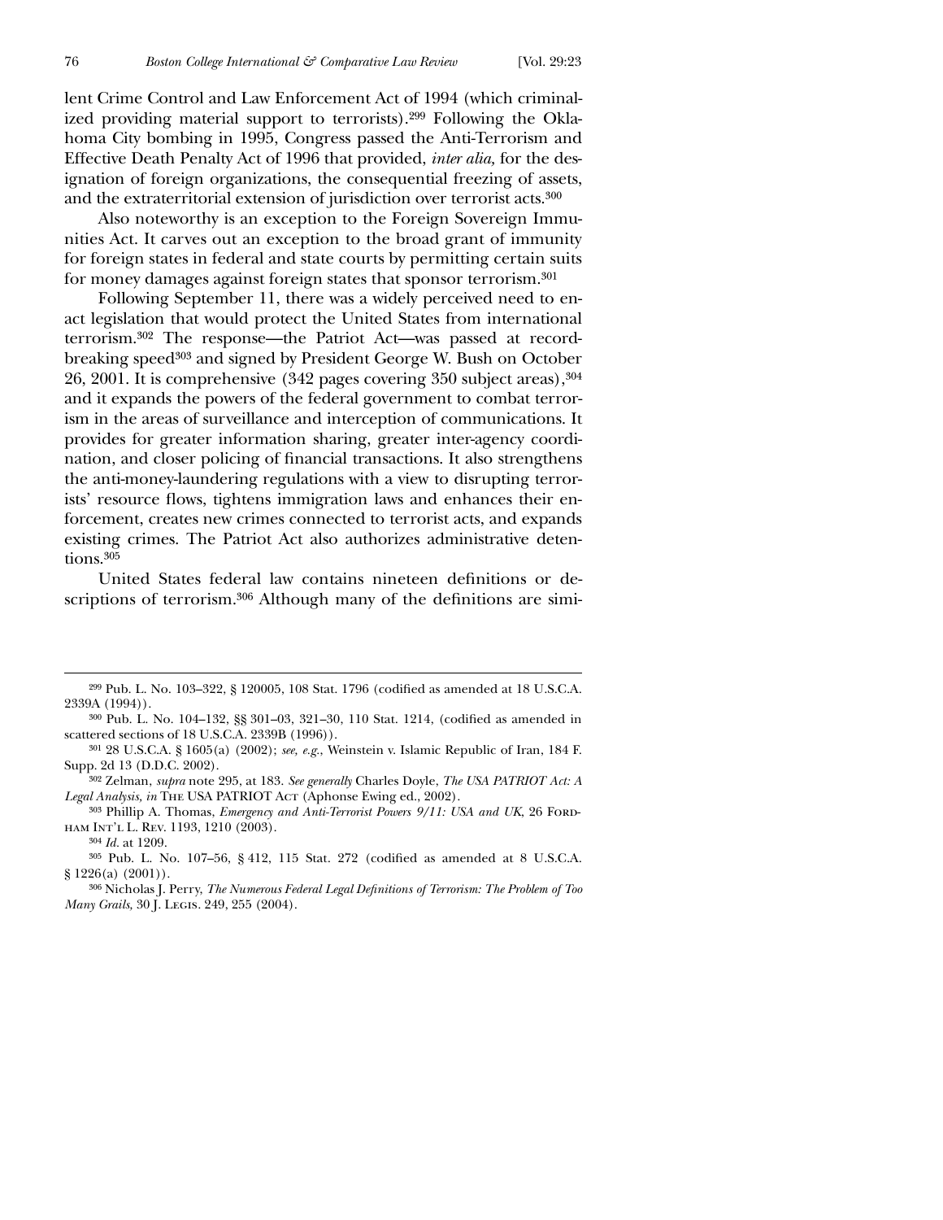lent Crime Control and Law Enforcement Act of 1994 (which criminalized providing material support to terrorists).[299] Following the Oklahoma City bombing in 1995, Congress passed the Anti-Terrorism and Effective Death Penalty Act of 1996 that provided, *inter alia,* for the designation of foreign organizations, the consequential freezing of assets, and the extraterritorial extension of jurisdiction over terrorist acts.[300]

Also noteworthy is an exception to the Foreign Sovereign Immunities Act. It carves out an exception to the broad grant of immunity for foreign states in federal and state courts by permitting certain suits for money damages against foreign states that sponsor terrorism.[301]

Following September 11, there was a widely perceived need to enact legislation that would protect the United States from international terrorism.[302] The response—the Patriot Act—was passed at record-breaking speed[303] and signed by President George W. Bush on October 26, 2001. It is comprehensive (342 pages covering 350 subject areas),[304] and it expands the powers of the federal government to combat terrorism in the areas of surveillance and interception of communications. It provides for greater information sharing, greater inter-agency coordination, and closer policing of financial transactions. It also strengthens the anti-money-laundering regulations with a view to disrupting terrorists' resource flows, tightens immigration laws and enhances their enforcement, creates new crimes connected to terrorist acts, and expands existing crimes. The Patriot Act also authorizes administrative detentions.[305]

United States federal law contains nineteen definitions or descriptions of terrorism.[306] Although many of the definitions are simi-

---

[299] Pub. L. No. 103–322, § 120005, 108 Stat. 1796 (codified as amended at 18 U.S.C.A. 2339A (1994)).

[300] Pub. L. No. 104–132, §§ 301–03, 321–30, 110 Stat. 1214, (codified as amended in scattered sections of 18 U.S.C.A. 2339B (1996)).

[301] 28 U.S.C.A. § 1605(a) (2002); *see, e.g.*, Weinstein v. Islamic Republic of Iran, 184 F. Supp. 2d 13 (D.D.C. 2002).

[302] Zelman, *supra* note 295, at 183. *See generally* Charles Doyle, *The USA PATRIOT Act: A Legal Analysis, in* The USA PATRIOT Act (Aphonse Ewing ed., 2002).

[303] Phillip A. Thomas, *Emergency and Anti-Terrorist Powers 9/11: USA and UK*, 26 Fordham Int'l L. Rev. 1193, 1210 (2003).

[304] *Id.* at 1209.

[305] Pub. L. No. 107–56, § 412, 115 Stat. 272 (codified as amended at 8 U.S.C.A. § 1226(a) (2001)).

[306] Nicholas J. Perry, *The Numerous Federal Legal Definitions of Terrorism: The Problem of Too Many Grails,* 30 J. Legis. 249, 255 (2004).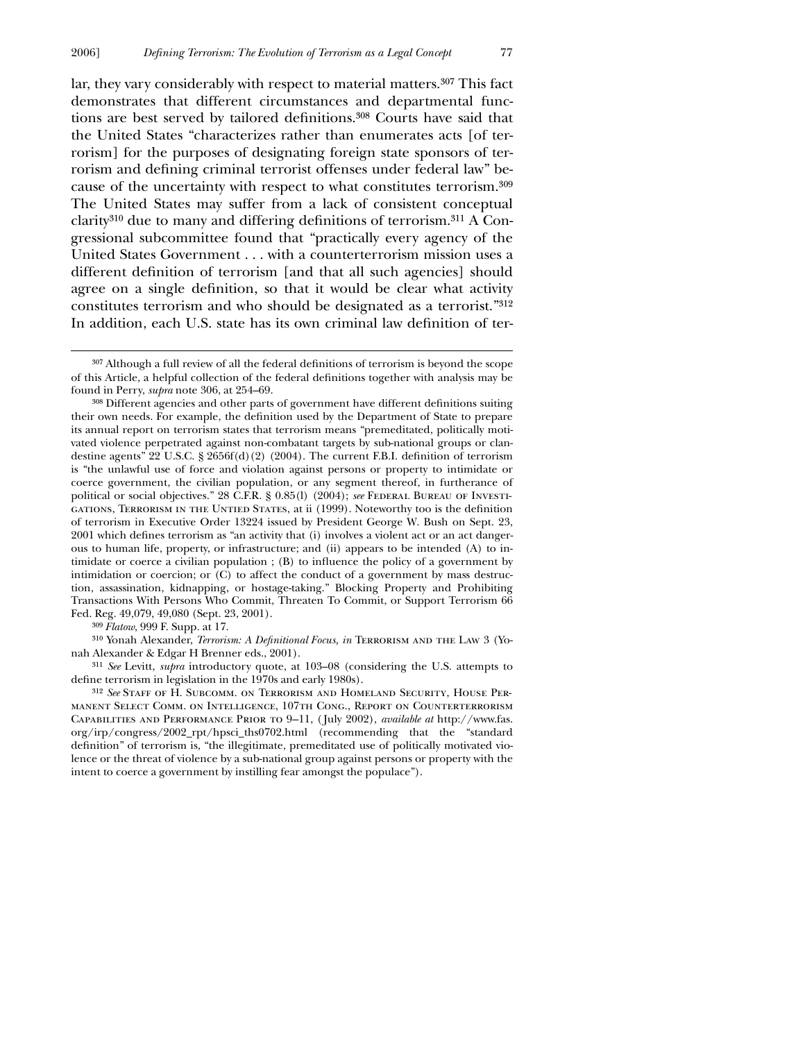lar, they vary considerably with respect to material matters.[307] This fact demonstrates that different circumstances and departmental functions are best served by tailored definitions.[308] Courts have said that the United States "characterizes rather than enumerates acts [of terrorism] for the purposes of designating foreign state sponsors of terrorism and defining criminal terrorist offenses under federal law" because of the uncertainty with respect to what constitutes terrorism.[309] The United States may suffer from a lack of consistent conceptual clarity[310] due to many and differing definitions of terrorism.[311] A Congressional subcommittee found that "practically every agency of the United States Government . . . with a counterterrorism mission uses a different definition of terrorism [and that all such agencies] should agree on a single definition, so that it would be clear what activity constitutes terrorism and who should be designated as a terrorist."[312] In addition, each U.S. state has its own criminal law definition of ter-

---

[307] Although a full review of all the federal definitions of terrorism is beyond the scope of this Article, a helpful collection of the federal definitions together with analysis may be found in Perry, *supra* note 306, at 254–69.

[308] Different agencies and other parts of government have different definitions suiting their own needs. For example, the definition used by the Department of State to prepare its annual report on terrorism states that terrorism means "premeditated, politically motivated violence perpetrated against non-combatant targets by sub-national groups or clandestine agents" 22 U.S.C. § 2656f(d)(2) (2004). The current F.B.I. definition of terrorism is "the unlawful use of force and violation against persons or property to intimidate or coerce government, the civilian population, or any segment thereof, in furtherance of political or social objectives." 28 C.F.R. § 0.85(l) (2004); *see* Federal Bureau of Investigations, Terrorism in the Untied States, at ii (1999). Noteworthy too is the definition of terrorism in Executive Order 13224 issued by President George W. Bush on Sept. 23, 2001 which defines terrorism as "an activity that (i) involves a violent act or an act dangerous to human life, property, or infrastructure; and (ii) appears to be intended (A) to intimidate or coerce a civilian population ; (B) to influence the policy of a government by intimidation or coercion; or (C) to affect the conduct of a government by mass destruction, assassination, kidnapping, or hostage-taking." Blocking Property and Prohibiting Transactions With Persons Who Commit, Threaten To Commit, or Support Terrorism 66 Fed. Reg. 49,079, 49,080 (Sept. 23, 2001).

[309] *Flatow*, 999 F. Supp. at 17.

[310] Yonah Alexander, *Terrorism: A Definitional Focus, in* Terrorism and the Law 3 (Yonah Alexander & Edgar H Brenner eds., 2001).

[311] *See* Levitt, *supra* introductory quote, at 103–08 (considering the U.S. attempts to define terrorism in legislation in the 1970s and early 1980s).

[312] *See* Staff of H. Subcomm. on Terrorism and Homeland Security, House Permanent Select Comm. on Intelligence, 107th Cong., Report on Counterterrorism Capabilities and Performance Prior to 9–11, (July 2002), *available at* http://www.fas.org/irp/congress/2002_rpt/hpsci_ths0702.html (recommending that the "standard definition" of terrorism is, "the illegitimate, premeditated use of politically motivated violence or the threat of violence by a sub-national group against persons or property with the intent to coerce a government by instilling fear amongst the populace").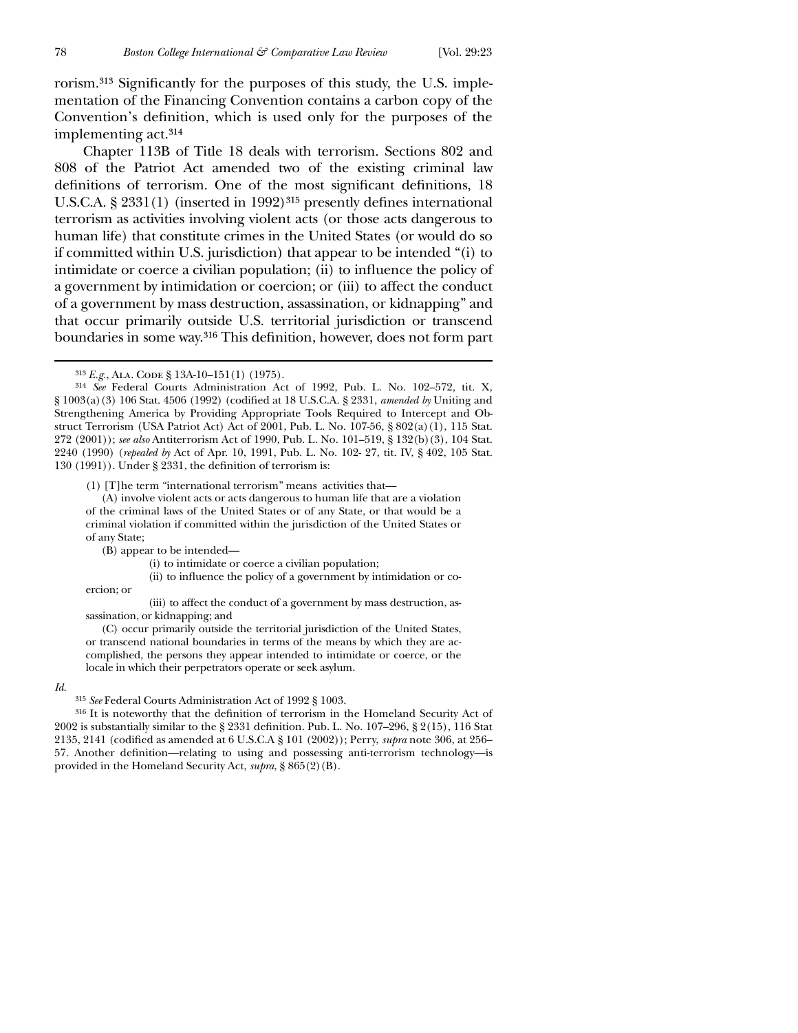rorism.[313] Significantly for the purposes of this study, the U.S. implementation of the Financing Convention contains a carbon copy of the Convention's definition, which is used only for the purposes of the implementing act.[314]

Chapter 113B of Title 18 deals with terrorism. Sections 802 and 808 of the Patriot Act amended two of the existing criminal law definitions of terrorism. One of the most significant definitions, 18 U.S.C.A. § 2331(1) (inserted in 1992)[315] presently defines international terrorism as activities involving violent acts (or those acts dangerous to human life) that constitute crimes in the United States (or would do so if committed within U.S. jurisdiction) that appear to be intended "(i) to intimidate or coerce a civilian population; (ii) to influence the policy of a government by intimidation or coercion; or (iii) to affect the conduct of a government by mass destruction, assassination, or kidnapping" and that occur primarily outside U.S. territorial jurisdiction or transcend boundaries in some way.[316] This definition, however, does not form part

---

[313] *E.g.*, Ala. Code § 13A-10–151(1) (1975).

[314] *See* Federal Courts Administration Act of 1992, Pub. L. No. 102–572, tit. X, § 1003(a)(3) 106 Stat. 4506 (1992) (codified at 18 U.S.C.A. § 2331, *amended by* Uniting and Strengthening America by Providing Appropriate Tools Required to Intercept and Obstruct Terrorism (USA Patriot Act) Act of 2001, Pub. L. No. 107-56, § 802(a)(1), 115 Stat. 272 (2001)); *see also* Antiterrorism Act of 1990, Pub. L. No. 101–519, § 132(b)(3), 104 Stat. 2240 (1990) (*repealed by* Act of Apr. 10, 1991, Pub. L. No. 102- 27, tit. IV, § 402, 105 Stat. 130 (1991)). Under § 2331, the definition of terrorism is:

> (1) [T]he term "international terrorism" means activities that—
>
> (A) involve violent acts or acts dangerous to human life that are a violation of the criminal laws of the United States or of any State, or that would be a criminal violation if committed within the jurisdiction of the United States or of any State;
>
> (B) appear to be intended—
>
> (i) to intimidate or coerce a civilian population;
>
> (ii) to influence the policy of a government by intimidation or coercion; or
>
> (iii) to affect the conduct of a government by mass destruction, assassination, or kidnapping; and
>
> (C) occur primarily outside the territorial jurisdiction of the United States, or transcend national boundaries in terms of the means by which they are accomplished, the persons they appear intended to intimidate or coerce, or the locale in which their perpetrators operate or seek asylum.

*Id.*

[315] *See* Federal Courts Administration Act of 1992 § 1003.

[316] It is noteworthy that the definition of terrorism in the Homeland Security Act of 2002 is substantially similar to the § 2331 definition. Pub. L. No. 107–296, § 2(15), 116 Stat 2135, 2141 (codified as amended at 6 U.S.C.A § 101 (2002)); Perry, *supra* note 306, at 256–57. Another definition—relating to using and possessing anti-terrorism technology—is provided in the Homeland Security Act, *supra*, § 865(2)(B).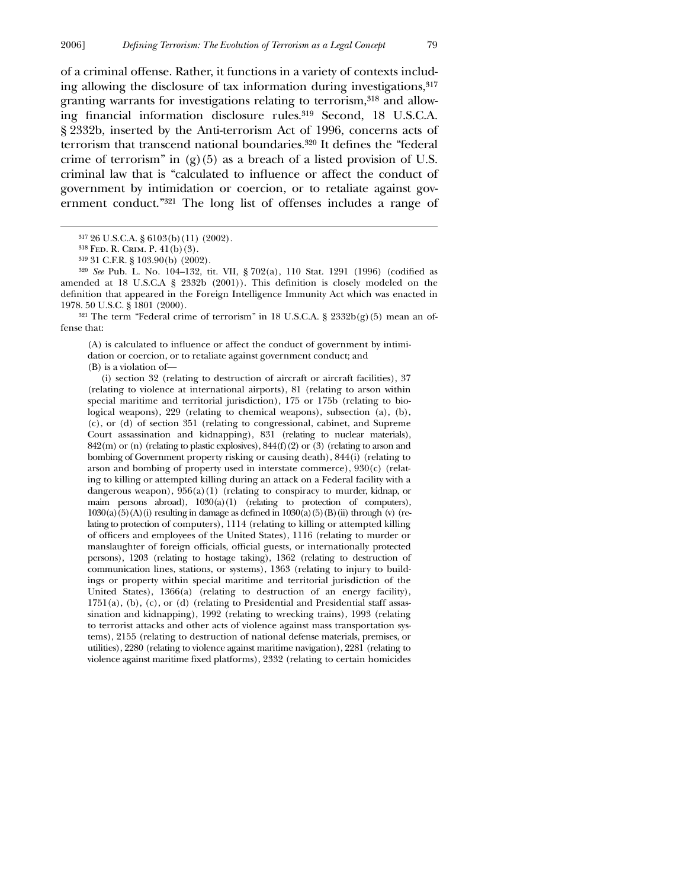of a criminal offense. Rather, it functions in a variety of contexts including allowing the disclosure of tax information during investigations,[317] granting warrants for investigations relating to terrorism,[318] and allowing financial information disclosure rules.[319] Second, 18 U.S.C.A. § 2332b, inserted by the Anti-terrorism Act of 1996, concerns acts of terrorism that transcend national boundaries.[320] It defines the "federal crime of terrorism" in (g)(5) as a breach of a listed provision of U.S. criminal law that is "calculated to influence or affect the conduct of government by intimidation or coercion, or to retaliate against government conduct."[321] The long list of offenses includes a range of

---

[317] 26 U.S.C.A. § 6103(b)(11) (2002).

[318] Fed. R. Crim. P. 41(b)(3).

[319] 31 C.F.R. § 103.90(b) (2002).

[320] *See* Pub. L. No. 104–132, tit. VII, § 702(a), 110 Stat. 1291 (1996) (codified as amended at 18 U.S.C.A § 2332b (2001)). This definition is closely modeled on the definition that appeared in the Foreign Intelligence Immunity Act which was enacted in 1978. 50 U.S.C. § 1801 (2000).

[321] The term "Federal crime of terrorism" in 18 U.S.C.A. § 2332b(g)(5) mean an offense that:

> (A) is calculated to influence or affect the conduct of government by intimidation or coercion, or to retaliate against government conduct; and
> (B) is a violation of—
>
> (i) section 32 (relating to destruction of aircraft or aircraft facilities), 37 (relating to violence at international airports), 81 (relating to arson within special maritime and territorial jurisdiction), 175 or 175b (relating to biological weapons), 229 (relating to chemical weapons), subsection (a), (b), (c), or (d) of section 351 (relating to congressional, cabinet, and Supreme Court assassination and kidnapping), 831 (relating to nuclear materials), 842(m) or (n) (relating to plastic explosives), 844(f)(2) or (3) (relating to arson and bombing of Government property risking or causing death), 844(i) (relating to arson and bombing of property used in interstate commerce), 930(c) (relating to killing or attempted killing during an attack on a Federal facility with a dangerous weapon), 956(a)(1) (relating to conspiracy to murder, kidnap, or maim persons abroad), 1030(a)(1) (relating to protection of computers), 1030(a)(5)(A)(i) resulting in damage as defined in 1030(a)(5)(B)(ii) through (v) (relating to protection of computers), 1114 (relating to killing or attempted killing of officers and employees of the United States), 1116 (relating to murder or manslaughter of foreign officials, official guests, or internationally protected persons), 1203 (relating to hostage taking), 1362 (relating to destruction of communication lines, stations, or systems), 1363 (relating to injury to buildings or property within special maritime and territorial jurisdiction of the United States), 1366(a) (relating to destruction of an energy facility), 1751(a), (b), (c), or (d) (relating to Presidential and Presidential staff assassination and kidnapping), 1992 (relating to wrecking trains), 1993 (relating to terrorist attacks and other acts of violence against mass transportation systems), 2155 (relating to destruction of national defense materials, premises, or utilities), 2280 (relating to violence against maritime navigation), 2281 (relating to violence against maritime fixed platforms), 2332 (relating to certain homicides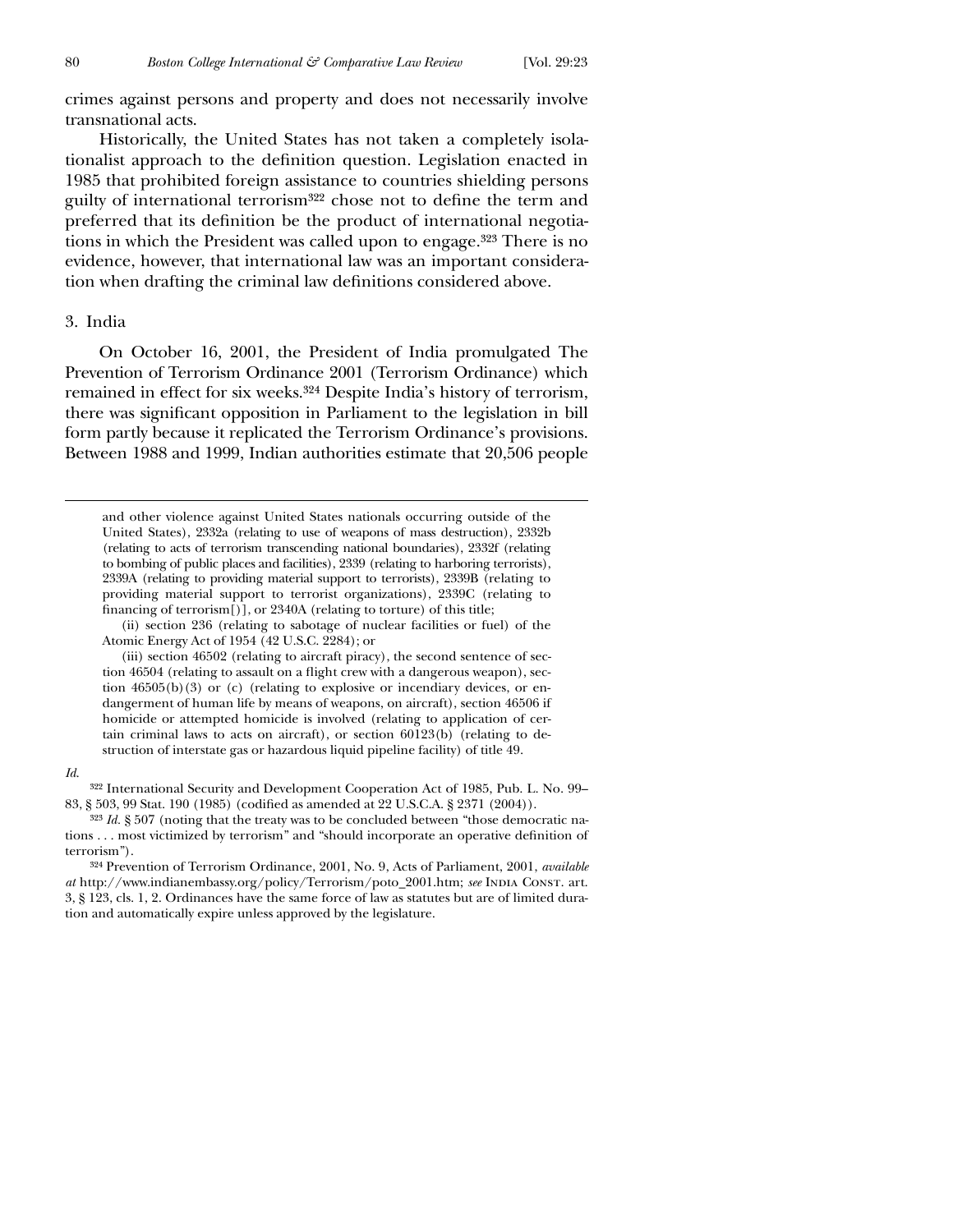crimes against persons and property and does not necessarily involve transnational acts.

Historically, the United States has not taken a completely isolationalist approach to the definition question. Legislation enacted in 1985 that prohibited foreign assistance to countries shielding persons guilty of international terrorism[322] chose not to define the term and preferred that its definition be the product of international negotiations in which the President was called upon to engage.[323] There is no evidence, however, that international law was an important consideration when drafting the criminal law definitions considered above.

### 3. India

On October 16, 2001, the President of India promulgated The Prevention of Terrorism Ordinance 2001 (Terrorism Ordinance) which remained in effect for six weeks.[324] Despite India's history of terrorism, there was significant opposition in Parliament to the legislation in bill form partly because it replicated the Terrorism Ordinance's provisions. Between 1988 and 1999, Indian authorities estimate that 20,506 people

---

and other violence against United States nationals occurring outside of the United States), 2332a (relating to use of weapons of mass destruction), 2332b (relating to acts of terrorism transcending national boundaries), 2332f (relating to bombing of public places and facilities), 2339 (relating to harboring terrorists), 2339A (relating to providing material support to terrorists), 2339B (relating to providing material support to terrorist organizations), 2339C (relating to financing of terrorism[)], or 2340A (relating to torture) of this title;

(ii) section 236 (relating to sabotage of nuclear facilities or fuel) of the Atomic Energy Act of 1954 (42 U.S.C. 2284); or

(iii) section 46502 (relating to aircraft piracy), the second sentence of section 46504 (relating to assault on a flight crew with a dangerous weapon), section 46505(b)(3) or (c) (relating to explosive or incendiary devices, or endangerment of human life by means of weapons, on aircraft), section 46506 if homicide or attempted homicide is involved (relating to application of certain criminal laws to acts on aircraft), or section 60123(b) (relating to destruction of interstate gas or hazardous liquid pipeline facility) of title 49.

*Id.*

[322] International Security and Development Cooperation Act of 1985, Pub. L. No. 99–83, § 503, 99 Stat. 190 (1985) (codified as amended at 22 U.S.C.A. § 2371 (2004)).

[323] *Id.* § 507 (noting that the treaty was to be concluded between "those democratic nations . . . most victimized by terrorism" and "should incorporate an operative definition of terrorism").

[324] Prevention of Terrorism Ordinance, 2001, No. 9, Acts of Parliament, 2001, *available at* http://www.indianembassy.org/policy/Terrorism/poto_2001.htm; *see* India Const. art. 3, § 123, cls. 1, 2. Ordinances have the same force of law as statutes but are of limited duration and automatically expire unless approved by the legislature.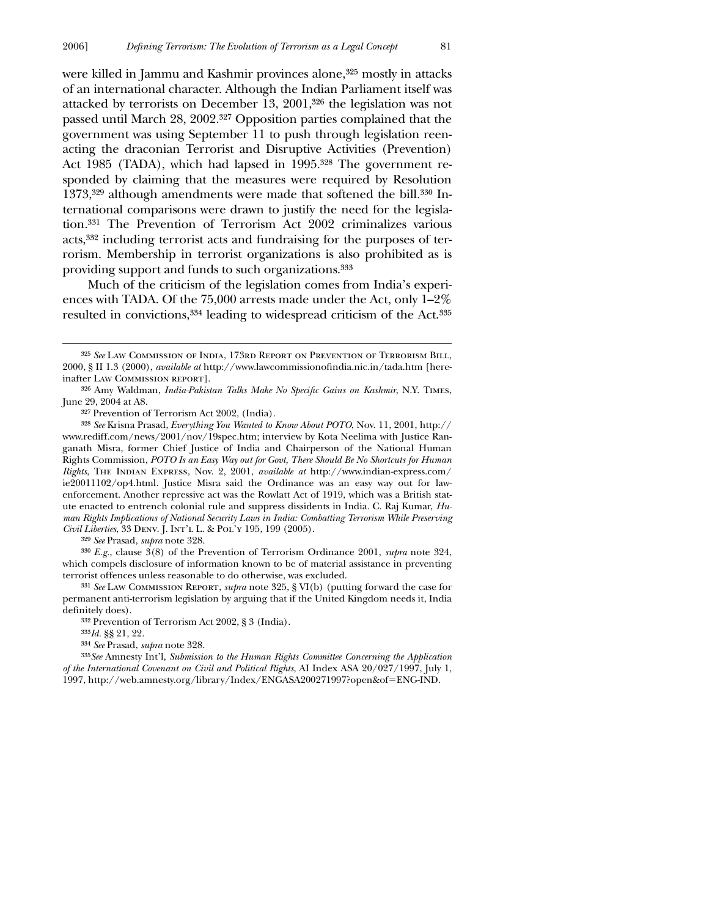were killed in Jammu and Kashmir provinces alone,[325] mostly in attacks of an international character. Although the Indian Parliament itself was attacked by terrorists on December 13, 2001,[326] the legislation was not passed until March 28, 2002.[327] Opposition parties complained that the government was using September 11 to push through legislation reenacting the draconian Terrorist and Disruptive Activities (Prevention) Act 1985 (TADA), which had lapsed in 1995.[328] The government responded by claiming that the measures were required by Resolution 1373,[329] although amendments were made that softened the bill.[330] International comparisons were drawn to justify the need for the legislation.[331] The Prevention of Terrorism Act 2002 criminalizes various acts,[332] including terrorist acts and fundraising for the purposes of terrorism. Membership in terrorist organizations is also prohibited as is providing support and funds to such organizations.[333]

Much of the criticism of the legislation comes from India's experiences with TADA. Of the 75,000 arrests made under the Act, only 1–2% resulted in convictions,[334] leading to widespread criticism of the Act.[335]

---

[325] *See* Law Commission of India, 173rd Report on Prevention of Terrorism Bill, 2000, § II 1.3 (2000), *available at* http://www.lawcommissionofindia.nic.in/tada.htm [hereinafter Law Commission report].

[326] Amy Waldman, *India-Pakistan Talks Make No Specific Gains on Kashmir*, N.Y. Times, June 29, 2004 at A8.

[327] Prevention of Terrorism Act 2002, (India).

[328] *See* Krisna Prasad, *Everything You Wanted to Know About POTO*, Nov. 11, 2001, http://www.rediff.com/news/2001/nov/19spec.htm; interview by Kota Neelima with Justice Ranganath Misra, former Chief Justice of India and Chairperson of the National Human Rights Commission, *POTO Is an Easy Way out for Govt, There Should Be No Shortcuts for Human Rights*, The Indian Express, Nov. 2, 2001, *available at* http://www.indian-express.com/ie20011102/op4.html. Justice Misra said the Ordinance was an easy way out for law-enforcement. Another repressive act was the Rowlatt Act of 1919, which was a British statute enacted to entrench colonial rule and suppress dissidents in India. C. Raj Kumar, *Human Rights Implications of National Security Laws in India: Combatting Terrorism While Preserving Civil Liberties*, 33 Denv. J. Int'l L. & Pol'y 195, 199 (2005).

[329] *See* Prasad, *supra* note 328.

[330] *E.g.*, clause 3(8) of the Prevention of Terrorism Ordinance 2001, *supra* note 324, which compels disclosure of information known to be of material assistance in preventing terrorist offences unless reasonable to do otherwise, was excluded.

[331] *See* Law Commission Report, *supra* note 325, § VI(b) (putting forward the case for permanent anti-terrorism legislation by arguing that if the United Kingdom needs it, India definitely does).

[332] Prevention of Terrorism Act 2002, § 3 (India).

[333] *Id.* §§ 21, 22.

[334] *See* Prasad, *supra* note 328.

[335] *See* Amnesty Int'l, *Submission to the Human Rights Committee Concerning the Application of the International Covenant on Civil and Political Rights*, AI Index ASA 20/027/1997, July 1, 1997, http://web.amnesty.org/library/Index/ENGASA200271997?open&of=ENG-IND.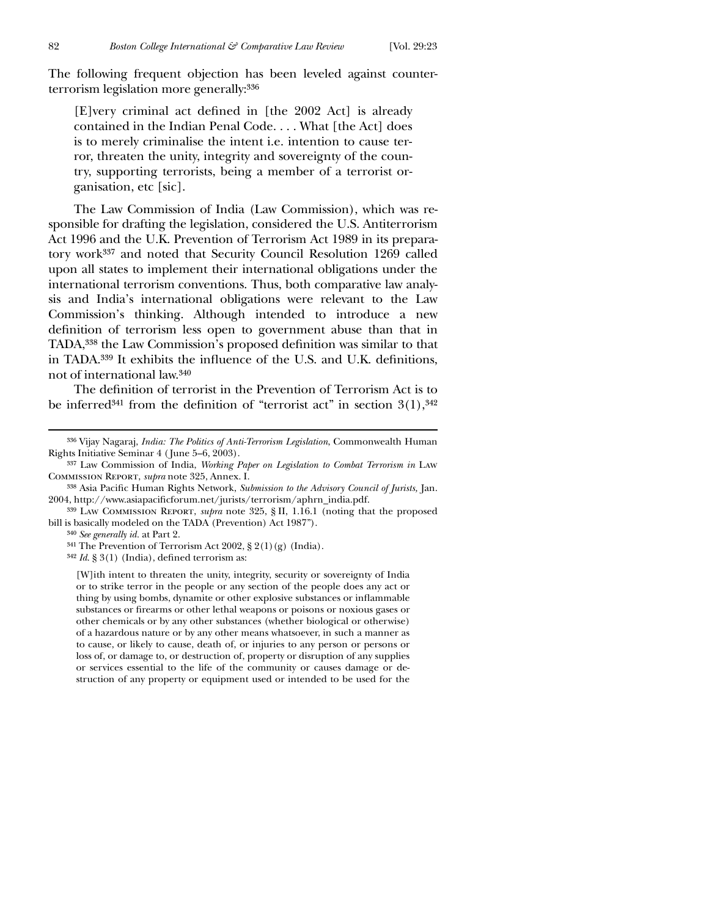The following frequent objection has been leveled against counter-terrorism legislation more generally:[336]

> [E]very criminal act defined in [the 2002 Act] is already contained in the Indian Penal Code. . . . What [the Act] does is to merely criminalise the intent i.e. intention to cause terror, threaten the unity, integrity and sovereignty of the country, supporting terrorists, being a member of a terrorist organisation, etc [sic].

The Law Commission of India (Law Commission), which was responsible for drafting the legislation, considered the U.S. Antiterrorism Act 1996 and the U.K. Prevention of Terrorism Act 1989 in its preparatory work[337] and noted that Security Council Resolution 1269 called upon all states to implement their international obligations under the international terrorism conventions. Thus, both comparative law analysis and India's international obligations were relevant to the Law Commission's thinking. Although intended to introduce a new definition of terrorism less open to government abuse than that in TADA,[338] the Law Commission's proposed definition was similar to that in TADA.[339] It exhibits the influence of the U.S. and U.K. definitions, not of international law.[340]

The definition of terrorist in the Prevention of Terrorism Act is to be inferred[341] from the definition of "terrorist act" in section 3(1),[342]

---

[336] Vijay Nagaraj, *India: The Politics of Anti-Terrorism Legislation*, Commonwealth Human Rights Initiative Seminar 4 (June 5–6, 2003).

[337] Law Commission of India, *Working Paper on Legislation to Combat Terrorism in* Law Commission Report, *supra* note 325, Annex. I.

[338] Asia Pacific Human Rights Network, *Submission to the Advisory Council of Jurists,* Jan. 2004, http://www.asiapacificforum.net/jurists/terrorism/aphrn_india.pdf.

[339] Law Commission Report, *supra* note 325, § II, 1.16.1 (noting that the proposed bill is basically modeled on the TADA (Prevention) Act 1987").

[340] *See generally id.* at Part 2.

[341] The Prevention of Terrorism Act 2002, § 2(1)(g) (India).

[342] *Id.* § 3(1) (India), defined terrorism as:

> [W]ith intent to threaten the unity, integrity, security or sovereignty of India or to strike terror in the people or any section of the people does any act or thing by using bombs, dynamite or other explosive substances or inflammable substances or firearms or other lethal weapons or poisons or noxious gases or other chemicals or by any other substances (whether biological or otherwise) of a hazardous nature or by any other means whatsoever, in such a manner as to cause, or likely to cause, death of, or injuries to any person or persons or loss of, or damage to, or destruction of, property or disruption of any supplies or services essential to the life of the community or causes damage or destruction of any property or equipment used or intended to be used for the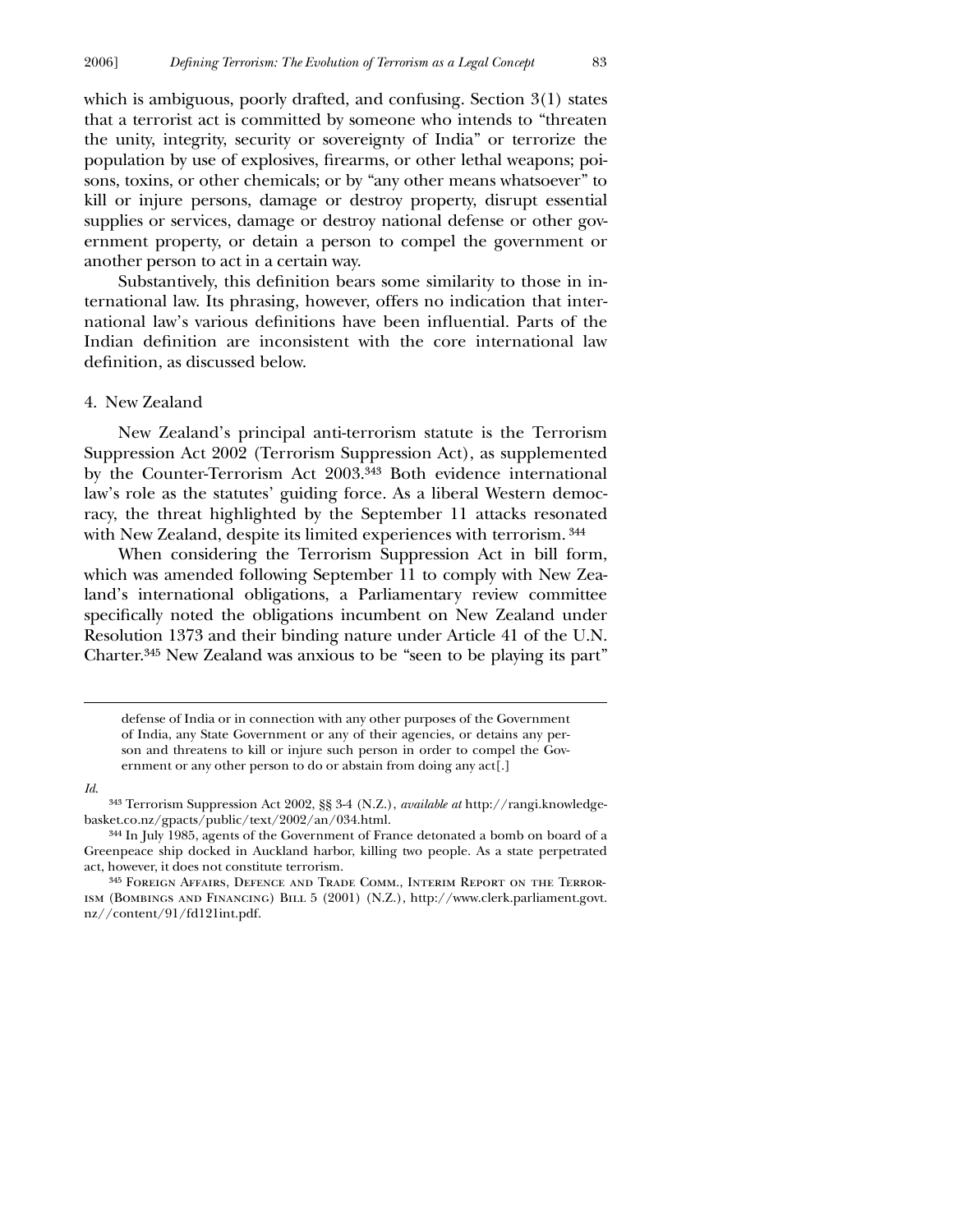which is ambiguous, poorly drafted, and confusing. Section 3(1) states that a terrorist act is committed by someone who intends to "threaten the unity, integrity, security or sovereignty of India" or terrorize the population by use of explosives, firearms, or other lethal weapons; poisons, toxins, or other chemicals; or by "any other means whatsoever" to kill or injure persons, damage or destroy property, disrupt essential supplies or services, damage or destroy national defense or other government property, or detain a person to compel the government or another person to act in a certain way.

Substantively, this definition bears some similarity to those in international law. Its phrasing, however, offers no indication that international law's various definitions have been influential. Parts of the Indian definition are inconsistent with the core international law definition, as discussed below.

#### 4. New Zealand

New Zealand's principal anti-terrorism statute is the Terrorism Suppression Act 2002 (Terrorism Suppression Act), as supplemented by the Counter-Terrorism Act 2003.[343] Both evidence international law's role as the statutes' guiding force. As a liberal Western democracy, the threat highlighted by the September 11 attacks resonated with New Zealand, despite its limited experiences with terrorism.[344]

When considering the Terrorism Suppression Act in bill form, which was amended following September 11 to comply with New Zealand's international obligations, a Parliamentary review committee specifically noted the obligations incumbent on New Zealand under Resolution 1373 and their binding nature under Article 41 of the U.N. Charter.[345] New Zealand was anxious to be "seen to be playing its part"

---

> defense of India or in connection with any other purposes of the Government of India, any State Government or any of their agencies, or detains any person and threatens to kill or injure such person in order to compel the Government or any other person to do or abstain from doing any act[.]

*Id.*

[343] Terrorism Suppression Act 2002, §§ 3-4 (N.Z.), *available at* http://rangi.knowledge-basket.co.nz/gpacts/public/text/2002/an/034.html.

[344] In July 1985, agents of the Government of France detonated a bomb on board of a Greenpeace ship docked in Auckland harbor, killing two people. As a state perpetrated act, however, it does not constitute terrorism.

[345] Foreign Affairs, Defence and Trade Comm., Interim Report on the Terrorism (Bombings and Financing) Bill 5 (2001) (N.Z.), http://www.clerk.parliament.govt.nz//content/91/fd121int.pdf.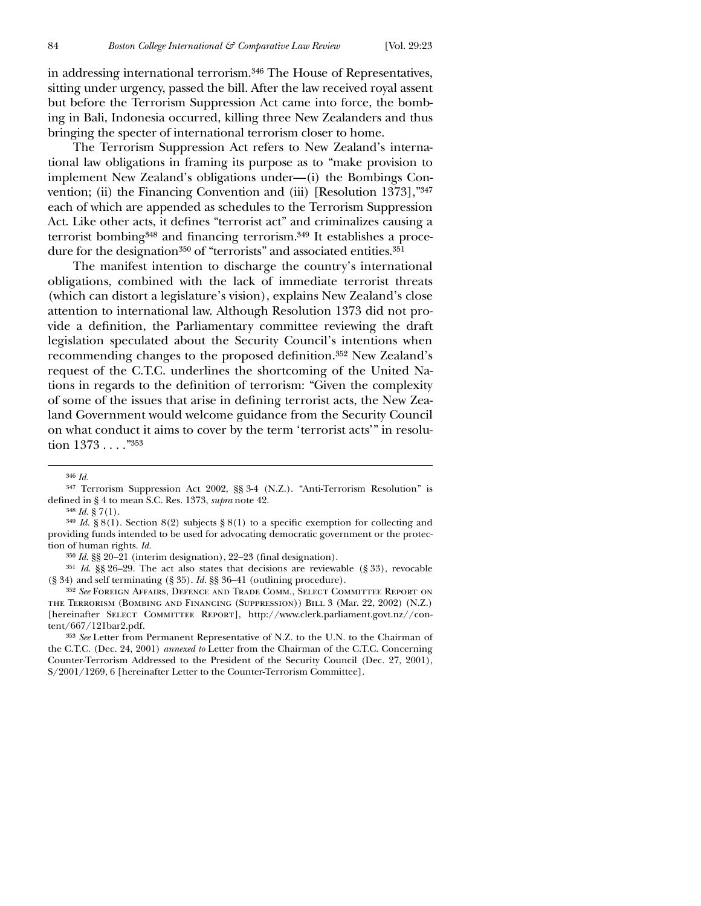in addressing international terrorism.[346] The House of Representatives, sitting under urgency, passed the bill. After the law received royal assent but before the Terrorism Suppression Act came into force, the bombing in Bali, Indonesia occurred, killing three New Zealanders and thus bringing the specter of international terrorism closer to home.

The Terrorism Suppression Act refers to New Zealand's international law obligations in framing its purpose as to "make provision to implement New Zealand's obligations under—(i) the Bombings Convention; (ii) the Financing Convention and (iii) [Resolution 1373],"[347] each of which are appended as schedules to the Terrorism Suppression Act. Like other acts, it defines "terrorist act" and criminalizes causing a terrorist bombing[348] and financing terrorism.[349] It establishes a procedure for the designation[350] of "terrorists" and associated entities.[351]

The manifest intention to discharge the country's international obligations, combined with the lack of immediate terrorist threats (which can distort a legislature's vision), explains New Zealand's close attention to international law. Although Resolution 1373 did not provide a definition, the Parliamentary committee reviewing the draft legislation speculated about the Security Council's intentions when recommending changes to the proposed definition.[352] New Zealand's request of the C.T.C. underlines the shortcoming of the United Nations in regards to the definition of terrorism: "Given the complexity of some of the issues that arise in defining terrorist acts, the New Zealand Government would welcome guidance from the Security Council on what conduct it aims to cover by the term 'terrorist acts'" in resolution 1373 . . . ."[353]

---

[346] *Id.*

[347] Terrorism Suppression Act 2002, §§ 3-4 (N.Z.). "Anti-Terrorism Resolution" is defined in § 4 to mean S.C. Res. 1373, *supra* note 42.

[348] *Id.* § 7(1).

[349] *Id.* § 8(1). Section 8(2) subjects § 8(1) to a specific exemption for collecting and providing funds intended to be used for advocating democratic government or the protection of human rights. *Id.*

[350] *Id.* §§ 20–21 (interim designation), 22–23 (final designation).

[351] *Id.* §§ 26–29. The act also states that decisions are reviewable (§ 33), revocable (§ 34) and self terminating (§ 35). *Id.* §§ 36–41 (outlining procedure).

[352] *See* Foreign Affairs, Defence and Trade Comm., Select Committee Report on the Terrorism (Bombing and Financing (Suppression)) Bill 3 (Mar. 22, 2002) (N.Z.) [hereinafter Select Committee Report], http://www.clerk.parliament.govt.nz//content/667/121bar2.pdf.

[353] *See* Letter from Permanent Representative of N.Z. to the U.N. to the Chairman of the C.T.C. (Dec. 24, 2001) *annexed to* Letter from the Chairman of the C.T.C. Concerning Counter-Terrorism Addressed to the President of the Security Council (Dec. 27, 2001), S/2001/1269, 6 [hereinafter Letter to the Counter-Terrorism Committee].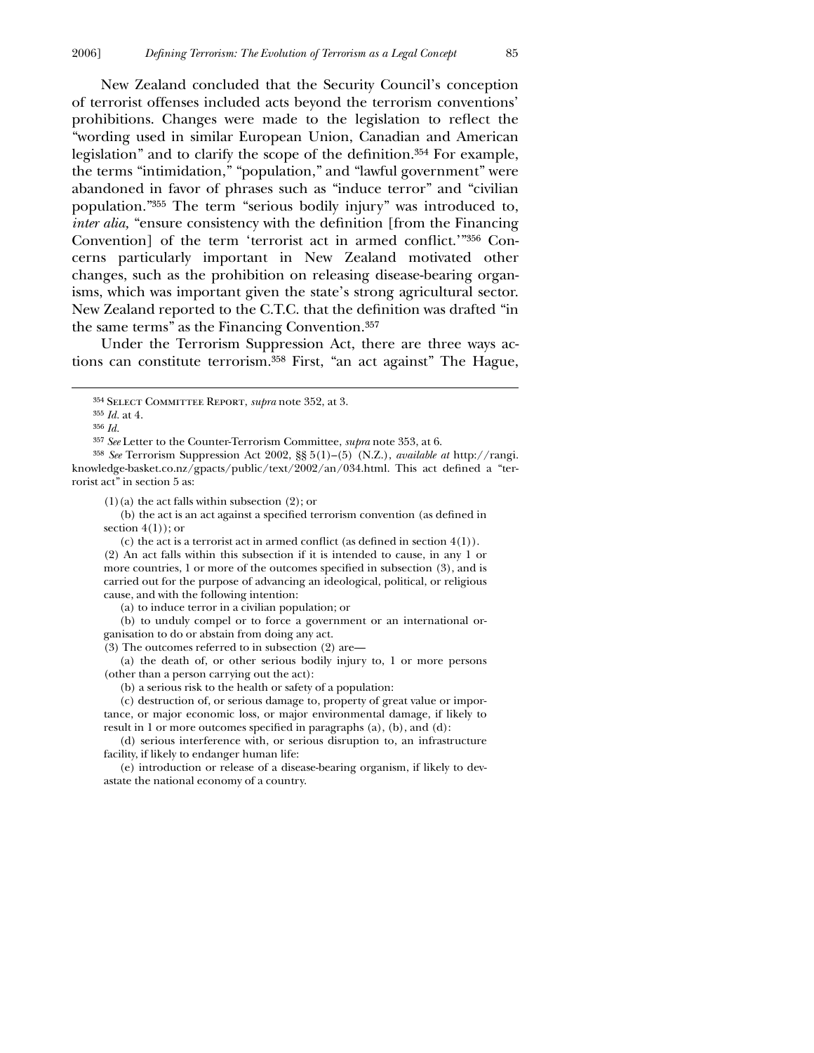New Zealand concluded that the Security Council's conception of terrorist offenses included acts beyond the terrorism conventions' prohibitions. Changes were made to the legislation to reflect the "wording used in similar European Union, Canadian and American legislation" and to clarify the scope of the definition.[354] For example, the terms "intimidation," "population," and "lawful government" were abandoned in favor of phrases such as "induce terror" and "civilian population."[355] The term "serious bodily injury" was introduced to, *inter alia*, "ensure consistency with the definition [from the Financing Convention] of the term 'terrorist act in armed conflict.'"[356] Concerns particularly important in New Zealand motivated other changes, such as the prohibition on releasing disease-bearing organisms, which was important given the state's strong agricultural sector. New Zealand reported to the C.T.C. that the definition was drafted "in the same terms" as the Financing Convention.[357]

Under the Terrorism Suppression Act, there are three ways actions can constitute terrorism.[358] First, "an act against" The Hague,

---

[354] Select Committee Report, *supra* note 352, at 3.

[355] *Id.* at 4.

[356] *Id.*

[357] *See* Letter to the Counter-Terrorism Committee, *supra* note 353, at 6.

[358] *See* Terrorism Suppression Act 2002, §§ 5(1)–(5) (N.Z.), *available at* http://rangi.knowledge-basket.co.nz/gpacts/public/text/2002/an/034.html. This act defined a "terrorist act" in section 5 as:

> (1) (a) the act falls within subsection (2); or
>
> (b) the act is an act against a specified terrorism convention (as defined in section 4(1)); or
>
> (c) the act is a terrorist act in armed conflict (as defined in section 4(1)).
>
> (2) An act falls within this subsection if it is intended to cause, in any 1 or more countries, 1 or more of the outcomes specified in subsection (3), and is carried out for the purpose of advancing an ideological, political, or religious cause, and with the following intention:
>
> (a) to induce terror in a civilian population; or
>
> (b) to unduly compel or to force a government or an international organisation to do or abstain from doing any act.
>
> (3) The outcomes referred to in subsection (2) are—
>
> (a) the death of, or other serious bodily injury to, 1 or more persons (other than a person carrying out the act):
>
> (b) a serious risk to the health or safety of a population:
>
> (c) destruction of, or serious damage to, property of great value or importance, or major economic loss, or major environmental damage, if likely to result in 1 or more outcomes specified in paragraphs (a), (b), and (d):
>
> (d) serious interference with, or serious disruption to, an infrastructure facility, if likely to endanger human life:
>
> (e) introduction or release of a disease-bearing organism, if likely to devastate the national economy of a country.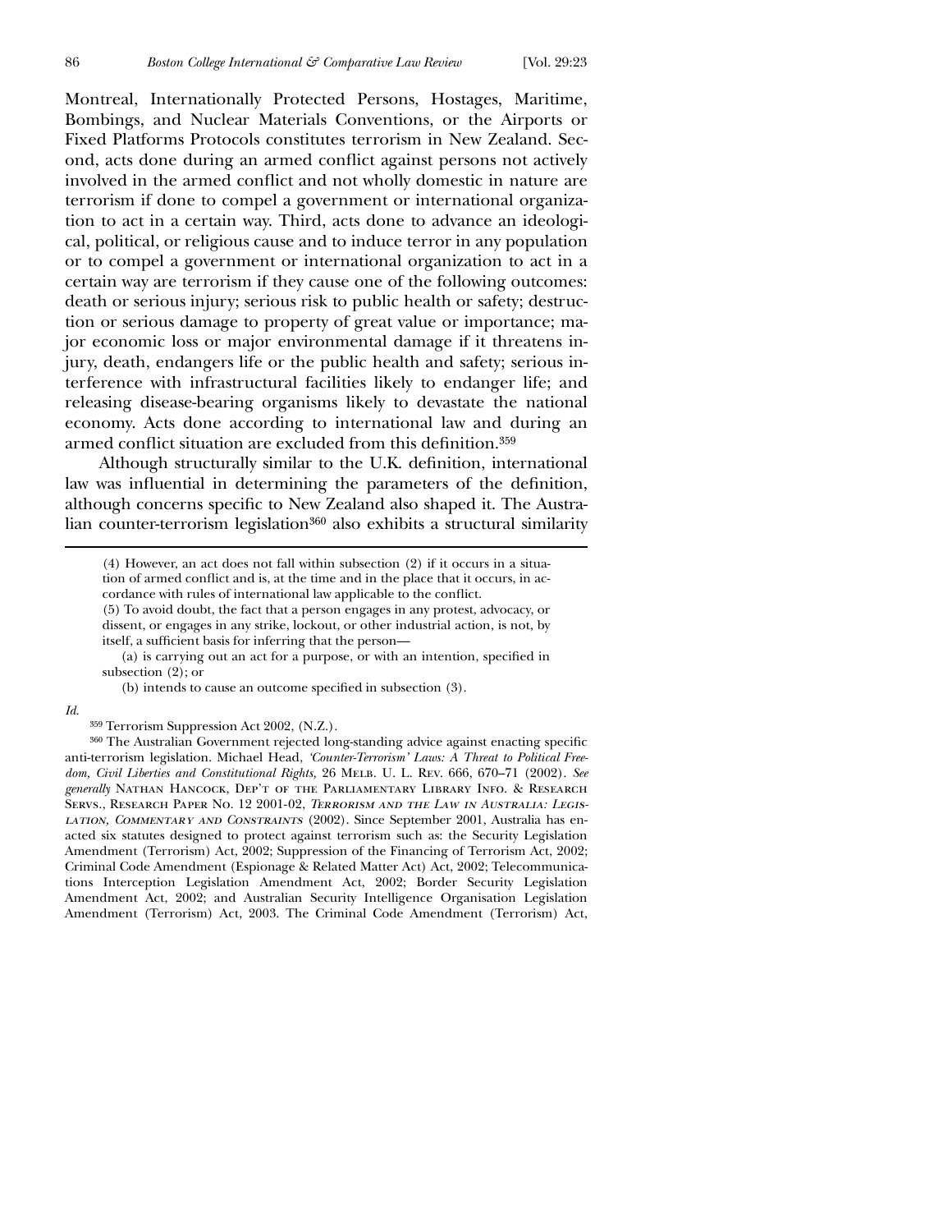Montreal, Internationally Protected Persons, Hostages, Maritime, Bombings, and Nuclear Materials Conventions, or the Airports or Fixed Platforms Protocols constitutes terrorism in New Zealand. Second, acts done during an armed conflict against persons not actively involved in the armed conflict and not wholly domestic in nature are terrorism if done to compel a government or international organization to act in a certain way. Third, acts done to advance an ideological, political, or religious cause and to induce terror in any population or to compel a government or international organization to act in a certain way are terrorism if they cause one of the following outcomes: death or serious injury; serious risk to public health or safety; destruction or serious damage to property of great value or importance; major economic loss or major environmental damage if it threatens injury, death, endangers life or the public health and safety; serious interference with infrastructural facilities likely to endanger life; and releasing disease-bearing organisms likely to devastate the national economy. Acts done according to international law and during an armed conflict situation are excluded from this definition.[359]

Although structurally similar to the U.K. definition, international law was influential in determining the parameters of the definition, although concerns specific to New Zealand also shaped it. The Australian counter-terrorism legislation[360] also exhibits a structural similarity

---

(4) However, an act does not fall within subsection (2) if it occurs in a situation of armed conflict and is, at the time and in the place that it occurs, in accordance with rules of international law applicable to the conflict.

(5) To avoid doubt, the fact that a person engages in any protest, advocacy, or dissent, or engages in any strike, lockout, or other industrial action, is not, by itself, a sufficient basis for inferring that the person—

(a) is carrying out an act for a purpose, or with an intention, specified in subsection (2); or

(b) intends to cause an outcome specified in subsection (3).

*Id.*

[359] Terrorism Suppression Act 2002, (N.Z.).

[360] The Australian Government rejected long-standing advice against enacting specific anti-terrorism legislation. Michael Head, *'Counter-Terrorism' Laws: A Threat to Political Freedom, Civil Liberties and Constitutional Rights,* 26 MELB. U. L. REV. 666, 670–71 (2002). *See generally* NATHAN HANCOCK, DEP'T OF THE PARLIAMENTARY LIBRARY INFO. & RESEARCH SERVS., RESEARCH PAPER NO. 12 2001-02, *TERRORISM AND THE LAW IN AUSTRALIA: LEGISLATION, COMMENTARY AND CONSTRAINTS* (2002). Since September 2001, Australia has enacted six statutes designed to protect against terrorism such as: the Security Legislation Amendment (Terrorism) Act, 2002; Suppression of the Financing of Terrorism Act, 2002; Criminal Code Amendment (Espionage & Related Matter Act) Act, 2002; Telecommunications Interception Legislation Amendment Act, 2002; Border Security Legislation Amendment Act, 2002; and Australian Security Intelligence Organisation Legislation Amendment (Terrorism) Act, 2003. The Criminal Code Amendment (Terrorism) Act,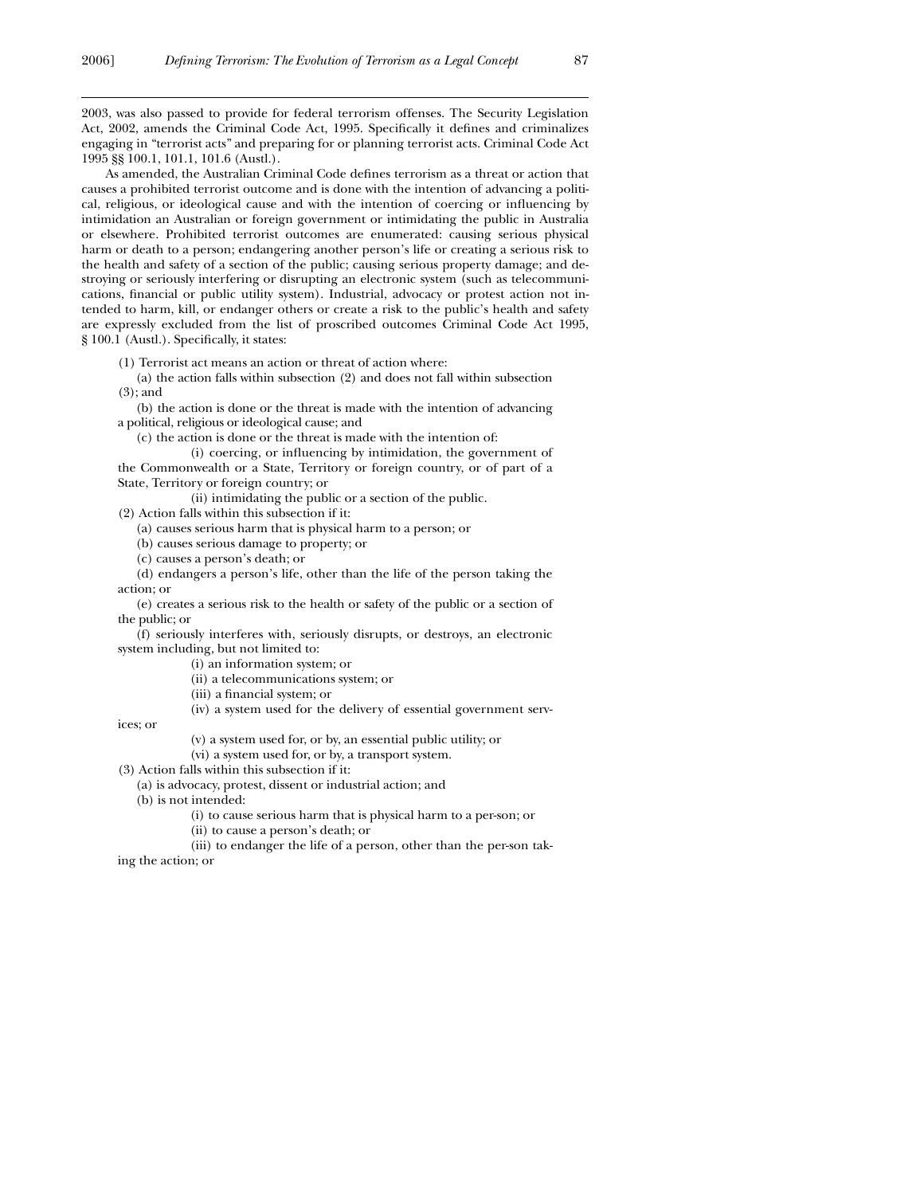2003, was also passed to provide for federal terrorism offenses. The Security Legislation Act, 2002, amends the Criminal Code Act, 1995. Specifically it defines and criminalizes engaging in "terrorist acts" and preparing for or planning terrorist acts. Criminal Code Act 1995 §§ 100.1, 101.1, 101.6 (Austl.).

As amended, the Australian Criminal Code defines terrorism as a threat or action that causes a prohibited terrorist outcome and is done with the intention of advancing a political, religious, or ideological cause and with the intention of coercing or influencing by intimidation an Australian or foreign government or intimidating the public in Australia or elsewhere. Prohibited terrorist outcomes are enumerated: causing serious physical harm or death to a person; endangering another person's life or creating a serious risk to the health and safety of a section of the public; causing serious property damage; and destroying or seriously interfering or disrupting an electronic system (such as telecommunications, financial or public utility system). Industrial, advocacy or protest action not intended to harm, kill, or endanger others or create a risk to the public's health and safety are expressly excluded from the list of proscribed outcomes Criminal Code Act 1995, § 100.1 (Austl.). Specifically, it states:

> (1) Terrorist act means an action or threat of action where:
>
> (a) the action falls within subsection (2) and does not fall within subsection (3); and
>
> (b) the action is done or the threat is made with the intention of advancing a political, religious or ideological cause; and
>
> (c) the action is done or the threat is made with the intention of:
>
> (i) coercing, or influencing by intimidation, the government of the Commonwealth or a State, Territory or foreign country, or of part of a State, Territory or foreign country; or
>
> (ii) intimidating the public or a section of the public.
>
> (2) Action falls within this subsection if it:
>
> (a) causes serious harm that is physical harm to a person; or
>
> (b) causes serious damage to property; or
>
> (c) causes a person's death; or
>
> (d) endangers a person's life, other than the life of the person taking the action; or
>
> (e) creates a serious risk to the health or safety of the public or a section of the public; or
>
> (f) seriously interferes with, seriously disrupts, or destroys, an electronic system including, but not limited to:
>
> (i) an information system; or
>
> (ii) a telecommunications system; or
>
> (iii) a financial system; or
>
> (iv) a system used for the delivery of essential government services; or
>
> (v) a system used for, or by, an essential public utility; or
>
> (vi) a system used for, or by, a transport system.
>
> (3) Action falls within this subsection if it:
>
> (a) is advocacy, protest, dissent or industrial action; and
>
> (b) is not intended:
>
> (i) to cause serious harm that is physical harm to a per-son; or
>
> (ii) to cause a person's death; or
>
> (iii) to endanger the life of a person, other than the per-son taking the action; or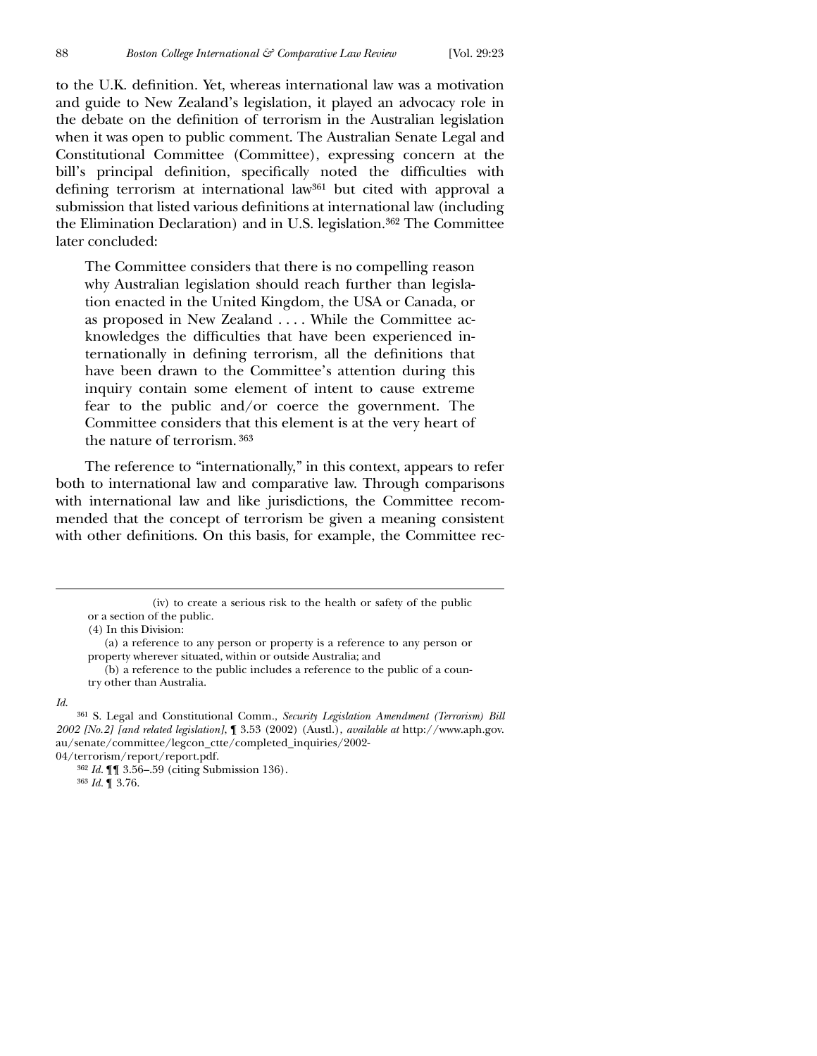to the U.K. definition. Yet, whereas international law was a motivation and guide to New Zealand's legislation, it played an advocacy role in the debate on the definition of terrorism in the Australian legislation when it was open to public comment. The Australian Senate Legal and Constitutional Committee (Committee), expressing concern at the bill's principal definition, specifically noted the difficulties with defining terrorism at international law[361] but cited with approval a submission that listed various definitions at international law (including the Elimination Declaration) and in U.S. legislation.[362] The Committee later concluded:

> The Committee considers that there is no compelling reason why Australian legislation should reach further than legislation enacted in the United Kingdom, the USA or Canada, or as proposed in New Zealand . . . . While the Committee acknowledges the difficulties that have been experienced internationally in defining terrorism, all the definitions that have been drawn to the Committee's attention during this inquiry contain some element of intent to cause extreme fear to the public and/or coerce the government. The Committee considers that this element is at the very heart of the nature of terrorism.[363]

The reference to "internationally," in this context, appears to refer both to international law and comparative law. Through comparisons with international law and like jurisdictions, the Committee recommended that the concept of terrorism be given a meaning consistent with other definitions. On this basis, for example, the Committee rec-

---

(iv) to create a serious risk to the health or safety of the public or a section of the public.

(4) In this Division:

(a) a reference to any person or property is a reference to any person or property wherever situated, within or outside Australia; and

(b) a reference to the public includes a reference to the public of a country other than Australia.

*Id.*

[361] S. Legal and Constitutional Comm., *Security Legislation Amendment (Terrorism) Bill 2002 [No.2] [and related legislation]*, ¶ 3.53 (2002) (Austl.), *available at* http://www.aph.gov.au/senate/committee/legcon_ctte/completed_inquiries/2002-04/terrorism/report/report.pdf.

[362] *Id.* ¶¶ 3.56–.59 (citing Submission 136).

[363] *Id.* ¶ 3.76.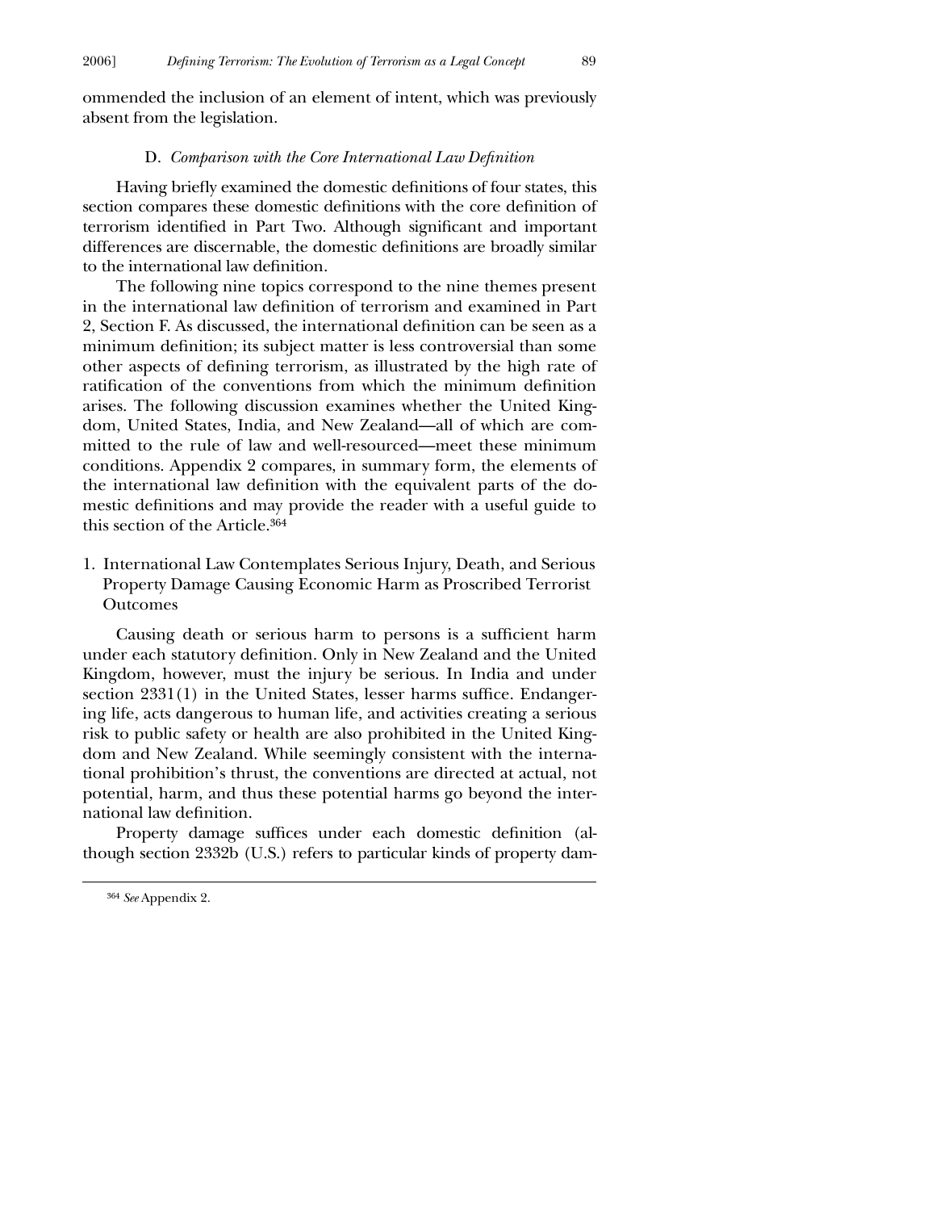ommended the inclusion of an element of intent, which was previously absent from the legislation.

### D. *Comparison with the Core International Law Definition*

Having briefly examined the domestic definitions of four states, this section compares these domestic definitions with the core definition of terrorism identified in Part Two. Although significant and important differences are discernable, the domestic definitions are broadly similar to the international law definition.

The following nine topics correspond to the nine themes present in the international law definition of terrorism and examined in Part 2, Section F. As discussed, the international definition can be seen as a minimum definition; its subject matter is less controversial than some other aspects of defining terrorism, as illustrated by the high rate of ratification of the conventions from which the minimum definition arises. The following discussion examines whether the United Kingdom, United States, India, and New Zealand—all of which are committed to the rule of law and well-resourced—meet these minimum conditions. Appendix 2 compares, in summary form, the elements of the international law definition with the equivalent parts of the domestic definitions and may provide the reader with a useful guide to this section of the Article.[364]

#### 1. International Law Contemplates Serious Injury, Death, and Serious Property Damage Causing Economic Harm as Proscribed Terrorist Outcomes

Causing death or serious harm to persons is a sufficient harm under each statutory definition. Only in New Zealand and the United Kingdom, however, must the injury be serious. In India and under section 2331(1) in the United States, lesser harms suffice. Endangering life, acts dangerous to human life, and activities creating a serious risk to public safety or health are also prohibited in the United Kingdom and New Zealand. While seemingly consistent with the international prohibition's thrust, the conventions are directed at actual, not potential, harm, and thus these potential harms go beyond the international law definition.

Property damage suffices under each domestic definition (although section 2332b (U.S.) refers to particular kinds of property dam-

---

[364] *See* Appendix 2.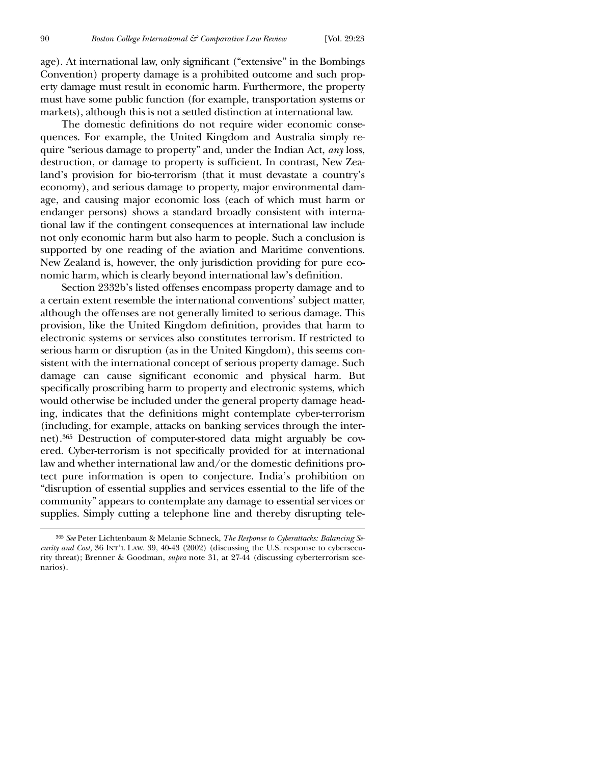age). At international law, only significant ("extensive" in the Bombings Convention) property damage is a prohibited outcome and such property damage must result in economic harm. Furthermore, the property must have some public function (for example, transportation systems or markets), although this is not a settled distinction at international law.

The domestic definitions do not require wider economic consequences. For example, the United Kingdom and Australia simply require "serious damage to property" and, under the Indian Act, *any* loss, destruction, or damage to property is sufficient. In contrast, New Zealand's provision for bio-terrorism (that it must devastate a country's economy), and serious damage to property, major environmental damage, and causing major economic loss (each of which must harm or endanger persons) shows a standard broadly consistent with international law if the contingent consequences at international law include not only economic harm but also harm to people. Such a conclusion is supported by one reading of the aviation and Maritime conventions. New Zealand is, however, the only jurisdiction providing for pure economic harm, which is clearly beyond international law's definition.

Section 2332b's listed offenses encompass property damage and to a certain extent resemble the international conventions' subject matter, although the offenses are not generally limited to serious damage. This provision, like the United Kingdom definition, provides that harm to electronic systems or services also constitutes terrorism. If restricted to serious harm or disruption (as in the United Kingdom), this seems consistent with the international concept of serious property damage. Such damage can cause significant economic and physical harm. But specifically proscribing harm to property and electronic systems, which would otherwise be included under the general property damage heading, indicates that the definitions might contemplate cyber-terrorism (including, for example, attacks on banking services through the internet).[365] Destruction of computer-stored data might arguably be covered. Cyber-terrorism is not specifically provided for at international law and whether international law and/or the domestic definitions protect pure information is open to conjecture. India's prohibition on "disruption of essential supplies and services essential to the life of the community" appears to contemplate any damage to essential services or supplies. Simply cutting a telephone line and thereby disrupting tele-

---

[365] *See* Peter Lichtenbaum & Melanie Schneck, *The Response to Cyberattacks: Balancing Security and Cost*, 36 Int'l Law. 39, 40-43 (2002) (discussing the U.S. response to cybersecurity threat); Brenner & Goodman, *supra* note 31, at 27-44 (discussing cyberterrorism scenarios).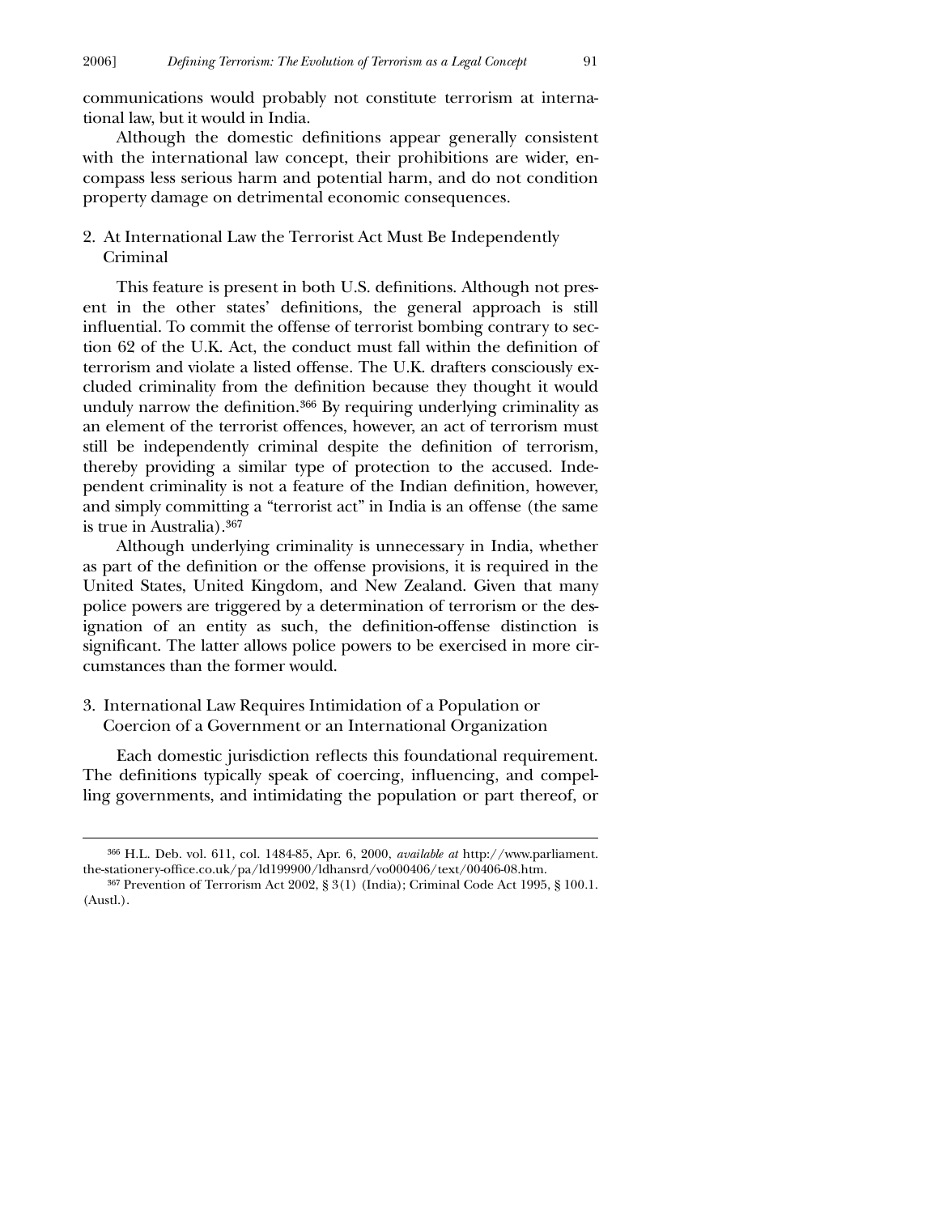communications would probably not constitute terrorism at international law, but it would in India.

Although the domestic definitions appear generally consistent with the international law concept, their prohibitions are wider, encompass less serious harm and potential harm, and do not condition property damage on detrimental economic consequences.

### 2. At International Law the Terrorist Act Must Be Independently Criminal

This feature is present in both U.S. definitions. Although not present in the other states' definitions, the general approach is still influential. To commit the offense of terrorist bombing contrary to section 62 of the U.K. Act, the conduct must fall within the definition of terrorism and violate a listed offense. The U.K. drafters consciously excluded criminality from the definition because they thought it would unduly narrow the definition.[366] By requiring underlying criminality as an element of the terrorist offences, however, an act of terrorism must still be independently criminal despite the definition of terrorism, thereby providing a similar type of protection to the accused. Independent criminality is not a feature of the Indian definition, however, and simply committing a "terrorist act" in India is an offense (the same is true in Australia).[367]

Although underlying criminality is unnecessary in India, whether as part of the definition or the offense provisions, it is required in the United States, United Kingdom, and New Zealand. Given that many police powers are triggered by a determination of terrorism or the designation of an entity as such, the definition-offense distinction is significant. The latter allows police powers to be exercised in more circumstances than the former would.

### 3. International Law Requires Intimidation of a Population or Coercion of a Government or an International Organization

Each domestic jurisdiction reflects this foundational requirement. The definitions typically speak of coercing, influencing, and compelling governments, and intimidating the population or part thereof, or

---

[366] H.L. Deb. vol. 611, col. 1484-85, Apr. 6, 2000, *available at* http://www.parliament.the-stationery-office.co.uk/pa/ld199900/ldhansrd/vo000406/text/00406-08.htm.

[367] Prevention of Terrorism Act 2002, § 3(1) (India); Criminal Code Act 1995, § 100.1. (Austl.).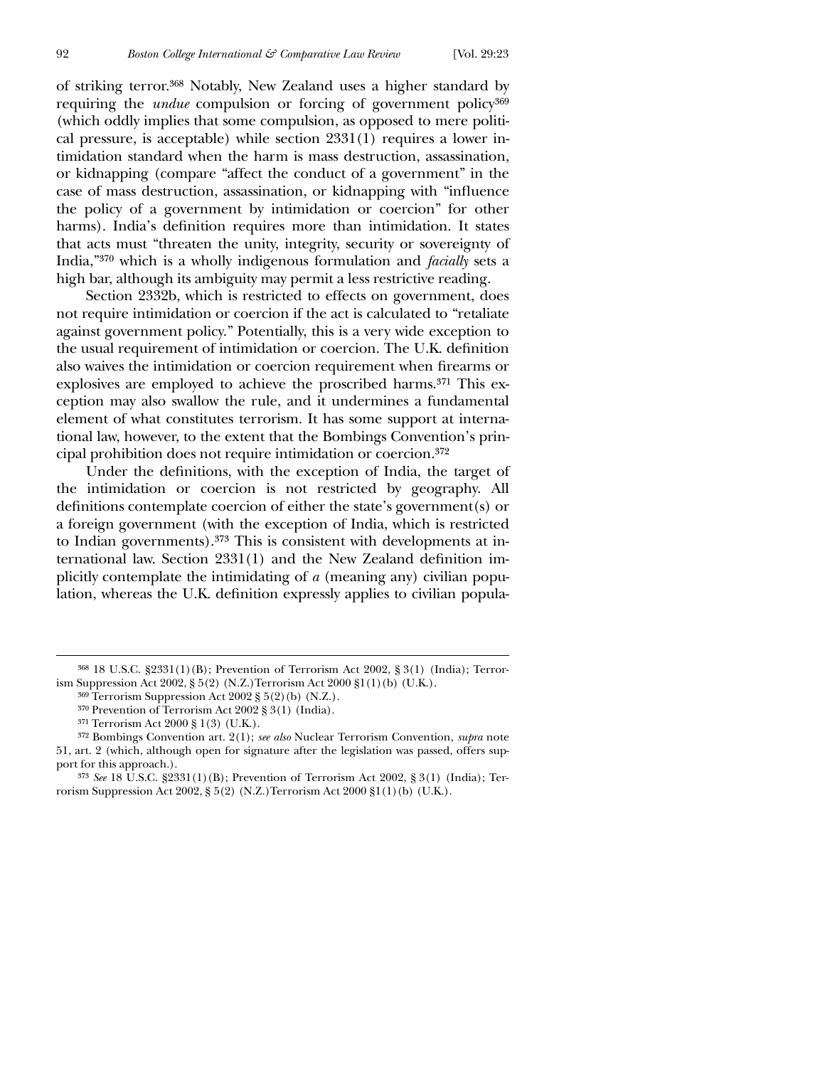of striking terror.[368] Notably, New Zealand uses a higher standard by requiring the *undue* compulsion or forcing of government policy[369] (which oddly implies that some compulsion, as opposed to mere political pressure, is acceptable) while section 2331(1) requires a lower intimidation standard when the harm is mass destruction, assassination, or kidnapping (compare "affect the conduct of a government" in the case of mass destruction, assassination, or kidnapping with "influence the policy of a government by intimidation or coercion" for other harms). India's definition requires more than intimidation. It states that acts must "threaten the unity, integrity, security or sovereignty of India,"[370] which is a wholly indigenous formulation and *facially* sets a high bar, although its ambiguity may permit a less restrictive reading.

Section 2332b, which is restricted to effects on government, does not require intimidation or coercion if the act is calculated to "retaliate against government policy." Potentially, this is a very wide exception to the usual requirement of intimidation or coercion. The U.K. definition also waives the intimidation or coercion requirement when firearms or explosives are employed to achieve the proscribed harms.[371] This exception may also swallow the rule, and it undermines a fundamental element of what constitutes terrorism. It has some support at international law, however, to the extent that the Bombings Convention's principal prohibition does not require intimidation or coercion.[372]

Under the definitions, with the exception of India, the target of the intimidation or coercion is not restricted by geography. All definitions contemplate coercion of either the state's government(s) or a foreign government (with the exception of India, which is restricted to Indian governments).[373] This is consistent with developments at international law. Section 2331(1) and the New Zealand definition implicitly contemplate the intimidating of *a* (meaning any) civilian population, whereas the U.K. definition expressly applies to civilian popula-

---

[368] 18 U.S.C. §2331(1)(B); Prevention of Terrorism Act 2002, § 3(1) (India); Terrorism Suppression Act 2002, § 5(2) (N.Z.)Terrorism Act 2000 §1(1)(b) (U.K.).

[369] Terrorism Suppression Act 2002 § 5(2)(b) (N.Z.).

[370] Prevention of Terrorism Act 2002 § 3(1) (India).

[371] Terrorism Act 2000 § 1(3) (U.K.).

[372] Bombings Convention art. 2(1); *see also* Nuclear Terrorism Convention, *supra* note 51, art. 2 (which, although open for signature after the legislation was passed, offers support for this approach.).

[373] *See* 18 U.S.C. §2331(1)(B); Prevention of Terrorism Act 2002, § 3(1) (India); Terrorism Suppression Act 2002, § 5(2) (N.Z.)Terrorism Act 2000 §1(1)(b) (U.K.).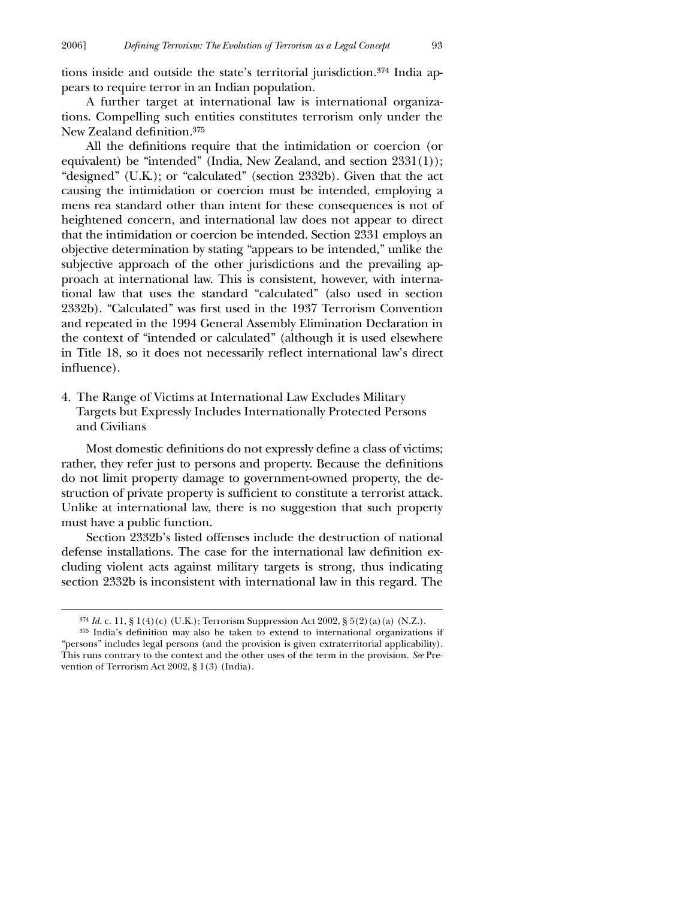tions inside and outside the state's territorial jurisdiction.[374] India appears to require terror in an Indian population.

A further target at international law is international organizations. Compelling such entities constitutes terrorism only under the New Zealand definition.[375]

All the definitions require that the intimidation or coercion (or equivalent) be "intended" (India, New Zealand, and section 2331(1)); "designed" (U.K.); or "calculated" (section 2332b). Given that the act causing the intimidation or coercion must be intended, employing a mens rea standard other than intent for these consequences is not of heightened concern, and international law does not appear to direct that the intimidation or coercion be intended. Section 2331 employs an objective determination by stating "appears to be intended," unlike the subjective approach of the other jurisdictions and the prevailing approach at international law. This is consistent, however, with international law that uses the standard "calculated" (also used in section 2332b). "Calculated" was first used in the 1937 Terrorism Convention and repeated in the 1994 General Assembly Elimination Declaration in the context of "intended or calculated" (although it is used elsewhere in Title 18, so it does not necessarily reflect international law's direct influence).

### 4. The Range of Victims at International Law Excludes Military Targets but Expressly Includes Internationally Protected Persons and Civilians

Most domestic definitions do not expressly define a class of victims; rather, they refer just to persons and property. Because the definitions do not limit property damage to government-owned property, the destruction of private property is sufficient to constitute a terrorist attack. Unlike at international law, there is no suggestion that such property must have a public function.

Section 2332b's listed offenses include the destruction of national defense installations. The case for the international law definition excluding violent acts against military targets is strong, thus indicating section 2332b is inconsistent with international law in this regard. The

---

[374] *Id.* c. 11, § 1(4)(c) (U.K.); Terrorism Suppression Act 2002, § 5(2)(a)(a) (N.Z.).

[375] India's definition may also be taken to extend to international organizations if "persons" includes legal persons (and the provision is given extraterritorial applicability). This runs contrary to the context and the other uses of the term in the provision. *See* Prevention of Terrorism Act 2002, § 1(3) (India).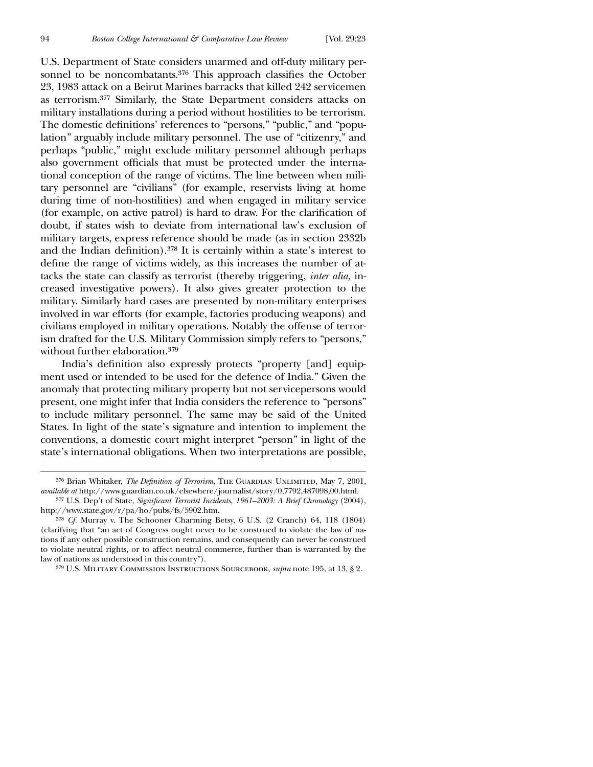U.S. Department of State considers unarmed and off-duty military personnel to be noncombatants.[376] This approach classifies the October 23, 1983 attack on a Beirut Marines barracks that killed 242 servicemen as terrorism.[377] Similarly, the State Department considers attacks on military installations during a period without hostilities to be terrorism. The domestic definitions' references to "persons," "public," and "population" arguably include military personnel. The use of "citizenry," and perhaps "public," might exclude military personnel although perhaps also government officials that must be protected under the international conception of the range of victims. The line between when military personnel are "civilians" (for example, reservists living at home during time of non-hostilities) and when engaged in military service (for example, on active patrol) is hard to draw. For the clarification of doubt, if states wish to deviate from international law's exclusion of military targets, express reference should be made (as in section 2332b and the Indian definition).[378] It is certainly within a state's interest to define the range of victims widely, as this increases the number of attacks the state can classify as terrorist (thereby triggering, *inter alia*, increased investigative powers). It also gives greater protection to the military. Similarly hard cases are presented by non-military enterprises involved in war efforts (for example, factories producing weapons) and civilians employed in military operations. Notably the offense of terrorism drafted for the U.S. Military Commission simply refers to "persons," without further elaboration.[379]

India's definition also expressly protects "property [and] equipment used or intended to be used for the defence of India." Given the anomaly that protecting military property but not servicepersons would present, one might infer that India considers the reference to "persons" to include military personnel. The same may be said of the United States. In light of the state's signature and intention to implement the conventions, a domestic court might interpret "person" in light of the state's international obligations. When two interpretations are possible,

---

[376] Brian Whitaker, *The Definition of Terrorism*, The Guardian Unlimited, May 7, 2001, *available at* http://www.guardian.co.uk/elsewhere/journalist/story/0,7792,487098,00.html.

[377] U.S. Dep't of State, *Significant Terrorist Incidents, 1961–2003: A Brief Chronology* (2004), http://www.state.gov/r/pa/ho/pubs/fs/5902.htm.

[378] *Cf.* Murray v. The Schooner Charming Betsy, 6 U.S. (2 Cranch) 64, 118 (1804) (clarifying that "an act of Congress ought never to be construed to violate the law of nations if any other possible construction remains, and consequently can never be construed to violate neutral rights, or to affect neutral commerce, further than is warranted by the law of nations as understood in this country").

[379] U.S. Military Commission Instructions Sourcebook, *supra* note 195, at 13, § 2.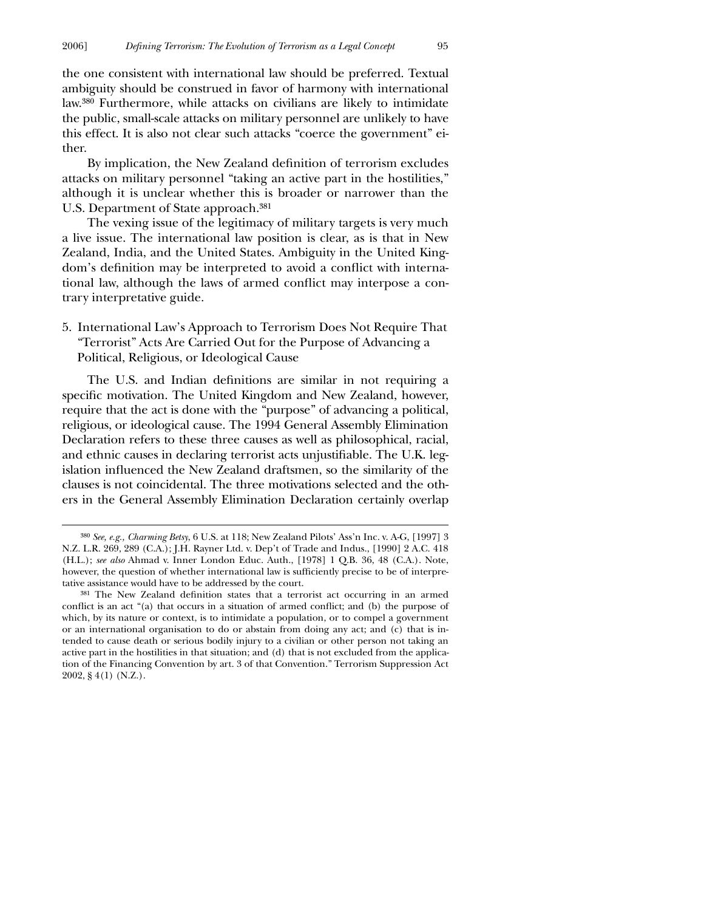the one consistent with international law should be preferred. Textual ambiguity should be construed in favor of harmony with international law.[380] Furthermore, while attacks on civilians are likely to intimidate the public, small-scale attacks on military personnel are unlikely to have this effect. It is also not clear such attacks "coerce the government" either.

By implication, the New Zealand definition of terrorism excludes attacks on military personnel "taking an active part in the hostilities," although it is unclear whether this is broader or narrower than the U.S. Department of State approach.[381]

The vexing issue of the legitimacy of military targets is very much a live issue. The international law position is clear, as is that in New Zealand, India, and the United States. Ambiguity in the United Kingdom's definition may be interpreted to avoid a conflict with international law, although the laws of armed conflict may interpose a contrary interpretative guide.

### 5. International Law's Approach to Terrorism Does Not Require That "Terrorist" Acts Are Carried Out for the Purpose of Advancing a Political, Religious, or Ideological Cause

The U.S. and Indian definitions are similar in not requiring a specific motivation. The United Kingdom and New Zealand, however, require that the act is done with the "purpose" of advancing a political, religious, or ideological cause. The 1994 General Assembly Elimination Declaration refers to these three causes as well as philosophical, racial, and ethnic causes in declaring terrorist acts unjustifiable. The U.K. legislation influenced the New Zealand draftsmen, so the similarity of the clauses is not coincidental. The three motivations selected and the others in the General Assembly Elimination Declaration certainly overlap

---

[380] *See, e.g., Charming Betsy*, 6 U.S. at 118; New Zealand Pilots' Ass'n Inc. v. A-G, [1997] 3 N.Z. L.R. 269, 289 (C.A.); J.H. Rayner Ltd. v. Dep't of Trade and Indus., [1990] 2 A.C. 418 (H.L.); *see also* Ahmad v. Inner London Educ. Auth., [1978] 1 Q.B. 36, 48 (C.A.). Note, however, the question of whether international law is sufficiently precise to be of interpretative assistance would have to be addressed by the court.

[381] The New Zealand definition states that a terrorist act occurring in an armed conflict is an act "(a) that occurs in a situation of armed conflict; and (b) the purpose of which, by its nature or context, is to intimidate a population, or to compel a government or an international organisation to do or abstain from doing any act; and (c) that is intended to cause death or serious bodily injury to a civilian or other person not taking an active part in the hostilities in that situation; and (d) that is not excluded from the application of the Financing Convention by art. 3 of that Convention." Terrorism Suppression Act 2002, § 4(1) (N.Z.).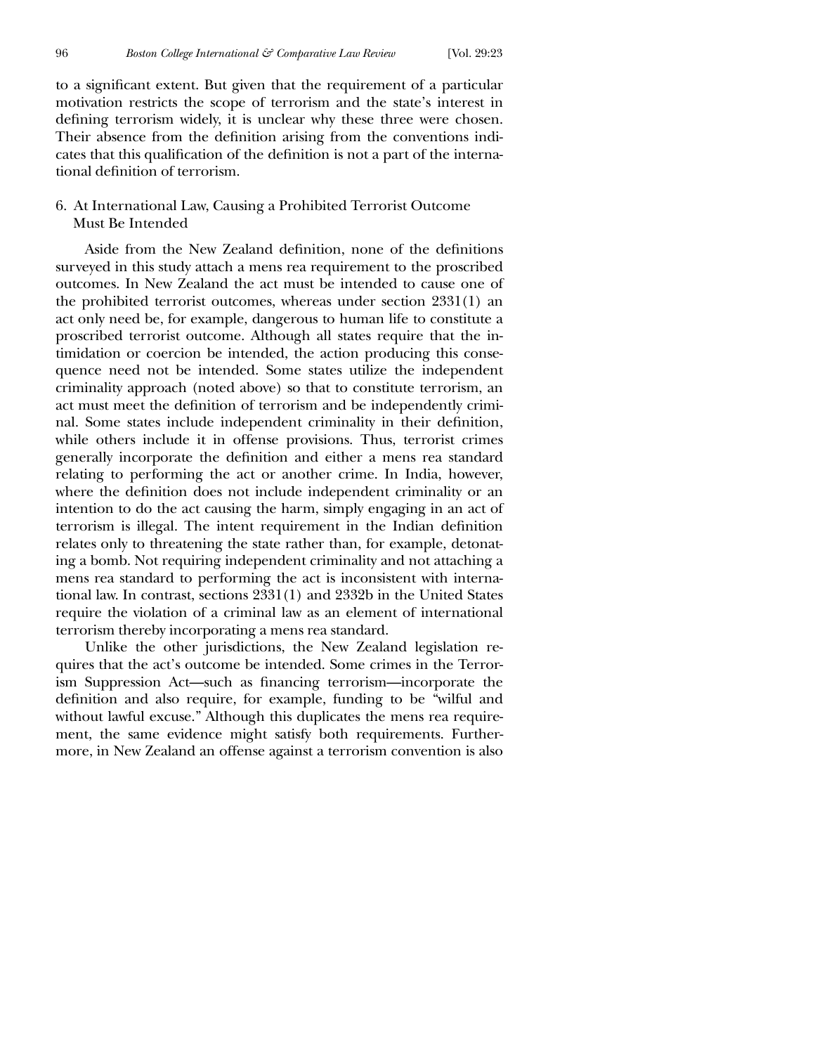to a significant extent. But given that the requirement of a particular motivation restricts the scope of terrorism and the state's interest in defining terrorism widely, it is unclear why these three were chosen. Their absence from the definition arising from the conventions indicates that this qualification of the definition is not a part of the international definition of terrorism.

### 6. At International Law, Causing a Prohibited Terrorist Outcome Must Be Intended

Aside from the New Zealand definition, none of the definitions surveyed in this study attach a mens rea requirement to the proscribed outcomes. In New Zealand the act must be intended to cause one of the prohibited terrorist outcomes, whereas under section 2331(1) an act only need be, for example, dangerous to human life to constitute a proscribed terrorist outcome. Although all states require that the intimidation or coercion be intended, the action producing this consequence need not be intended. Some states utilize the independent criminality approach (noted above) so that to constitute terrorism, an act must meet the definition of terrorism and be independently criminal. Some states include independent criminality in their definition, while others include it in offense provisions. Thus, terrorist crimes generally incorporate the definition and either a mens rea standard relating to performing the act or another crime. In India, however, where the definition does not include independent criminality or an intention to do the act causing the harm, simply engaging in an act of terrorism is illegal. The intent requirement in the Indian definition relates only to threatening the state rather than, for example, detonating a bomb. Not requiring independent criminality and not attaching a mens rea standard to performing the act is inconsistent with international law. In contrast, sections 2331(1) and 2332b in the United States require the violation of a criminal law as an element of international terrorism thereby incorporating a mens rea standard.

Unlike the other jurisdictions, the New Zealand legislation requires that the act's outcome be intended. Some crimes in the Terrorism Suppression Act—such as financing terrorism—incorporate the definition and also require, for example, funding to be "wilful and without lawful excuse." Although this duplicates the mens rea requirement, the same evidence might satisfy both requirements. Furthermore, in New Zealand an offense against a terrorism convention is also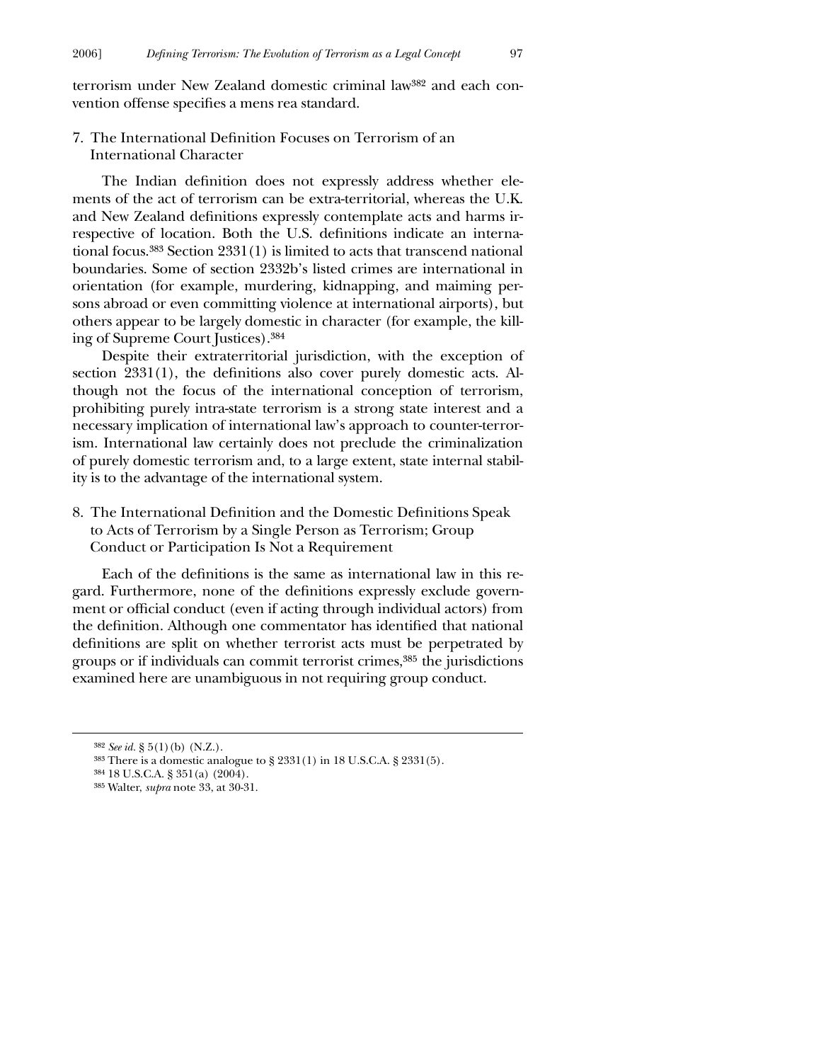terrorism under New Zealand domestic criminal law[382] and each convention offense specifies a mens rea standard.

### 7. The International Definition Focuses on Terrorism of an International Character

The Indian definition does not expressly address whether elements of the act of terrorism can be extra-territorial, whereas the U.K. and New Zealand definitions expressly contemplate acts and harms irrespective of location. Both the U.S. definitions indicate an international focus.[383] Section 2331(1) is limited to acts that transcend national boundaries. Some of section 2332b's listed crimes are international in orientation (for example, murdering, kidnapping, and maiming persons abroad or even committing violence at international airports), but others appear to be largely domestic in character (for example, the killing of Supreme Court Justices).[384]

Despite their extraterritorial jurisdiction, with the exception of section 2331(1), the definitions also cover purely domestic acts. Although not the focus of the international conception of terrorism, prohibiting purely intra-state terrorism is a strong state interest and a necessary implication of international law's approach to counter-terrorism. International law certainly does not preclude the criminalization of purely domestic terrorism and, to a large extent, state internal stability is to the advantage of the international system.

### 8. The International Definition and the Domestic Definitions Speak to Acts of Terrorism by a Single Person as Terrorism; Group Conduct or Participation Is Not a Requirement

Each of the definitions is the same as international law in this regard. Furthermore, none of the definitions expressly exclude government or official conduct (even if acting through individual actors) from the definition. Although one commentator has identified that national definitions are split on whether terrorist acts must be perpetrated by groups or if individuals can commit terrorist crimes,[385] the jurisdictions examined here are unambiguous in not requiring group conduct.

---

[382] *See id.* § 5(1)(b) (N.Z.).

[383] There is a domestic analogue to § 2331(1) in 18 U.S.C.A. § 2331(5).

[384] 18 U.S.C.A. § 351(a) (2004).

[385] Walter, *supra* note 33, at 30-31.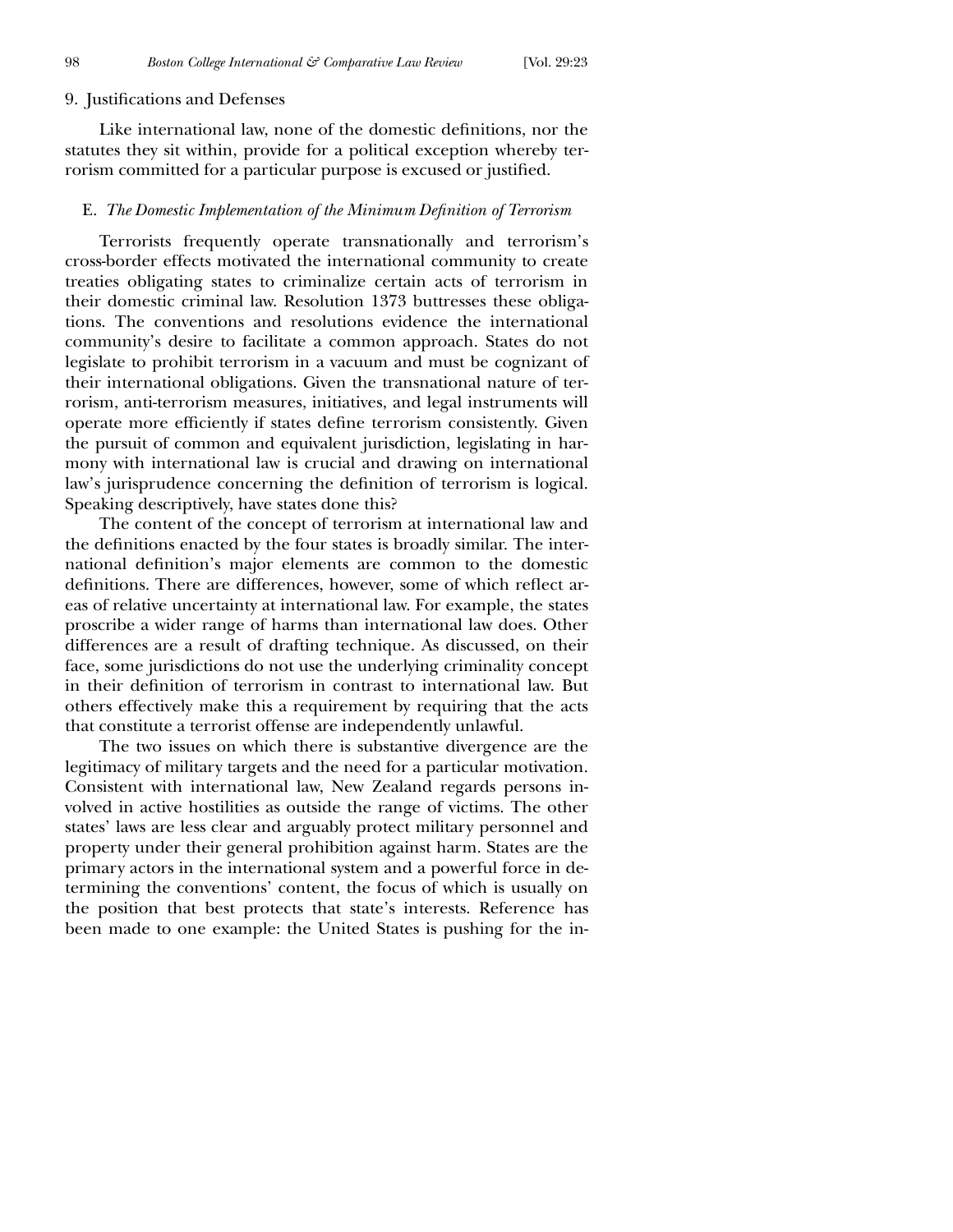### 9. Justifications and Defenses

Like international law, none of the domestic definitions, nor the statutes they sit within, provide for a political exception whereby terrorism committed for a particular purpose is excused or justified.

## E. *The Domestic Implementation of the Minimum Definition of Terrorism*

Terrorists frequently operate transnationally and terrorism's cross-border effects motivated the international community to create treaties obligating states to criminalize certain acts of terrorism in their domestic criminal law. Resolution 1373 buttresses these obligations. The conventions and resolutions evidence the international community's desire to facilitate a common approach. States do not legislate to prohibit terrorism in a vacuum and must be cognizant of their international obligations. Given the transnational nature of terrorism, anti-terrorism measures, initiatives, and legal instruments will operate more efficiently if states define terrorism consistently. Given the pursuit of common and equivalent jurisdiction, legislating in harmony with international law is crucial and drawing on international law's jurisprudence concerning the definition of terrorism is logical. Speaking descriptively, have states done this?

The content of the concept of terrorism at international law and the definitions enacted by the four states is broadly similar. The international definition's major elements are common to the domestic definitions. There are differences, however, some of which reflect areas of relative uncertainty at international law. For example, the states proscribe a wider range of harms than international law does. Other differences are a result of drafting technique. As discussed, on their face, some jurisdictions do not use the underlying criminality concept in their definition of terrorism in contrast to international law. But others effectively make this a requirement by requiring that the acts that constitute a terrorist offense are independently unlawful.

The two issues on which there is substantive divergence are the legitimacy of military targets and the need for a particular motivation. Consistent with international law, New Zealand regards persons involved in active hostilities as outside the range of victims. The other states' laws are less clear and arguably protect military personnel and property under their general prohibition against harm. States are the primary actors in the international system and a powerful force in determining the conventions' content, the focus of which is usually on the position that best protects that state's interests. Reference has been made to one example: the United States is pushing for the in-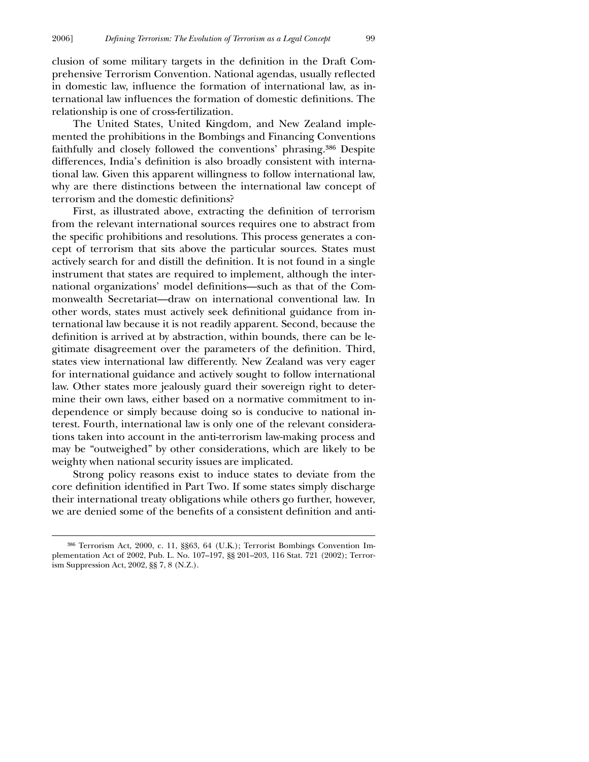clusion of some military targets in the definition in the Draft Comprehensive Terrorism Convention. National agendas, usually reflected in domestic law, influence the formation of international law, as international law influences the formation of domestic definitions. The relationship is one of cross-fertilization.

The United States, United Kingdom, and New Zealand implemented the prohibitions in the Bombings and Financing Conventions faithfully and closely followed the conventions' phrasing.[386] Despite differences, India's definition is also broadly consistent with international law. Given this apparent willingness to follow international law, why are there distinctions between the international law concept of terrorism and the domestic definitions?

First, as illustrated above, extracting the definition of terrorism from the relevant international sources requires one to abstract from the specific prohibitions and resolutions. This process generates a concept of terrorism that sits above the particular sources. States must actively search for and distill the definition. It is not found in a single instrument that states are required to implement, although the international organizations' model definitions—such as that of the Commonwealth Secretariat—draw on international conventional law. In other words, states must actively seek definitional guidance from international law because it is not readily apparent. Second, because the definition is arrived at by abstraction, within bounds, there can be legitimate disagreement over the parameters of the definition. Third, states view international law differently. New Zealand was very eager for international guidance and actively sought to follow international law. Other states more jealously guard their sovereign right to determine their own laws, either based on a normative commitment to independence or simply because doing so is conducive to national interest. Fourth, international law is only one of the relevant considerations taken into account in the anti-terrorism law-making process and may be "outweighed" by other considerations, which are likely to be weighty when national security issues are implicated.

Strong policy reasons exist to induce states to deviate from the core definition identified in Part Two. If some states simply discharge their international treaty obligations while others go further, however, we are denied some of the benefits of a consistent definition and anti-

---

[386] Terrorism Act, 2000, c. 11, §§63, 64 (U.K.); Terrorist Bombings Convention Implementation Act of 2002, Pub. L. No. 107–197, §§ 201–203, 116 Stat. 721 (2002); Terrorism Suppression Act, 2002, §§ 7, 8 (N.Z.).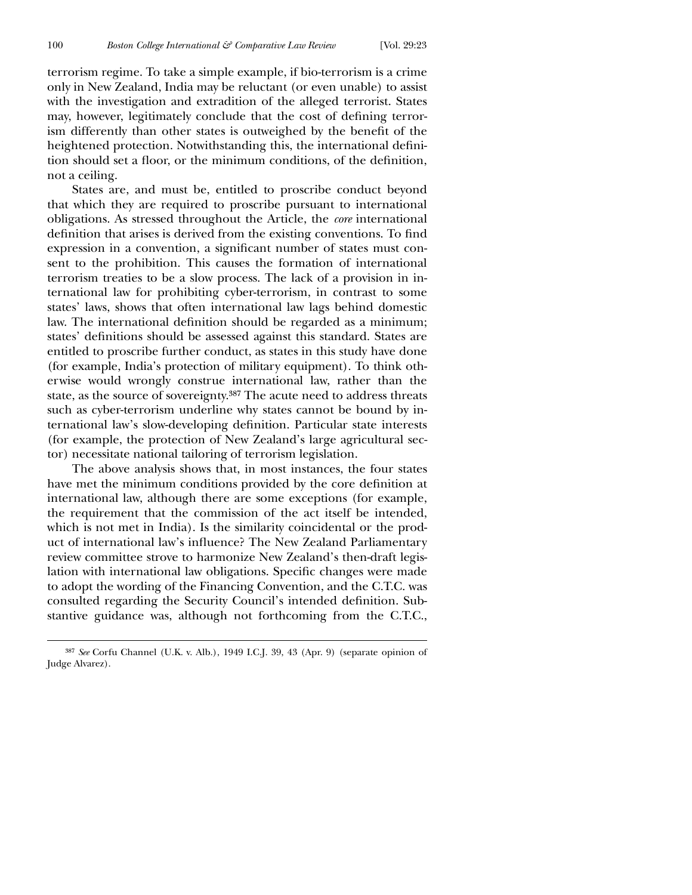terrorism regime. To take a simple example, if bio-terrorism is a crime only in New Zealand, India may be reluctant (or even unable) to assist with the investigation and extradition of the alleged terrorist. States may, however, legitimately conclude that the cost of defining terrorism differently than other states is outweighed by the benefit of the heightened protection. Notwithstanding this, the international definition should set a floor, or the minimum conditions, of the definition, not a ceiling.

States are, and must be, entitled to proscribe conduct beyond that which they are required to proscribe pursuant to international obligations. As stressed throughout the Article, the *core* international definition that arises is derived from the existing conventions. To find expression in a convention, a significant number of states must consent to the prohibition. This causes the formation of international terrorism treaties to be a slow process. The lack of a provision in international law for prohibiting cyber-terrorism, in contrast to some states' laws, shows that often international law lags behind domestic law. The international definition should be regarded as a minimum; states' definitions should be assessed against this standard. States are entitled to proscribe further conduct, as states in this study have done (for example, India's protection of military equipment). To think otherwise would wrongly construe international law, rather than the state, as the source of sovereignty.[387] The acute need to address threats such as cyber-terrorism underline why states cannot be bound by international law's slow-developing definition. Particular state interests (for example, the protection of New Zealand's large agricultural sector) necessitate national tailoring of terrorism legislation.

The above analysis shows that, in most instances, the four states have met the minimum conditions provided by the core definition at international law, although there are some exceptions (for example, the requirement that the commission of the act itself be intended, which is not met in India). Is the similarity coincidental or the product of international law's influence? The New Zealand Parliamentary review committee strove to harmonize New Zealand's then-draft legislation with international law obligations. Specific changes were made to adopt the wording of the Financing Convention, and the C.T.C. was consulted regarding the Security Council's intended definition. Substantive guidance was, although not forthcoming from the C.T.C.,

---

[387] *See* Corfu Channel (U.K. v. Alb.), 1949 I.C.J. 39, 43 (Apr. 9) (separate opinion of Judge Alvarez).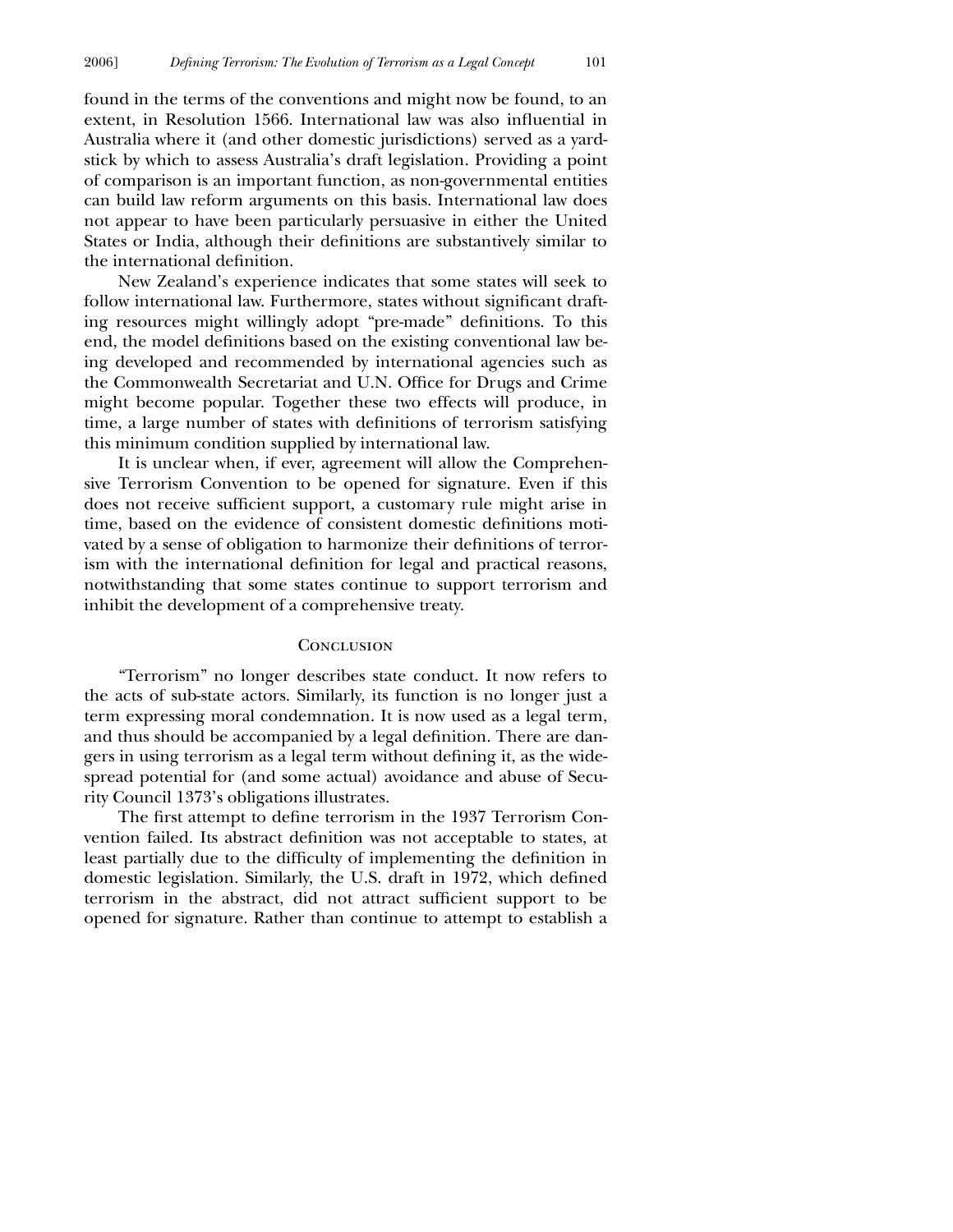found in the terms of the conventions and might now be found, to an extent, in Resolution 1566. International law was also influential in Australia where it (and other domestic jurisdictions) served as a yardstick by which to assess Australia's draft legislation. Providing a point of comparison is an important function, as non-governmental entities can build law reform arguments on this basis. International law does not appear to have been particularly persuasive in either the United States or India, although their definitions are substantively similar to the international definition.

New Zealand's experience indicates that some states will seek to follow international law. Furthermore, states without significant drafting resources might willingly adopt "pre-made" definitions. To this end, the model definitions based on the existing conventional law being developed and recommended by international agencies such as the Commonwealth Secretariat and U.N. Office for Drugs and Crime might become popular. Together these two effects will produce, in time, a large number of states with definitions of terrorism satisfying this minimum condition supplied by international law.

It is unclear when, if ever, agreement will allow the Comprehensive Terrorism Convention to be opened for signature. Even if this does not receive sufficient support, a customary rule might arise in time, based on the evidence of consistent domestic definitions motivated by a sense of obligation to harmonize their definitions of terrorism with the international definition for legal and practical reasons, notwithstanding that some states continue to support terrorism and inhibit the development of a comprehensive treaty.

## Conclusion

"Terrorism" no longer describes state conduct. It now refers to the acts of sub-state actors. Similarly, its function is no longer just a term expressing moral condemnation. It is now used as a legal term, and thus should be accompanied by a legal definition. There are dangers in using terrorism as a legal term without defining it, as the widespread potential for (and some actual) avoidance and abuse of Security Council 1373's obligations illustrates.

The first attempt to define terrorism in the 1937 Terrorism Convention failed. Its abstract definition was not acceptable to states, at least partially due to the difficulty of implementing the definition in domestic legislation. Similarly, the U.S. draft in 1972, which defined terrorism in the abstract, did not attract sufficient support to be opened for signature. Rather than continue to attempt to establish a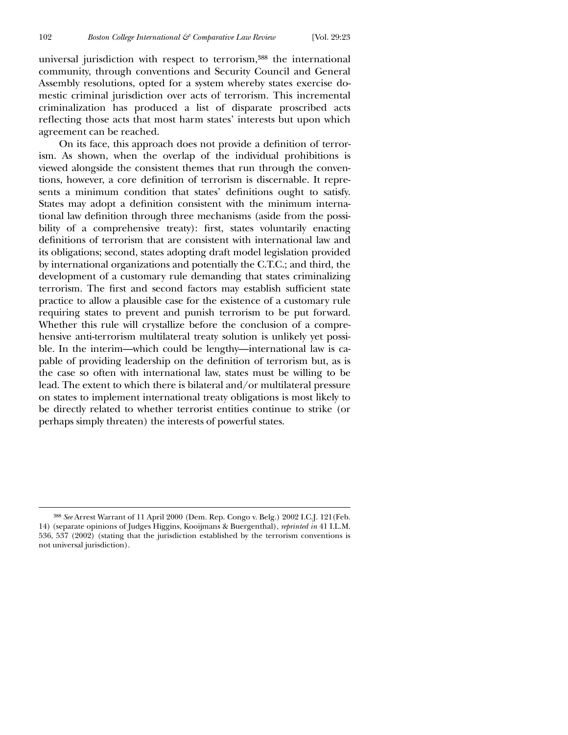universal jurisdiction with respect to terrorism,[388] the international community, through conventions and Security Council and General Assembly resolutions, opted for a system whereby states exercise domestic criminal jurisdiction over acts of terrorism. This incremental criminalization has produced a list of disparate proscribed acts reflecting those acts that most harm states' interests but upon which agreement can be reached.

On its face, this approach does not provide a definition of terrorism. As shown, when the overlap of the individual prohibitions is viewed alongside the consistent themes that run through the conventions, however, a core definition of terrorism is discernable. It represents a minimum condition that states' definitions ought to satisfy. States may adopt a definition consistent with the minimum international law definition through three mechanisms (aside from the possibility of a comprehensive treaty): first, states voluntarily enacting definitions of terrorism that are consistent with international law and its obligations; second, states adopting draft model legislation provided by international organizations and potentially the C.T.C.; and third, the development of a customary rule demanding that states criminalizing terrorism. The first and second factors may establish sufficient state practice to allow a plausible case for the existence of a customary rule requiring states to prevent and punish terrorism to be put forward. Whether this rule will crystallize before the conclusion of a comprehensive anti-terrorism multilateral treaty solution is unlikely yet possible. In the interim—which could be lengthy—international law is capable of providing leadership on the definition of terrorism but, as is the case so often with international law, states must be willing to be lead. The extent to which there is bilateral and/or multilateral pressure on states to implement international treaty obligations is most likely to be directly related to whether terrorist entities continue to strike (or perhaps simply threaten) the interests of powerful states.

---

[388] *See* Arrest Warrant of 11 April 2000 (Dem. Rep. Congo v. Belg.) 2002 I.C.J. 121 (Feb. 14) (separate opinions of Judges Higgins, Kooijmans & Buergenthal), *reprinted in* 41 I.L.M. 536, 537 (2002) (stating that the jurisdiction established by the terrorism conventions is not universal jurisdiction).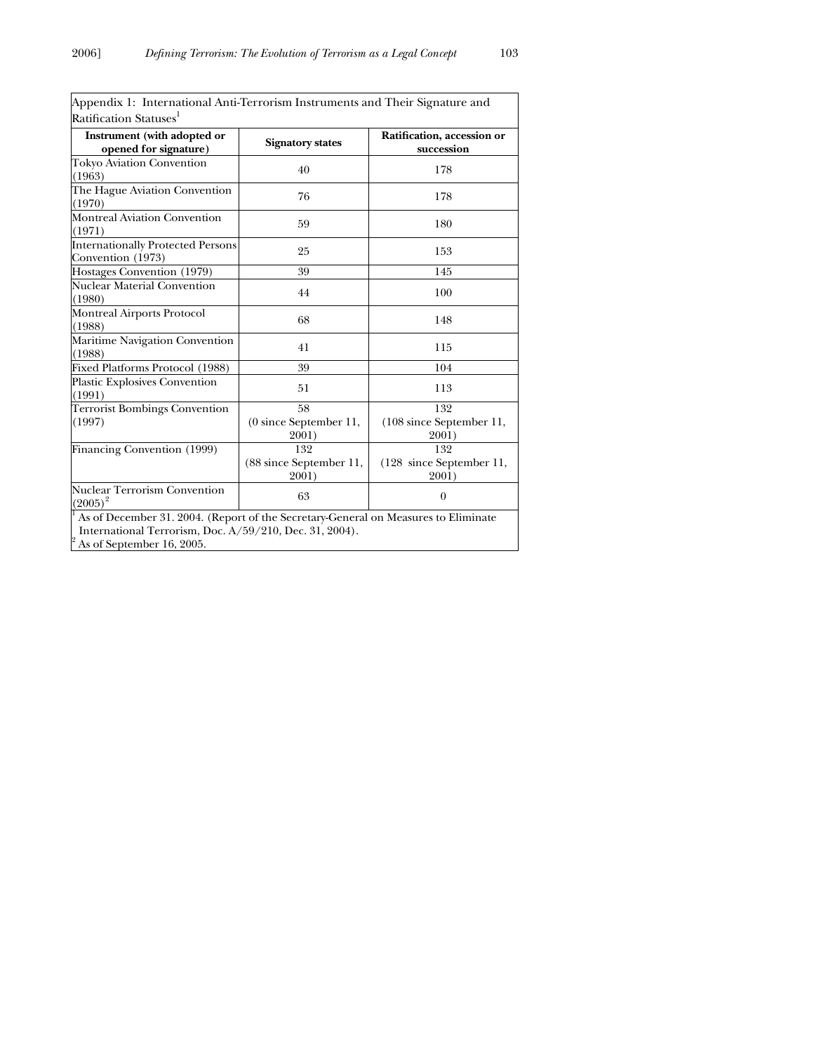Appendix 1: International Anti-Terrorism Instruments and Their Signature and Ratification Statuses[1]

| Instrument (with adopted or opened for signature) | Signatory states | Ratification, accession or succession |
|---|---|---|
| Tokyo Aviation Convention (1963) | 40 | 178 |
| The Hague Aviation Convention (1970) | 76 | 178 |
| Montreal Aviation Convention (1971) | 59 | 180 |
| Internationally Protected Persons Convention (1973) | 25 | 153 |
| Hostages Convention (1979) | 39 | 145 |
| Nuclear Material Convention (1980) | 44 | 100 |
| Montreal Airports Protocol (1988) | 68 | 148 |
| Maritime Navigation Convention (1988) | 41 | 115 |
| Fixed Platforms Protocol (1988) | 39 | 104 |
| Plastic Explosives Convention (1991) | 51 | 113 |
| Terrorist Bombings Convention (1997) | 58 (0 since September 11, 2001) | 132 (108 since September 11, 2001) |
| Financing Convention (1999) | 132 (88 since September 11, 2001) | 132 (128 since September 11, 2001) |
| Nuclear Terrorism Convention (2005)[2] | 63 | 0 |

[1] As of December 31. 2004. (Report of the Secretary-General on Measures to Eliminate International Terrorism, Doc. A/59/210, Dec. 31, 2004).
[2] As of September 16, 2005.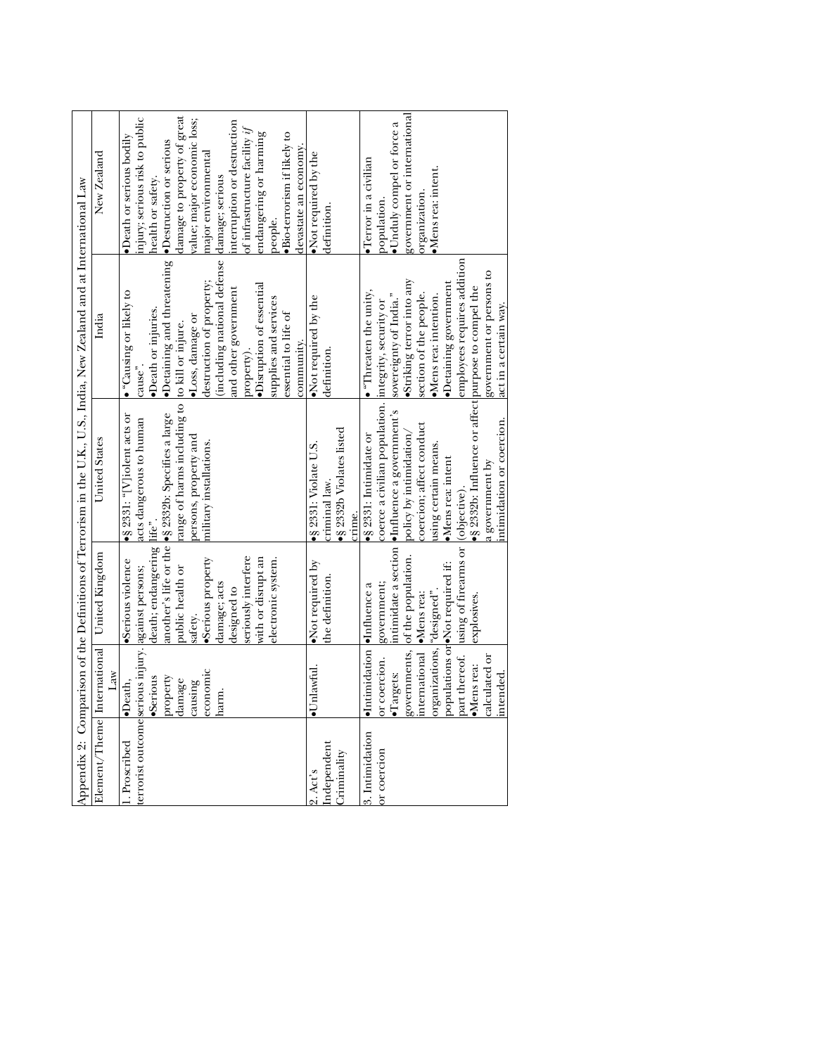Appendix 2: Comparison of the Definitions of Terrorism in the U.K., U.S., India, New Zealand and at International Law

| Element/Theme | International Law | United Kingdom | United States | India | New Zealand |
|---|---|---|---|---|---|
| 1. Proscribed terrorist outcome | •Death, serious injury. •Serious property damage causing economic harm. | •Serious violence against persons; death; endangering another's life or the public health or safety. •Serious property damage; acts designed to seriously interfere with or disrupt an electronic system. | •§ 2331: "[V]iolent acts or acts dangerous to human life". •§ 2332b: Specifies a large range of harms including to persons, property and military installations. | • "Causing or likely to cause". •Death or injuries. •Detaining and threatening to kill or injure. •Loss, damage or destruction of property; (including national defense and other government property). •Disruption of essential supplies and services essential to life of community. | •Death or serious bodily injury; serious risk to public health or safety. •Destruction or serious damage to property of great value; major economic loss; major environmental damage; serious interruption or destruction of infrastructure facility *if* endangering or harming people. •Bio-terrorism if likely to devastate an economy. |
| 2. Act's Independent Criminality | •Unlawful. | •Not required by the definition. | •§ 2331: Violate U.S. criminal law. •§ 2332b Violates listed crime. | •Not required by the definition. | •Not required by the definition. |
| 3. Intimidation or coercion | •Intimidation or coercion. •Targets: governments, international organizations, populations or part thereof. •Mens rea: calculated or intended. | •Influence a government; intimidate a section of the population. •Mens rea: "designed". •Not required if: using of firearms or explosives. | •§ 2331: Intimidate or coerce a civilian population. •Influence a government's policy by intimidation/coercion; affect conduct using certain means. •Mens rea: intent (objective). •§ 2332b: Influence or affect a government by intimidation or coercion. | • "Threaten the unity, integrity, security or sovereignty of India." •Striking terror into any section of the people. •Mens rea: intention. •Detaining government employees requires addition purpose to compel the government or persons to act in a certain way. | •Terror in a civilian population. •Unduly compel or force a government or international organization. •Mens rea: intent. |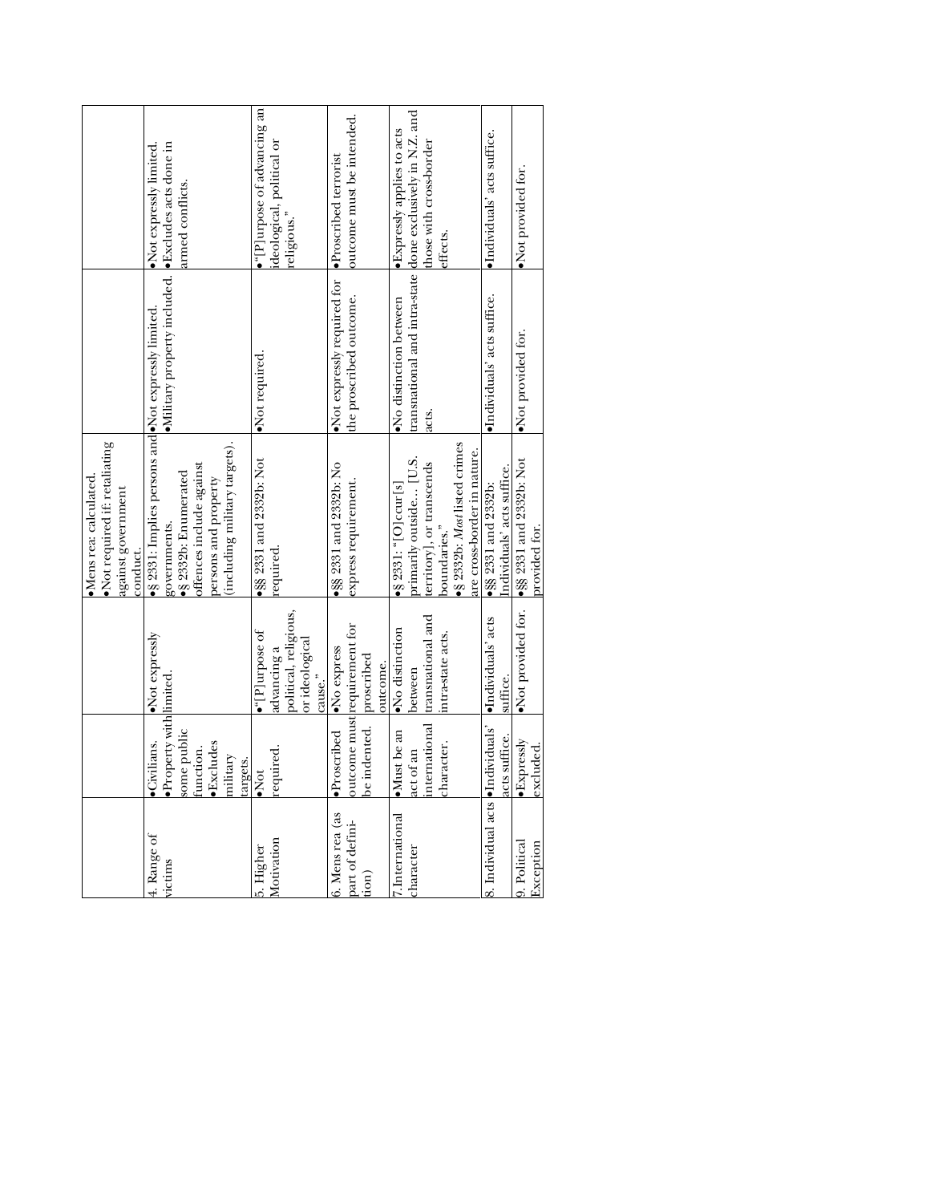| | | | | | |
|---|---|---|---|---|---|
| | | | •Mens rea: calculated.<br>•Not required if: retaliating against government conduct. | | |
| 4. Range of victims | •Civilians.<br>•Property with some public function.<br>•Excludes military targets. | •Not expressly limited. | •§ 2331: Implies persons and governments.<br>•§ 2332b: Enumerated offences include against persons and property (including military targets). | •Not expressly limited.<br>•Military property included. | •Not expressly limited.<br>•Excludes acts done in armed conflicts. |
| 5. Higher Motivation | •Not required. | •"[P]urpose of advancing a political, religious, or ideological cause." | •§§ 2331 and 2332b: Not required. | •Not required. | •"[P]urpose of advancing an ideological, political or religious." |
| 6. Mens rea (as part of definition) | •Proscribed outcome must be indented. | •No express requirement for proscribed outcome. | •§§ 2331 and 2332b: No express requirement. | •Not expressly required for the proscribed outcome. | •Proscribed terrorist outcome must be intended. |
| 7. International character | •Must be an act of an international character. | •No distinction between transnational and intra-state acts. | •§ 2331: "[O]ccur[s] primarily outside… [U.S. territory], or transcends boundaries."<br>•§ 2332b: *Most* listed crimes are cross-border in nature. | •No distinction between transnational and intra-state acts. | •Expressly applies to acts done exclusively in N.Z. and those with cross-border effects. |
| 8. Individual acts | •Individuals' acts suffice. | •Individuals' acts suffice. | •§§ 2331 and 2332b: Individuals' acts suffice. | •Individuals' acts suffice. | •Individuals' acts suffice. |
| 9. Political Exception | •Expressly excluded. | •Not provided for. | •§§ 2331 and 2332b: Not provided for. | •Not provided for. | •Not provided for. |